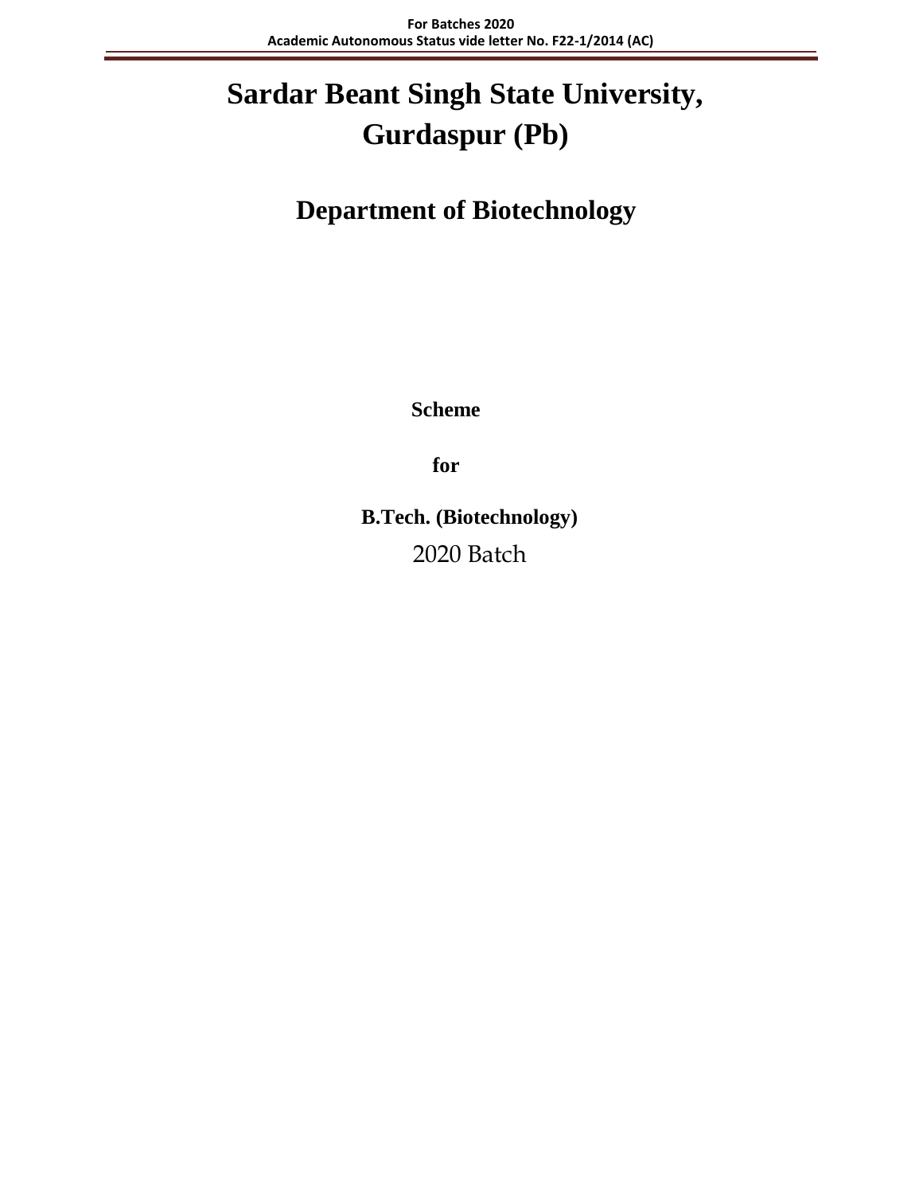# Sardar Beant Singh State University, Gurdaspur (Pb)

## Department of Biotechnology

**Scheme**

**for**

**B.Tech. (Biotechnology)**

2020 Batch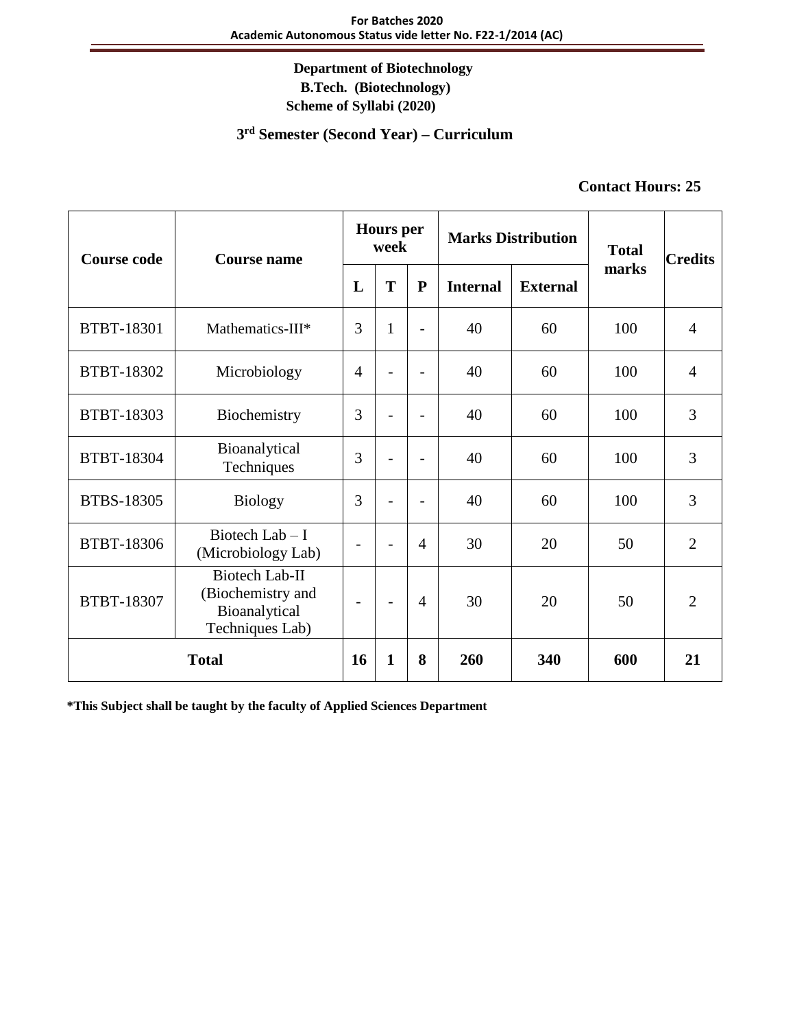**Department of Biotechnology**
**B.Tech. (Biotechnology)**
**Scheme of Syllabi (2020)**

## 3rd Semester (Second Year) – Curriculum

**Contact Hours: 25**

| Course code | Course name | Hours per week | | | Marks Distribution | | Total marks | Credits |
|---|---|---|---|---|---|---|---|---|
| | | L | T | P | Internal | External | | |
| BTBT-18301 | Mathematics-III* | 3 | 1 | - | 40 | 60 | 100 | 4 |
| BTBT-18302 | Microbiology | 4 | - | - | 40 | 60 | 100 | 4 |
| BTBT-18303 | Biochemistry | 3 | - | - | 40 | 60 | 100 | 3 |
| BTBT-18304 | Bioanalytical Techniques | 3 | - | - | 40 | 60 | 100 | 3 |
| BTBS-18305 | Biology | 3 | - | - | 40 | 60 | 100 | 3 |
| BTBT-18306 | Biotech Lab – I (Microbiology Lab) | - | - | 4 | 30 | 20 | 50 | 2 |
| BTBT-18307 | Biotech Lab-II (Biochemistry and Bioanalytical Techniques Lab) | - | - | 4 | 30 | 20 | 50 | 2 |
| **Total** | | **16** | **1** | **8** | **260** | **340** | **600** | **21** |

**\*This Subject shall be taught by the faculty of Applied Sciences Department**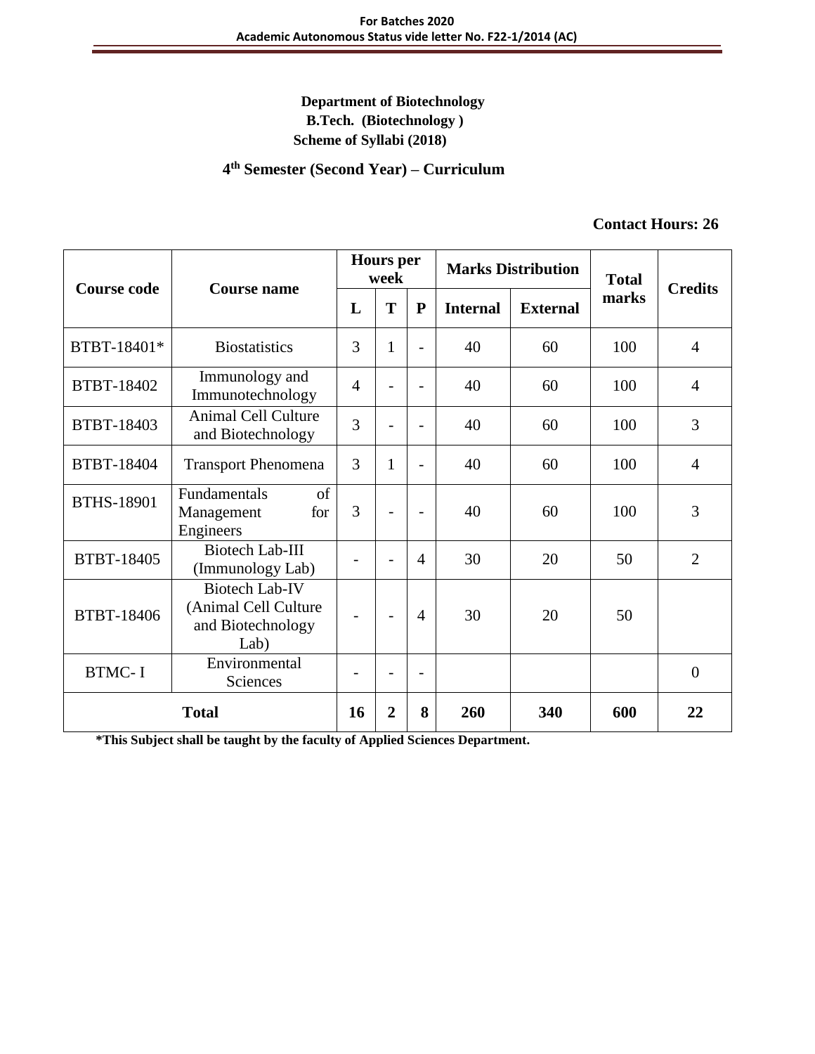**Department of Biotechnology**
**B.Tech. (Biotechnology )**
**Scheme of Syllabi (2018)**

## 4th Semester (Second Year) – Curriculum

**Contact Hours: 26**

| Course code | Course name | Hours per week | | | Marks Distribution | | Total marks | Credits |
|---|---|---|---|---|---|---|---|---|
| | | L | T | P | Internal | External | | |
| BTBT-18401* | Biostatistics | 3 | 1 | - | 40 | 60 | 100 | 4 |
| BTBT-18402 | Immunology and Immunotechnology | 4 | - | - | 40 | 60 | 100 | 4 |
| BTBT-18403 | Animal Cell Culture and Biotechnology | 3 | - | - | 40 | 60 | 100 | 3 |
| BTBT-18404 | Transport Phenomena | 3 | 1 | - | 40 | 60 | 100 | 4 |
| BTHS-18901 | Fundamentals of Management for Engineers | 3 | - | - | 40 | 60 | 100 | 3 |
| BTBT-18405 | Biotech Lab-III (Immunology Lab) | - | - | 4 | 30 | 20 | 50 | 2 |
| BTBT-18406 | Biotech Lab-IV (Animal Cell Culture and Biotechnology Lab) | - | - | 4 | 30 | 20 | 50 | |
| BTMC- I | Environmental Sciences | - | - | - | | | | 0 |
| **Total** | | **16** | **2** | **8** | **260** | **340** | **600** | **22** |

**\*This Subject shall be taught by the faculty of Applied Sciences Department.**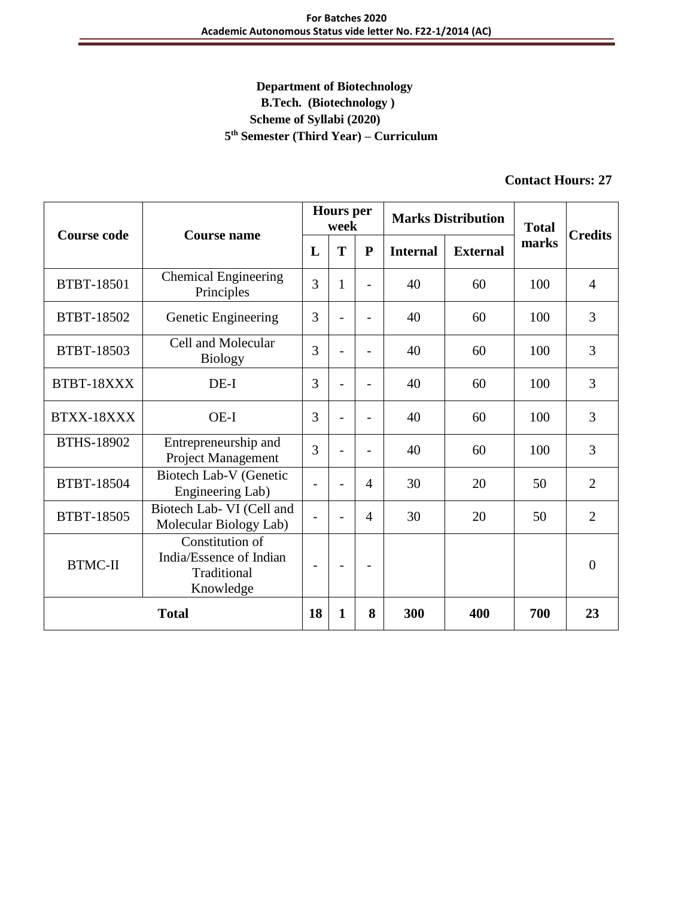**Department of Biotechnology**

**B.Tech. (Biotechnology )**

**Scheme of Syllabi (2020)**

**5th Semester (Third Year) – Curriculum**

**Contact Hours: 27**

| Course code | Course name | Hours per week | | | Marks Distribution | | Total marks | Credits |
|---|---|---|---|---|---|---|---|---|
| | | L | T | P | Internal | External | | |
| BTBT-18501 | Chemical Engineering Principles | 3 | 1 | - | 40 | 60 | 100 | 4 |
| BTBT-18502 | Genetic Engineering | 3 | - | - | 40 | 60 | 100 | 3 |
| BTBT-18503 | Cell and Molecular Biology | 3 | - | - | 40 | 60 | 100 | 3 |
| BTBT-18XXX | DE-I | 3 | - | - | 40 | 60 | 100 | 3 |
| BTXX-18XXX | OE-I | 3 | - | - | 40 | 60 | 100 | 3 |
| BTHS-18902 | Entrepreneurship and Project Management | 3 | - | - | 40 | 60 | 100 | 3 |
| BTBT-18504 | Biotech Lab-V (Genetic Engineering Lab) | - | - | 4 | 30 | 20 | 50 | 2 |
| BTBT-18505 | Biotech Lab- VI (Cell and Molecular Biology Lab) | - | - | 4 | 30 | 20 | 50 | 2 |
| BTMC-II | Constitution of India/Essence of Indian Traditional Knowledge | - | - | - | | | | 0 |
| **Total** | | **18** | **1** | **8** | **300** | **400** | **700** | **23** |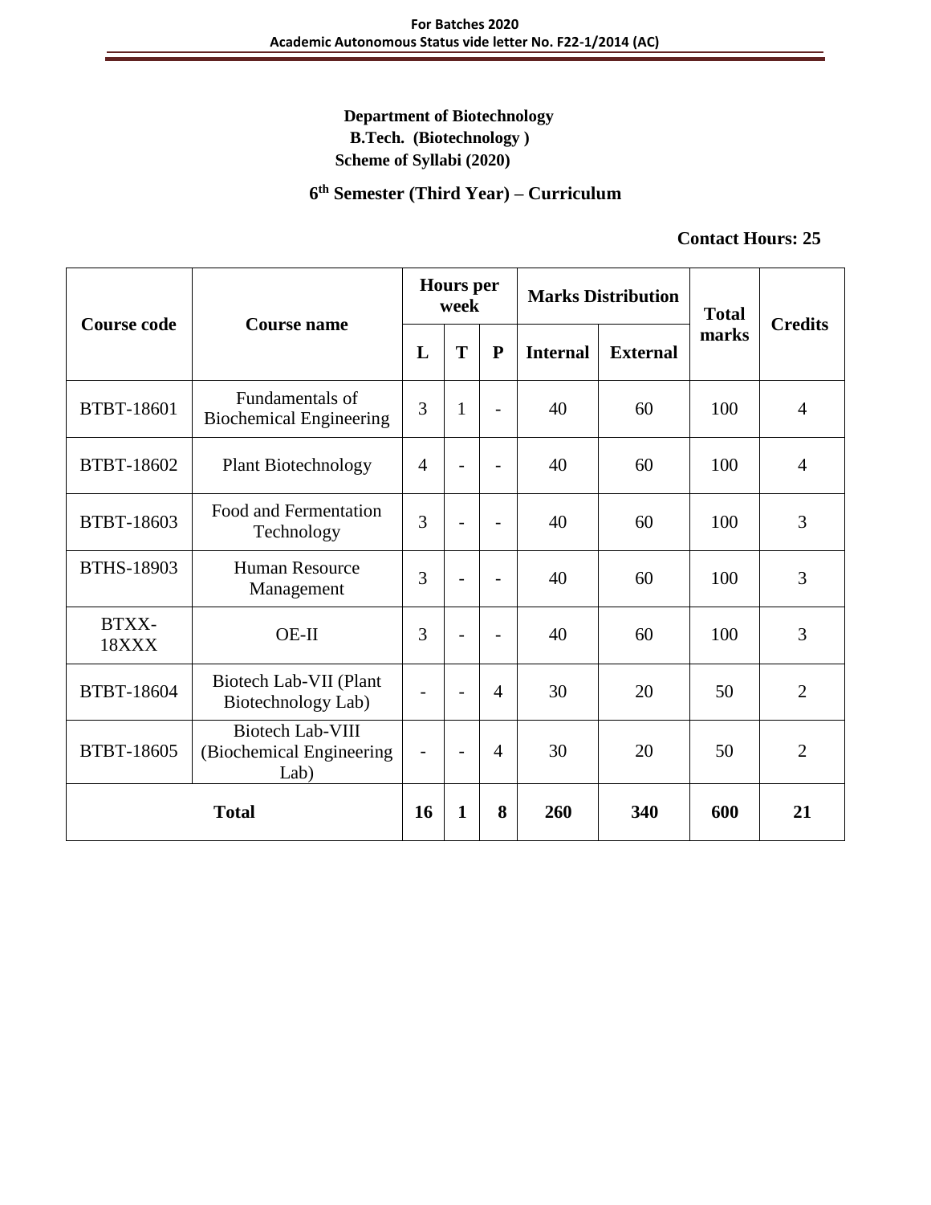**Department of Biotechnology**
**B.Tech. (Biotechnology )**
**Scheme of Syllabi (2020)**

## 6th Semester (Third Year) – Curriculum

**Contact Hours: 25**

| Course code | Course name | Hours per week | | | Marks Distribution | | Total marks | Credits |
|---|---|---|---|---|---|---|---|---|
| | | L | T | P | Internal | External | | |
| BTBT-18601 | Fundamentals of Biochemical Engineering | 3 | 1 | - | 40 | 60 | 100 | 4 |
| BTBT-18602 | Plant Biotechnology | 4 | - | - | 40 | 60 | 100 | 4 |
| BTBT-18603 | Food and Fermentation Technology | 3 | - | - | 40 | 60 | 100 | 3 |
| BTHS-18903 | Human Resource Management | 3 | - | - | 40 | 60 | 100 | 3 |
| BTXX-18XXX | OE-II | 3 | - | - | 40 | 60 | 100 | 3 |
| BTBT-18604 | Biotech Lab-VII (Plant Biotechnology Lab) | - | - | 4 | 30 | 20 | 50 | 2 |
| BTBT-18605 | Biotech Lab-VIII (Biochemical Engineering Lab) | - | - | 4 | 30 | 20 | 50 | 2 |
| **Total** | | **16** | **1** | **8** | **260** | **340** | **600** | **21** |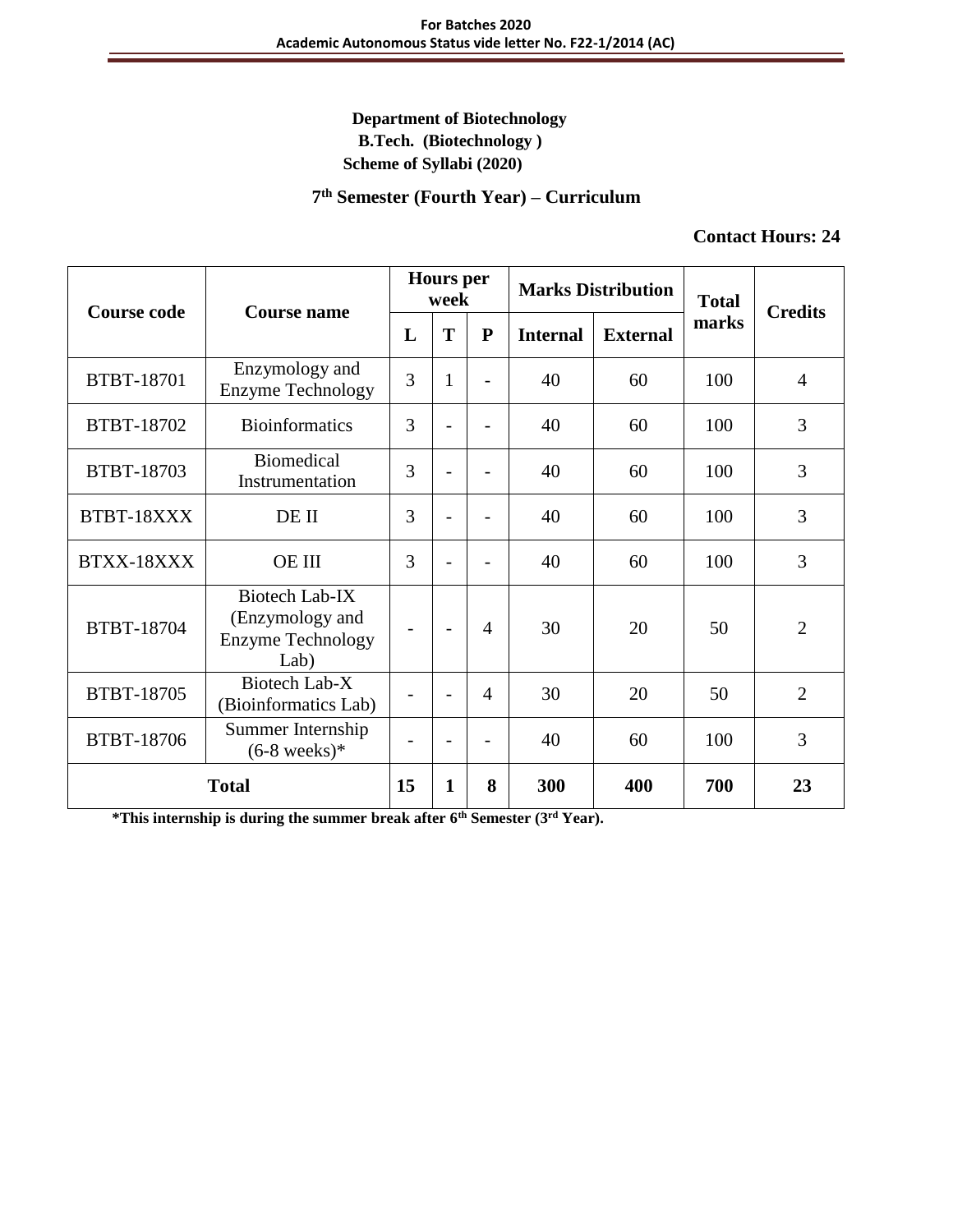**Department of Biotechnology**

**B.Tech. (Biotechnology )**

**Scheme of Syllabi (2020)**

## 7th Semester (Fourth Year) – Curriculum

**Contact Hours: 24**

| Course code | Course name | Hours per week | | | Marks Distribution | | Total marks | Credits |
|---|---|---|---|---|---|---|---|---|
| | | L | T | P | Internal | External | | |
| BTBT-18701 | Enzymology and Enzyme Technology | 3 | 1 | - | 40 | 60 | 100 | 4 |
| BTBT-18702 | Bioinformatics | 3 | - | - | 40 | 60 | 100 | 3 |
| BTBT-18703 | Biomedical Instrumentation | 3 | - | - | 40 | 60 | 100 | 3 |
| BTBT-18XXX | DE II | 3 | - | - | 40 | 60 | 100 | 3 |
| BTXX-18XXX | OE III | 3 | - | - | 40 | 60 | 100 | 3 |
| BTBT-18704 | Biotech Lab-IX (Enzymology and Enzyme Technology Lab) | - | - | 4 | 30 | 20 | 50 | 2 |
| BTBT-18705 | Biotech Lab-X (Bioinformatics Lab) | - | - | 4 | 30 | 20 | 50 | 2 |
| BTBT-18706 | Summer Internship (6-8 weeks)* | - | - | - | 40 | 60 | 100 | 3 |
| **Total** | | **15** | **1** | **8** | **300** | **400** | **700** | **23** |

***This internship is during the summer break after 6th Semester (3rd Year).**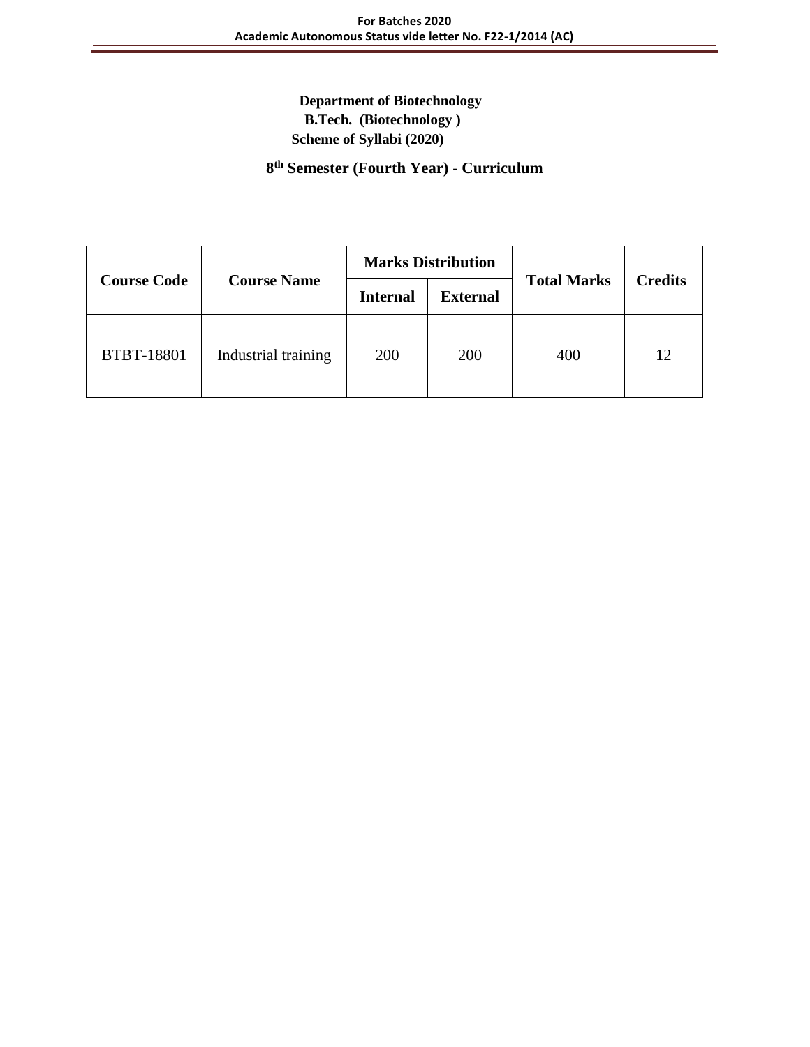**Department of Biotechnology**

**B.Tech. (Biotechnology )**

**Scheme of Syllabi (2020)**

## 8th Semester (Fourth Year) - Curriculum

| Course Code | Course Name | Marks Distribution | | Total Marks | Credits |
|---|---|---|---|---|---|
| | | Internal | External | | |
| BTBT-18801 | Industrial training | 200 | 200 | 400 | 12 |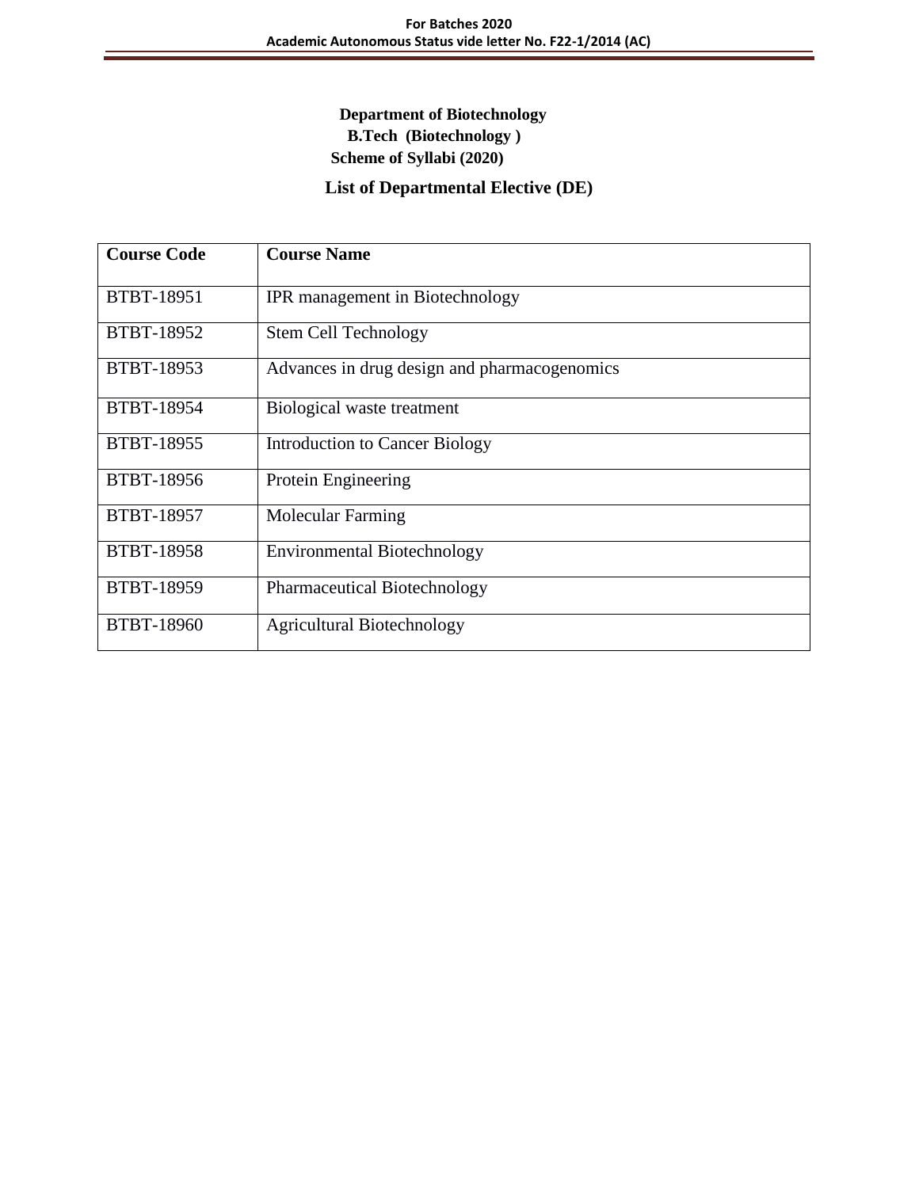**Department of Biotechnology**

**B.Tech (Biotechnology )**

**Scheme of Syllabi (2020)**

## List of Departmental Elective (DE)

| Course Code | Course Name |
|---|---|
| BTBT-18951 | IPR management in Biotechnology |
| BTBT-18952 | Stem Cell Technology |
| BTBT-18953 | Advances in drug design and pharmacogenomics |
| BTBT-18954 | Biological waste treatment |
| BTBT-18955 | Introduction to Cancer Biology |
| BTBT-18956 | Protein Engineering |
| BTBT-18957 | Molecular Farming |
| BTBT-18958 | Environmental Biotechnology |
| BTBT-18959 | Pharmaceutical Biotechnology |
| BTBT-18960 | Agricultural Biotechnology |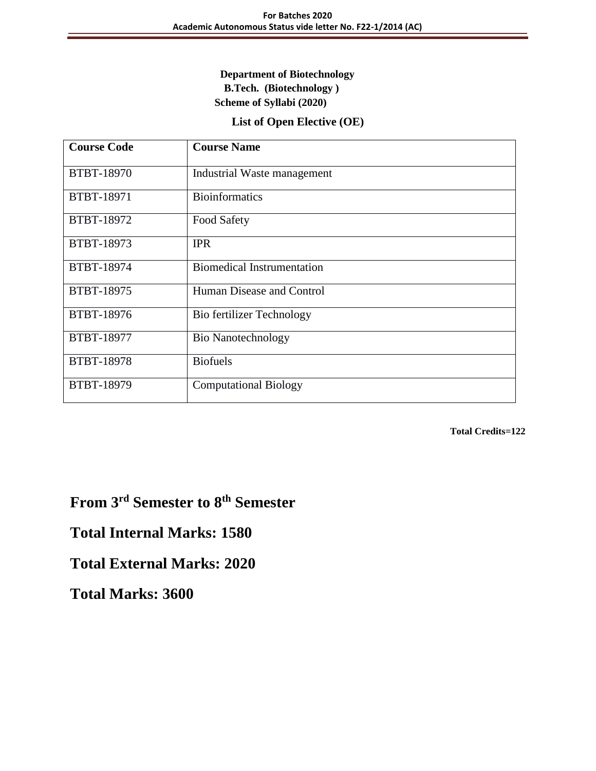**Department of Biotechnology**

**B.Tech. (Biotechnology )**

**Scheme of Syllabi (2020)**

## List of Open Elective (OE)

| Course Code | Course Name |
|---|---|
| BTBT-18970 | Industrial Waste management |
| BTBT-18971 | Bioinformatics |
| BTBT-18972 | Food Safety |
| BTBT-18973 | IPR |
| BTBT-18974 | Biomedical Instrumentation |
| BTBT-18975 | Human Disease and Control |
| BTBT-18976 | Bio fertilizer Technology |
| BTBT-18977 | Bio Nanotechnology |
| BTBT-18978 | Biofuels |
| BTBT-18979 | Computational Biology |

**Total Credits=122**

# From 3rd Semester to 8th Semester

# Total Internal Marks: 1580

# Total External Marks: 2020

# Total Marks: 3600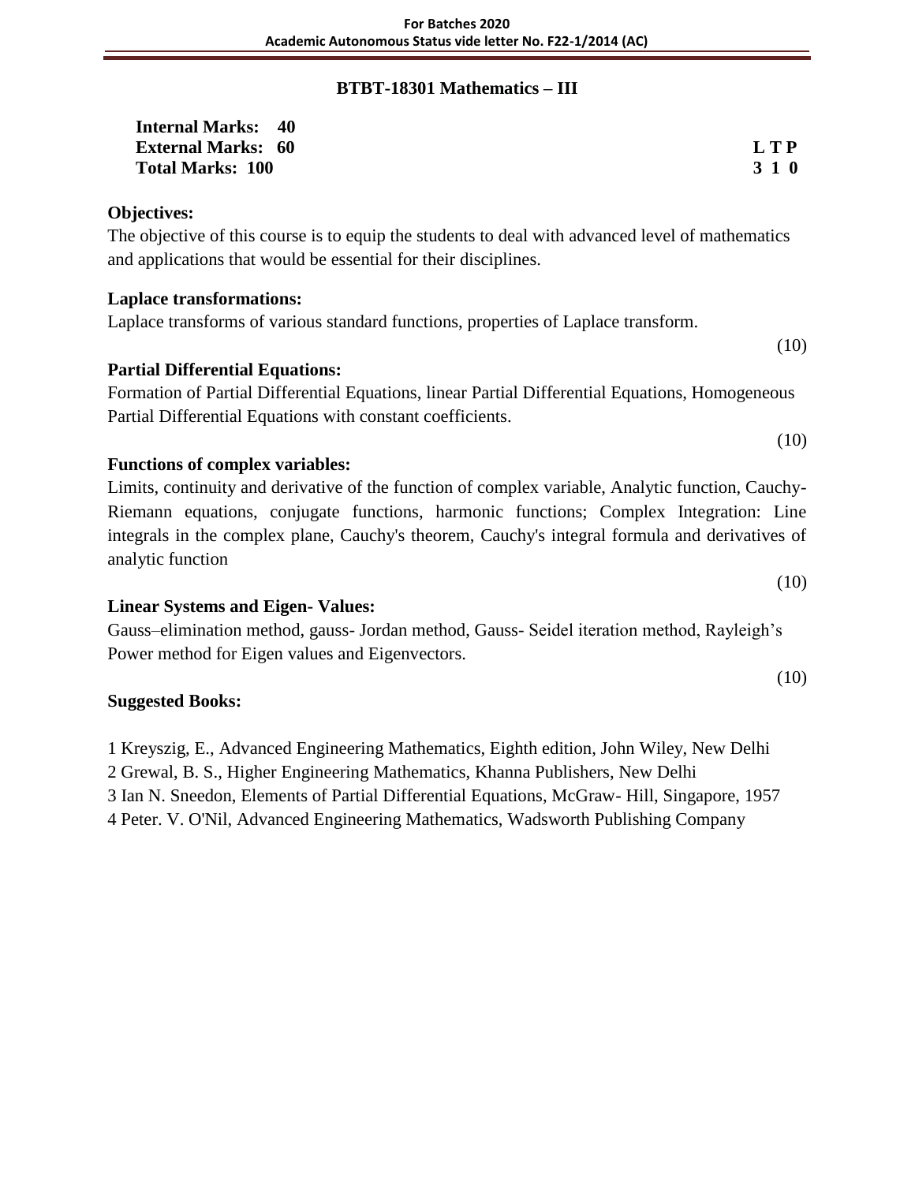## BTBT-18301 Mathematics – III

**Internal Marks: 40**
**External Marks: 60**
**Total Marks: 100**

| L | T | P |
|---|---|---|
| 3 | 1 | 0 |

**Objectives:**

The objective of this course is to equip the students to deal with advanced level of mathematics and applications that would be essential for their disciplines.

**Laplace transformations:**

Laplace transforms of various standard functions, properties of Laplace transform.

(10)

**Partial Differential Equations:**

Formation of Partial Differential Equations, linear Partial Differential Equations, Homogeneous Partial Differential Equations with constant coefficients.

(10)

**Functions of complex variables:**

Limits, continuity and derivative of the function of complex variable, Analytic function, Cauchy-Riemann equations, conjugate functions, harmonic functions; Complex Integration: Line integrals in the complex plane, Cauchy's theorem, Cauchy's integral formula and derivatives of analytic function

(10)

**Linear Systems and Eigen- Values:**

Gauss–elimination method, gauss- Jordan method, Gauss- Seidel iteration method, Rayleigh's Power method for Eigen values and Eigenvectors.

(10)

**Suggested Books:**

1 Kreyszig, E., Advanced Engineering Mathematics, Eighth edition, John Wiley, New Delhi
2 Grewal, B. S., Higher Engineering Mathematics, Khanna Publishers, New Delhi
3 Ian N. Sneedon, Elements of Partial Differential Equations, McGraw- Hill, Singapore, 1957
4 Peter. V. O'Nil, Advanced Engineering Mathematics, Wadsworth Publishing Company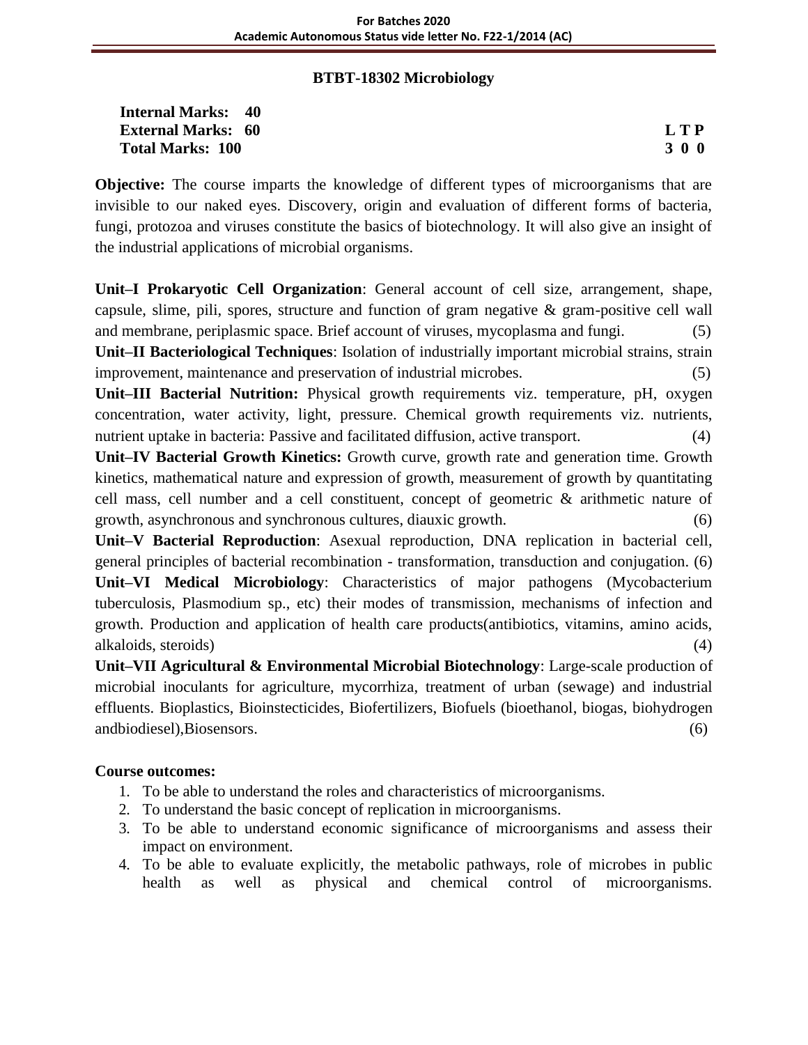## BTBT-18302 Microbiology

**Internal Marks: 40**
**External Marks: 60**
**Total Marks: 100**

**L T P**
**3 0 0**

**Objective:** The course imparts the knowledge of different types of microorganisms that are invisible to our naked eyes. Discovery, origin and evaluation of different forms of bacteria, fungi, protozoa and viruses constitute the basics of biotechnology. It will also give an insight of the industrial applications of microbial organisms.

**Unit–I Prokaryotic Cell Organization**: General account of cell size, arrangement, shape, capsule, slime, pili, spores, structure and function of gram negative & gram-positive cell wall and membrane, periplasmic space. Brief account of viruses, mycoplasma and fungi. (5)

**Unit–II Bacteriological Techniques**: Isolation of industrially important microbial strains, strain improvement, maintenance and preservation of industrial microbes. (5)

**Unit–III Bacterial Nutrition:** Physical growth requirements viz. temperature, pH, oxygen concentration, water activity, light, pressure. Chemical growth requirements viz. nutrients, nutrient uptake in bacteria: Passive and facilitated diffusion, active transport. (4)

**Unit–IV Bacterial Growth Kinetics:** Growth curve, growth rate and generation time. Growth kinetics, mathematical nature and expression of growth, measurement of growth by quantitating cell mass, cell number and a cell constituent, concept of geometric & arithmetic nature of growth, asynchronous and synchronous cultures, diauxic growth. (6)

**Unit–V Bacterial Reproduction**: Asexual reproduction, DNA replication in bacterial cell, general principles of bacterial recombination - transformation, transduction and conjugation. (6)

**Unit–VI Medical Microbiology**: Characteristics of major pathogens (Mycobacterium tuberculosis, Plasmodium sp., etc) their modes of transmission, mechanisms of infection and growth. Production and application of health care products(antibiotics, vitamins, amino acids, alkaloids, steroids) (4)

**Unit–VII Agricultural & Environmental Microbial Biotechnology**: Large-scale production of microbial inoculants for agriculture, mycorrhiza, treatment of urban (sewage) and industrial effluents. Bioplastics, Bioinstecticides, Biofertilizers, Biofuels (bioethanol, biogas, biohydrogen andbiodiesel),Biosensors. (6)

**Course outcomes:**

1. To be able to understand the roles and characteristics of microorganisms.
2. To understand the basic concept of replication in microorganisms.
3. To be able to understand economic significance of microorganisms and assess their impact on environment.
4. To be able to evaluate explicitly, the metabolic pathways, role of microbes in public health as well as physical and chemical control of microorganisms.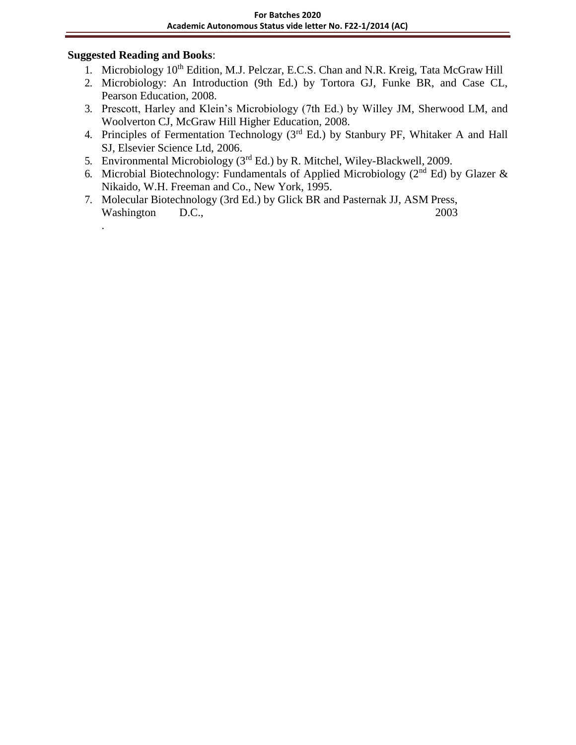**Suggested Reading and Books**:

1. Microbiology 10th Edition, M.J. Pelczar, E.C.S. Chan and N.R. Kreig, Tata McGraw Hill
2. Microbiology: An Introduction (9th Ed.) by Tortora GJ, Funke BR, and Case CL, Pearson Education, 2008.
3. Prescott, Harley and Klein's Microbiology (7th Ed.) by Willey JM, Sherwood LM, and Woolverton CJ, McGraw Hill Higher Education, 2008.
4. Principles of Fermentation Technology (3rd Ed.) by Stanbury PF, Whitaker A and Hall SJ, Elsevier Science Ltd, 2006.
5. Environmental Microbiology (3rd Ed.) by R. Mitchel, Wiley-Blackwell, 2009.
6. Microbial Biotechnology: Fundamentals of Applied Microbiology (2nd Ed) by Glazer & Nikaido, W.H. Freeman and Co., New York, 1995.
7. Molecular Biotechnology (3rd Ed.) by Glick BR and Pasternak JJ, ASM Press, Washington D.C., 2003.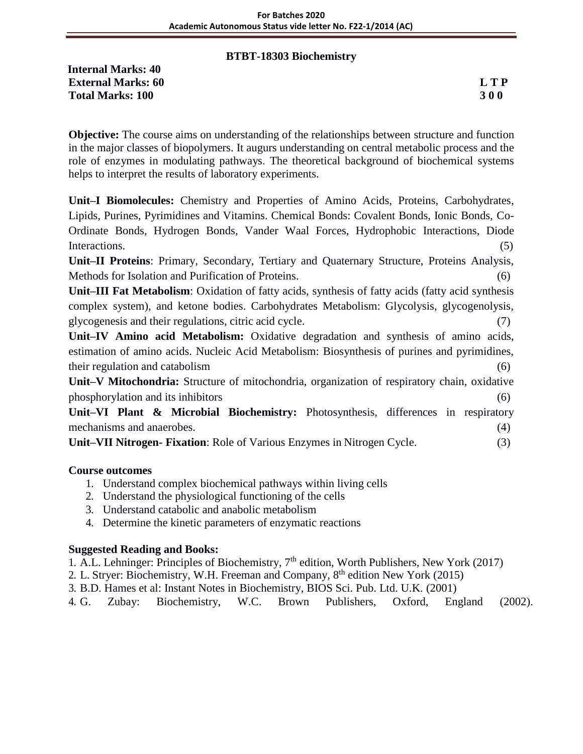## BTBT-18303 Biochemistry

**Internal Marks: 40**
**External Marks: 60**
**Total Marks: 100**

**L T P**
**3 0 0**

**Objective:** The course aims on understanding of the relationships between structure and function in the major classes of biopolymers. It augurs understanding on central metabolic process and the role of enzymes in modulating pathways. The theoretical background of biochemical systems helps to interpret the results of laboratory experiments.

**Unit–I Biomolecules:** Chemistry and Properties of Amino Acids, Proteins, Carbohydrates, Lipids, Purines, Pyrimidines and Vitamins. Chemical Bonds: Covalent Bonds, Ionic Bonds, Co-Ordinate Bonds, Hydrogen Bonds, Vander Waal Forces, Hydrophobic Interactions, Diode Interactions. (5)

**Unit–II Proteins**: Primary, Secondary, Tertiary and Quaternary Structure, Proteins Analysis, Methods for Isolation and Purification of Proteins. (6)

**Unit–III Fat Metabolism**: Oxidation of fatty acids, synthesis of fatty acids (fatty acid synthesis complex system), and ketone bodies. Carbohydrates Metabolism: Glycolysis, glycogenolysis, glycogenesis and their regulations, citric acid cycle. (7)

**Unit–IV Amino acid Metabolism:** Oxidative degradation and synthesis of amino acids, estimation of amino acids. Nucleic Acid Metabolism: Biosynthesis of purines and pyrimidines, their regulation and catabolism (6)

**Unit–V Mitochondria:** Structure of mitochondria, organization of respiratory chain, oxidative phosphorylation and its inhibitors (6)

**Unit–VI Plant & Microbial Biochemistry:** Photosynthesis, differences in respiratory mechanisms and anaerobes. (4)

**Unit–VII Nitrogen- Fixation**: Role of Various Enzymes in Nitrogen Cycle. (3)

### Course outcomes

1. Understand complex biochemical pathways within living cells
2. Understand the physiological functioning of the cells
3. Understand catabolic and anabolic metabolism
4. Determine the kinetic parameters of enzymatic reactions

### Suggested Reading and Books:

1. A.L. Lehninger: Principles of Biochemistry, 7th edition, Worth Publishers, New York (2017)
2. L. Stryer: Biochemistry, W.H. Freeman and Company, 8th edition New York (2015)
3. B.D. Hames et al: Instant Notes in Biochemistry, BIOS Sci. Pub. Ltd. U.K. (2001)
4. G. Zubay: Biochemistry, W.C. Brown Publishers, Oxford, England (2002).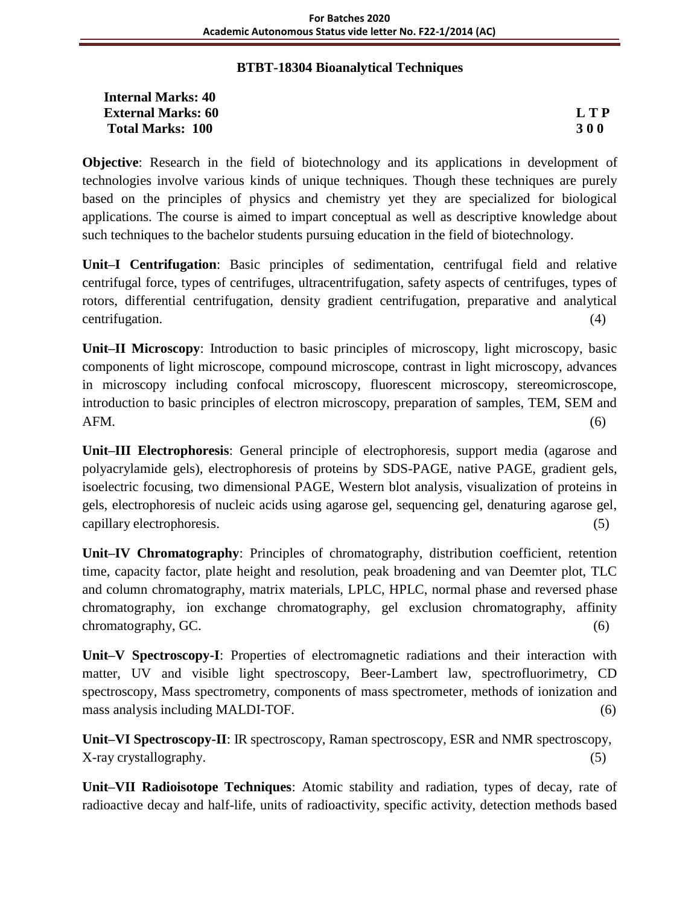## BTBT-18304 Bioanalytical Techniques

**Internal Marks: 40**
**External Marks: 60**
**Total Marks: 100**

**L T P**
**3 0 0**

**Objective**: Research in the field of biotechnology and its applications in development of technologies involve various kinds of unique techniques. Though these techniques are purely based on the principles of physics and chemistry yet they are specialized for biological applications. The course is aimed to impart conceptual as well as descriptive knowledge about such techniques to the bachelor students pursuing education in the field of biotechnology.

**Unit–I Centrifugation**: Basic principles of sedimentation, centrifugal field and relative centrifugal force, types of centrifuges, ultracentrifugation, safety aspects of centrifuges, types of rotors, differential centrifugation, density gradient centrifugation, preparative and analytical centrifugation. (4)

**Unit–II Microscopy**: Introduction to basic principles of microscopy, light microscopy, basic components of light microscope, compound microscope, contrast in light microscopy, advances in microscopy including confocal microscopy, fluorescent microscopy, stereomicroscope, introduction to basic principles of electron microscopy, preparation of samples, TEM, SEM and AFM. (6)

**Unit–III Electrophoresis**: General principle of electrophoresis, support media (agarose and polyacrylamide gels), electrophoresis of proteins by SDS-PAGE, native PAGE, gradient gels, isoelectric focusing, two dimensional PAGE, Western blot analysis, visualization of proteins in gels, electrophoresis of nucleic acids using agarose gel, sequencing gel, denaturing agarose gel, capillary electrophoresis. (5)

**Unit–IV Chromatography**: Principles of chromatography, distribution coefficient, retention time, capacity factor, plate height and resolution, peak broadening and van Deemter plot, TLC and column chromatography, matrix materials, LPLC, HPLC, normal phase and reversed phase chromatography, ion exchange chromatography, gel exclusion chromatography, affinity chromatography, GC. (6)

**Unit–V Spectroscopy-I**: Properties of electromagnetic radiations and their interaction with matter, UV and visible light spectroscopy, Beer-Lambert law, spectrofluorimetry, CD spectroscopy, Mass spectrometry, components of mass spectrometer, methods of ionization and mass analysis including MALDI-TOF. (6)

**Unit–VI Spectroscopy-II**: IR spectroscopy, Raman spectroscopy, ESR and NMR spectroscopy, X-ray crystallography. (5)

**Unit–VII Radioisotope Techniques**: Atomic stability and radiation, types of decay, rate of radioactive decay and half-life, units of radioactivity, specific activity, detection methods based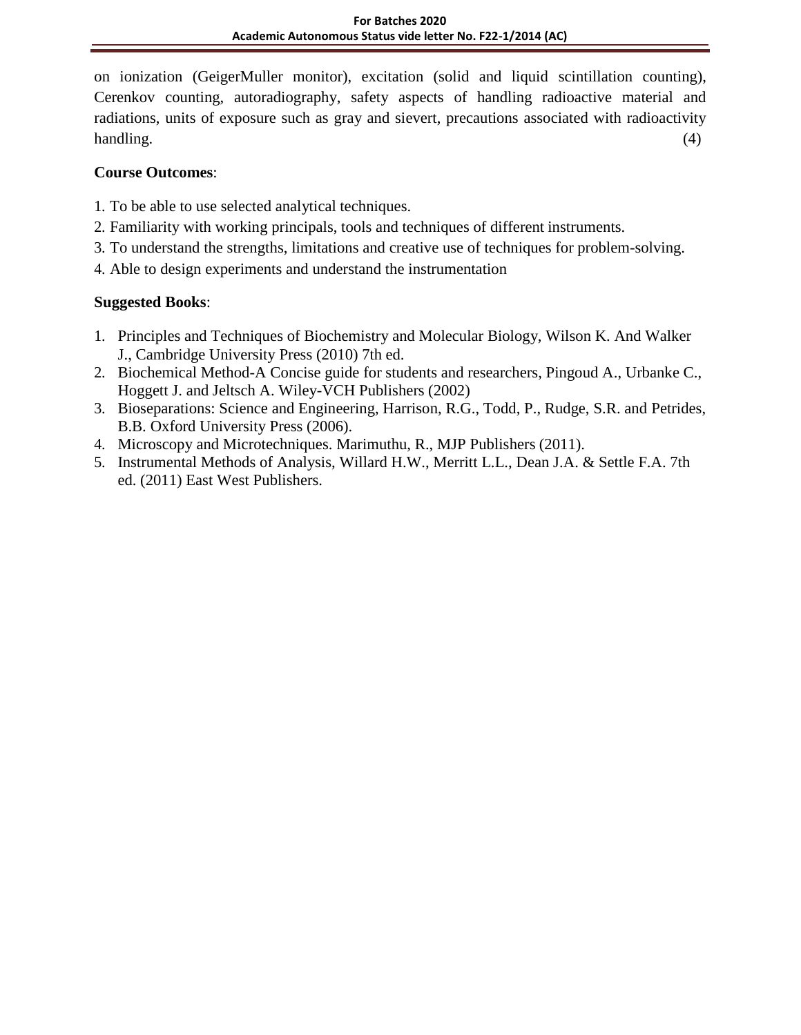on ionization (GeigerMuller monitor), excitation (solid and liquid scintillation counting), Cerenkov counting, autoradiography, safety aspects of handling radioactive material and radiations, units of exposure such as gray and sievert, precautions associated with radioactivity handling. (4)

**Course Outcomes**:

1. To be able to use selected analytical techniques.
2. Familiarity with working principals, tools and techniques of different instruments.
3. To understand the strengths, limitations and creative use of techniques for problem-solving.
4. Able to design experiments and understand the instrumentation

**Suggested Books**:

1. Principles and Techniques of Biochemistry and Molecular Biology, Wilson K. And Walker J., Cambridge University Press (2010) 7th ed.
2. Biochemical Method-A Concise guide for students and researchers, Pingoud A., Urbanke C., Hoggett J. and Jeltsch A. Wiley-VCH Publishers (2002)
3. Bioseparations: Science and Engineering, Harrison, R.G., Todd, P., Rudge, S.R. and Petrides, B.B. Oxford University Press (2006).
4. Microscopy and Microtechniques. Marimuthu, R., MJP Publishers (2011).
5. Instrumental Methods of Analysis, Willard H.W., Merritt L.L., Dean J.A. & Settle F.A. 7th ed. (2011) East West Publishers.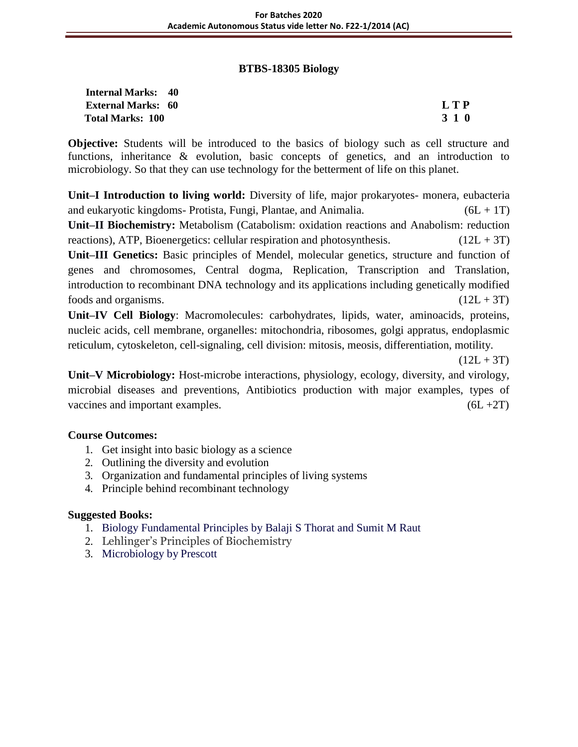## BTBS-18305 Biology

**Internal Marks: 40**
**External Marks: 60**
**Total Marks: 100**

| L | T | P |
|---|---|---|
| 3 | 1 | 0 |

**Objective:** Students will be introduced to the basics of biology such as cell structure and functions, inheritance & evolution, basic concepts of genetics, and an introduction to microbiology. So that they can use technology for the betterment of life on this planet.

**Unit–I Introduction to living world:** Diversity of life, major prokaryotes- monera, eubacteria and eukaryotic kingdoms- Protista, Fungi, Plantae, and Animalia. (6L + 1T)

**Unit–II Biochemistry:** Metabolism (Catabolism: oxidation reactions and Anabolism: reduction reactions), ATP, Bioenergetics: cellular respiration and photosynthesis. (12L + 3T)

**Unit–III Genetics:** Basic principles of Mendel, molecular genetics, structure and function of genes and chromosomes, Central dogma, Replication, Transcription and Translation, introduction to recombinant DNA technology and its applications including genetically modified foods and organisms. (12L + 3T)

**Unit–IV Cell Biology**: Macromolecules: carbohydrates, lipids, water, aminoacids, proteins, nucleic acids, cell membrane, organelles: mitochondria, ribosomes, golgi appratus, endoplasmic reticulum, cytoskeleton, cell-signaling, cell division: mitosis, meosis, differentiation, motility. (12L + 3T)

**Unit–V Microbiology:** Host-microbe interactions, physiology, ecology, diversity, and virology, microbial diseases and preventions, Antibiotics production with major examples, types of vaccines and important examples. (6L +2T)

### Course Outcomes:

1. Get insight into basic biology as a science
2. Outlining the diversity and evolution
3. Organization and fundamental principles of living systems
4. Principle behind recombinant technology

### Suggested Books:

1. Biology Fundamental Principles by Balaji S Thorat and Sumit M Raut
2. Lehlinger's Principles of Biochemistry
3. Microbiology by Prescott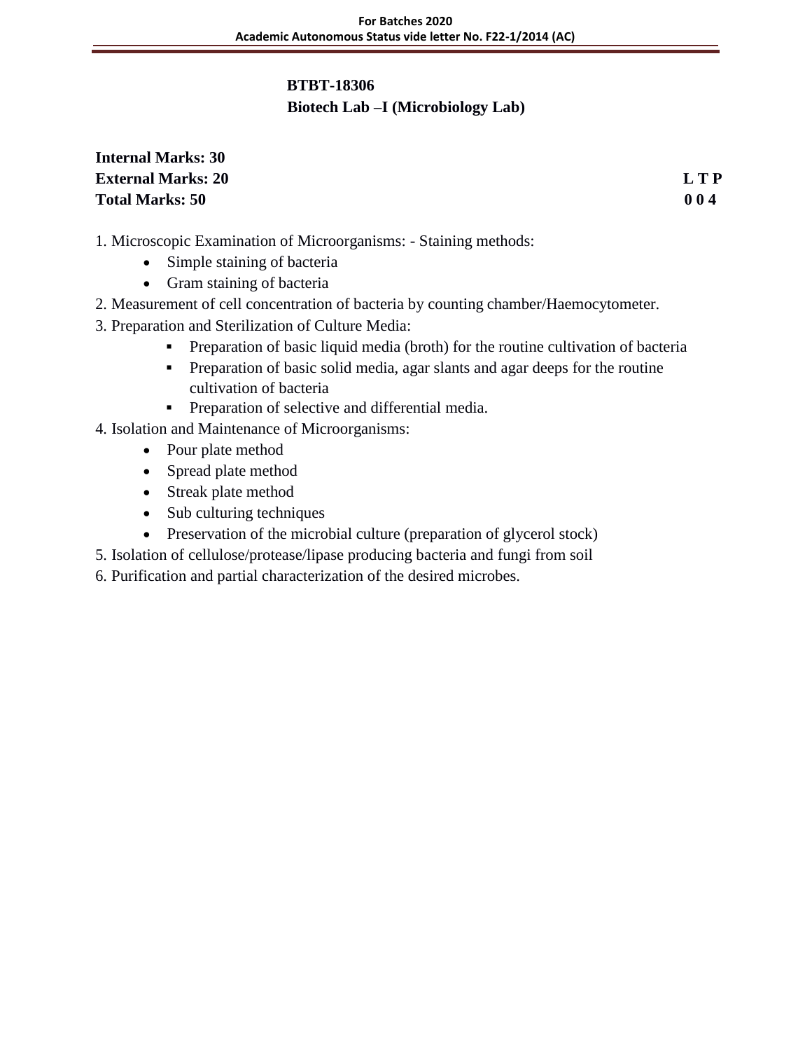## BTBT-18306
## Biotech Lab –I (Microbiology Lab)

**Internal Marks: 30**
**External Marks: 20** **L T P**
**Total Marks: 50** **0 0 4**

1. Microscopic Examination of Microorganisms: - Staining methods:
    - Simple staining of bacteria
    - Gram staining of bacteria
2. Measurement of cell concentration of bacteria by counting chamber/Haemocytometer.
3. Preparation and Sterilization of Culture Media:
    - Preparation of basic liquid media (broth) for the routine cultivation of bacteria
    - Preparation of basic solid media, agar slants and agar deeps for the routine cultivation of bacteria
    - Preparation of selective and differential media.
4. Isolation and Maintenance of Microorganisms:
    - Pour plate method
    - Spread plate method
    - Streak plate method
    - Sub culturing techniques
    - Preservation of the microbial culture (preparation of glycerol stock)
5. Isolation of cellulose/protease/lipase producing bacteria and fungi from soil
6. Purification and partial characterization of the desired microbes.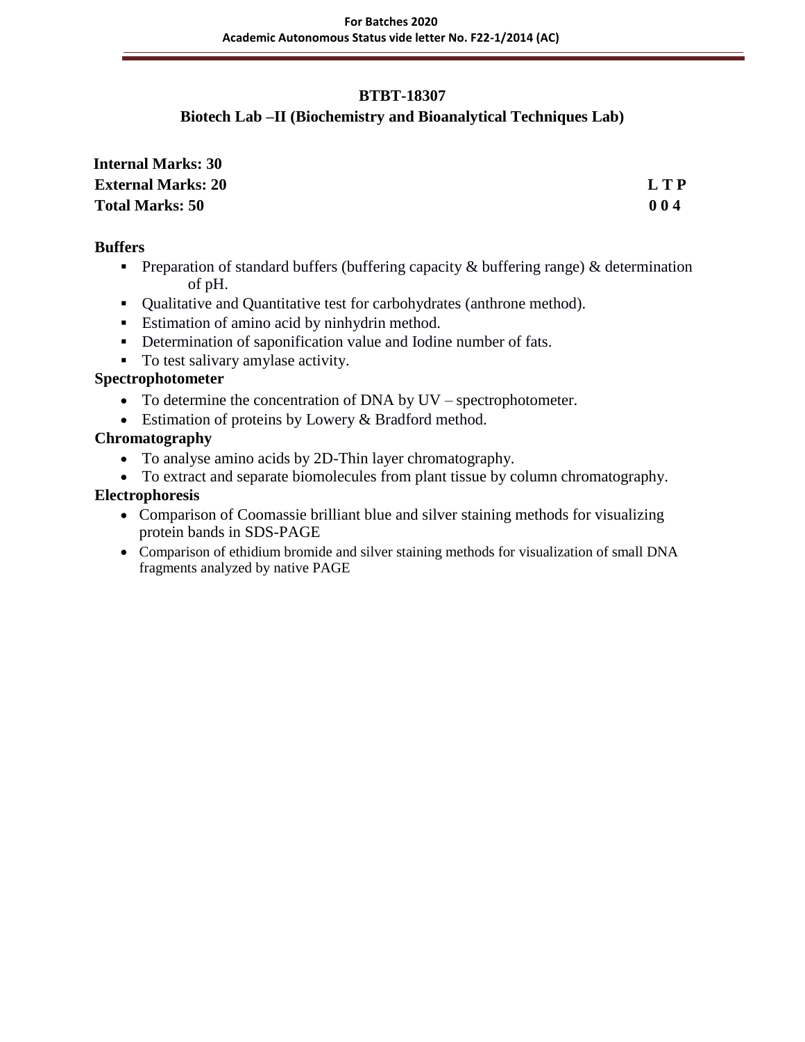## BTBT-18307

## Biotech Lab –II (Biochemistry and Bioanalytical Techniques Lab)

**Internal Marks: 30**

**External Marks: 20** **L T P**

**Total Marks: 50** **0 0 4**

**Buffers**

- Preparation of standard buffers (buffering capacity & buffering range) & determination of pH.
- Qualitative and Quantitative test for carbohydrates (anthrone method).
- Estimation of amino acid by ninhydrin method.
- Determination of saponification value and Iodine number of fats.
- To test salivary amylase activity.

**Spectrophotometer**

- To determine the concentration of DNA by UV – spectrophotometer.
- Estimation of proteins by Lowery & Bradford method.

**Chromatography**

- To analyse amino acids by 2D-Thin layer chromatography.
- To extract and separate biomolecules from plant tissue by column chromatography.

**Electrophoresis**

- Comparison of Coomassie brilliant blue and silver staining methods for visualizing protein bands in SDS-PAGE
- Comparison of ethidium bromide and silver staining methods for visualization of small DNA fragments analyzed by native PAGE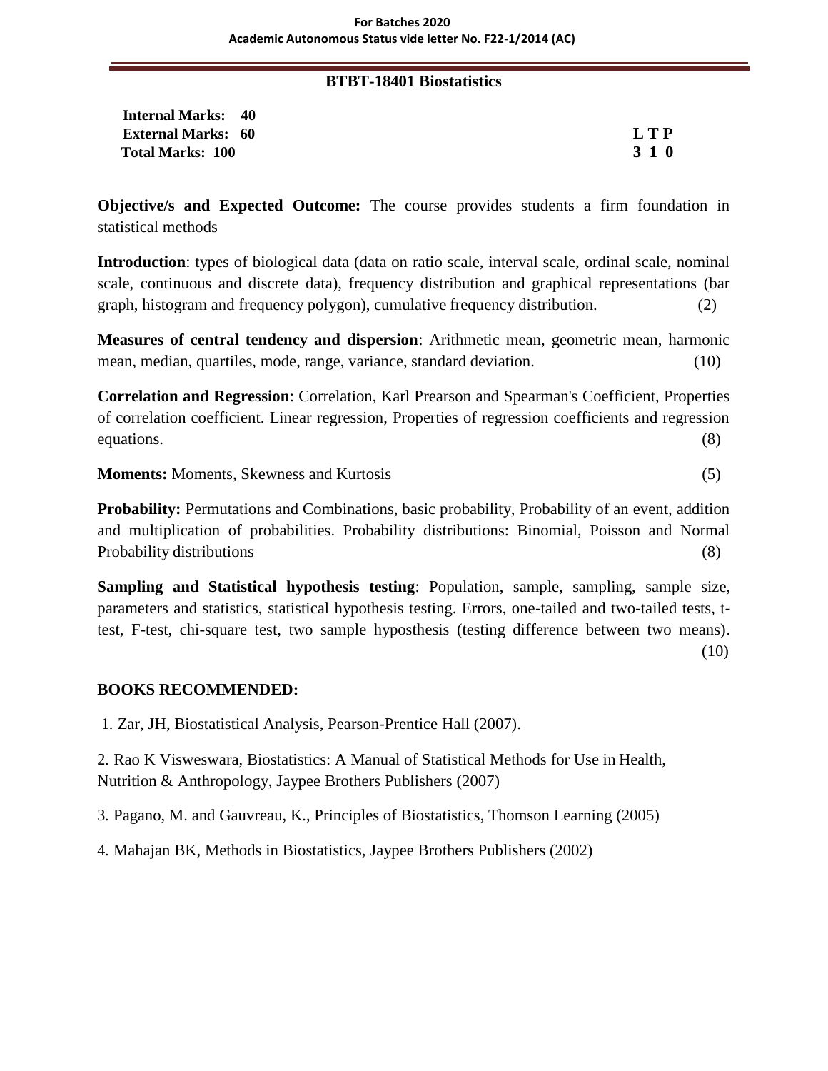## BTBT-18401 Biostatistics

**Internal Marks: 40**
**External Marks: 60**
**Total Marks: 100**

| L | T | P |
|---|---|---|
| 3 | 1 | 0 |

**Objective/s and Expected Outcome:** The course provides students a firm foundation in statistical methods

**Introduction**: types of biological data (data on ratio scale, interval scale, ordinal scale, nominal scale, continuous and discrete data), frequency distribution and graphical representations (bar graph, histogram and frequency polygon), cumulative frequency distribution. (2)

**Measures of central tendency and dispersion**: Arithmetic mean, geometric mean, harmonic mean, median, quartiles, mode, range, variance, standard deviation. (10)

**Correlation and Regression**: Correlation, Karl Prearson and Spearman's Coefficient, Properties of correlation coefficient. Linear regression, Properties of regression coefficients and regression equations. (8)

**Moments:** Moments, Skewness and Kurtosis (5)

**Probability:** Permutations and Combinations, basic probability, Probability of an event, addition and multiplication of probabilities. Probability distributions: Binomial, Poisson and Normal Probability distributions (8)

**Sampling and Statistical hypothesis testing**: Population, sample, sampling, sample size, parameters and statistics, statistical hypothesis testing. Errors, one-tailed and two-tailed tests, t-test, F-test, chi-square test, two sample hyposthesis (testing difference between two means). (10)

**BOOKS RECOMMENDED:**

1. Zar, JH, Biostatistical Analysis, Pearson-Prentice Hall (2007).

2. Rao K Visweswara, Biostatistics: A Manual of Statistical Methods for Use in Health, Nutrition & Anthropology, Jaypee Brothers Publishers (2007)

3. Pagano, M. and Gauvreau, K., Principles of Biostatistics, Thomson Learning (2005)

4. Mahajan BK, Methods in Biostatistics, Jaypee Brothers Publishers (2002)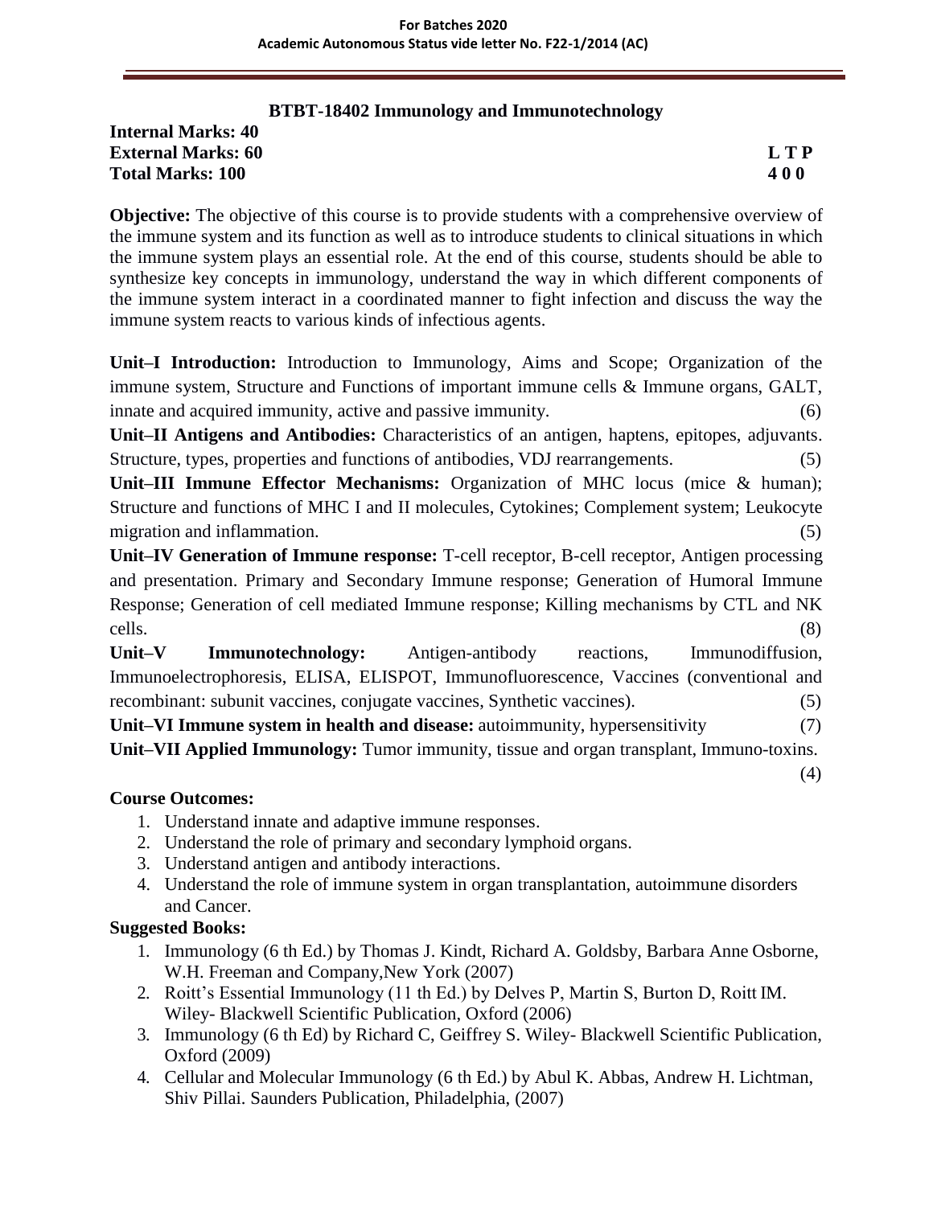## BTBT-18402 Immunology and Immunotechnology

**Internal Marks: 40**
**External Marks: 60** **L T P**
**Total Marks: 100** **4 0 0**

**Objective:** The objective of this course is to provide students with a comprehensive overview of the immune system and its function as well as to introduce students to clinical situations in which the immune system plays an essential role. At the end of this course, students should be able to synthesize key concepts in immunology, understand the way in which different components of the immune system interact in a coordinated manner to fight infection and discuss the way the immune system reacts to various kinds of infectious agents.

**Unit–I Introduction:** Introduction to Immunology, Aims and Scope; Organization of the immune system, Structure and Functions of important immune cells & Immune organs, GALT, innate and acquired immunity, active and passive immunity. (6)

**Unit–II Antigens and Antibodies:** Characteristics of an antigen, haptens, epitopes, adjuvants. Structure, types, properties and functions of antibodies, VDJ rearrangements. (5)

**Unit–III Immune Effector Mechanisms:** Organization of MHC locus (mice & human); Structure and functions of MHC I and II molecules, Cytokines; Complement system; Leukocyte migration and inflammation. (5)

**Unit–IV Generation of Immune response:** T-cell receptor, B-cell receptor, Antigen processing and presentation. Primary and Secondary Immune response; Generation of Humoral Immune Response; Generation of cell mediated Immune response; Killing mechanisms by CTL and NK cells. (8)

**Unit–V Immunotechnology:** Antigen-antibody reactions, Immunodiffusion, Immunoelectrophoresis, ELISA, ELISPOT, Immunofluorescence, Vaccines (conventional and recombinant: subunit vaccines, conjugate vaccines, Synthetic vaccines). (5)

**Unit–VI Immune system in health and disease:** autoimmunity, hypersensitivity (7)

**Unit–VII Applied Immunology:** Tumor immunity, tissue and organ transplant, Immuno-toxins. (4)

**Course Outcomes:**

1. Understand innate and adaptive immune responses.
2. Understand the role of primary and secondary lymphoid organs.
3. Understand antigen and antibody interactions.
4. Understand the role of immune system in organ transplantation, autoimmune disorders and Cancer.

**Suggested Books:**

1. Immunology (6 th Ed.) by Thomas J. Kindt, Richard A. Goldsby, Barbara Anne Osborne, W.H. Freeman and Company,New York (2007)
2. Roitt's Essential Immunology (11 th Ed.) by Delves P, Martin S, Burton D, Roitt IM. Wiley- Blackwell Scientific Publication, Oxford (2006)
3. Immunology (6 th Ed) by Richard C, Geiffrey S. Wiley- Blackwell Scientific Publication, Oxford (2009)
4. Cellular and Molecular Immunology (6 th Ed.) by Abul K. Abbas, Andrew H. Lichtman, Shiv Pillai. Saunders Publication, Philadelphia, (2007)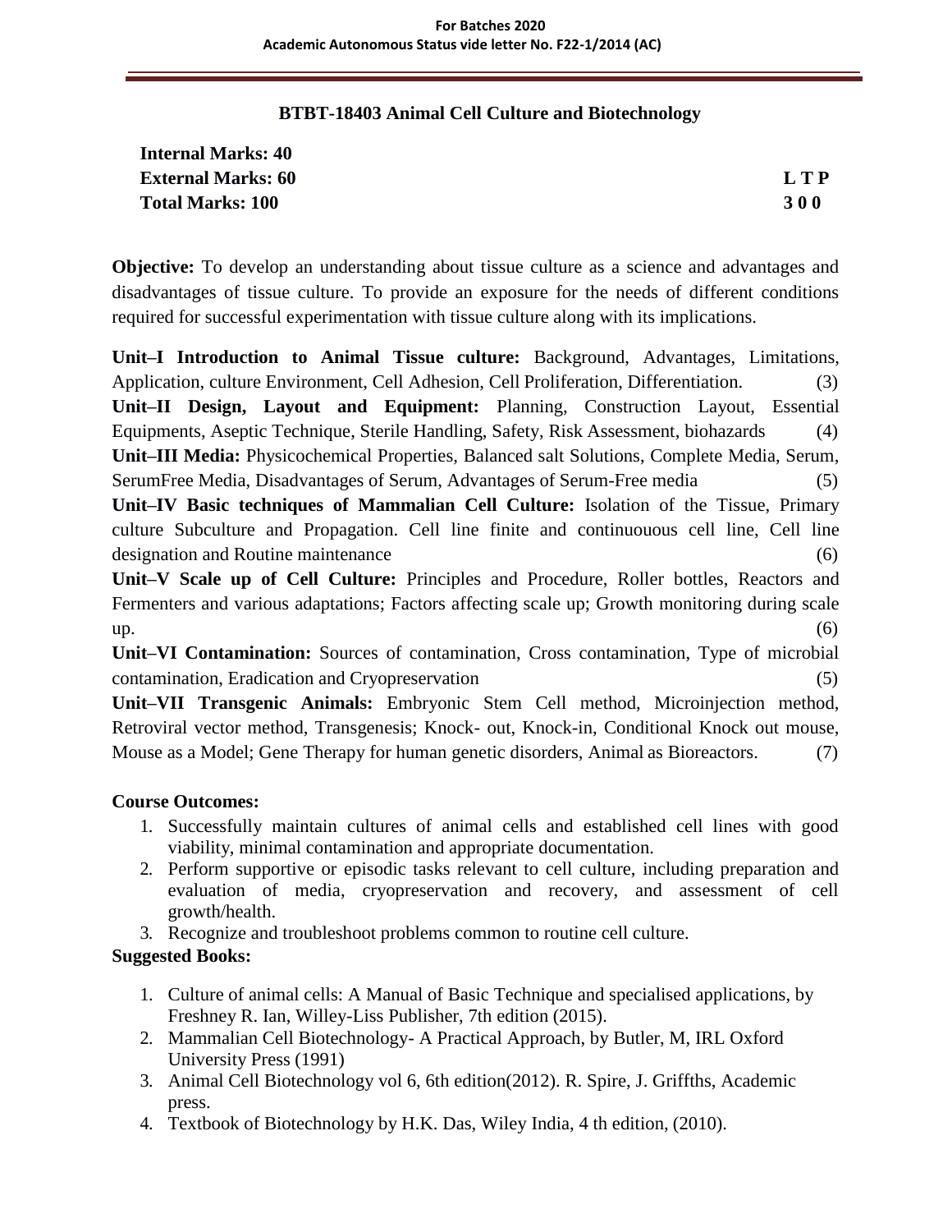## BTBT-18403 Animal Cell Culture and Biotechnology

**Internal Marks: 40**
**External Marks: 60**
**Total Marks: 100**

**L T P**
**3 0 0**

**Objective:** To develop an understanding about tissue culture as a science and advantages and disadvantages of tissue culture. To provide an exposure for the needs of different conditions required for successful experimentation with tissue culture along with its implications.

**Unit–I Introduction to Animal Tissue culture:** Background, Advantages, Limitations, Application, culture Environment, Cell Adhesion, Cell Proliferation, Differentiation. (3)

**Unit–II Design, Layout and Equipment:** Planning, Construction Layout, Essential Equipments, Aseptic Technique, Sterile Handling, Safety, Risk Assessment, biohazards (4)

**Unit–III Media:** Physicochemical Properties, Balanced salt Solutions, Complete Media, Serum, SerumFree Media, Disadvantages of Serum, Advantages of Serum-Free media (5)

**Unit–IV Basic techniques of Mammalian Cell Culture:** Isolation of the Tissue, Primary culture Subculture and Propagation. Cell line finite and continuouous cell line, Cell line designation and Routine maintenance (6)

**Unit–V Scale up of Cell Culture:** Principles and Procedure, Roller bottles, Reactors and Fermenters and various adaptations; Factors affecting scale up; Growth monitoring during scale up. (6)

**Unit–VI Contamination:** Sources of contamination, Cross contamination, Type of microbial contamination, Eradication and Cryopreservation (5)

**Unit–VII Transgenic Animals:** Embryonic Stem Cell method, Microinjection method, Retroviral vector method, Transgenesis; Knock- out, Knock-in, Conditional Knock out mouse, Mouse as a Model; Gene Therapy for human genetic disorders, Animal as Bioreactors. (7)

**Course Outcomes:**

1. Successfully maintain cultures of animal cells and established cell lines with good viability, minimal contamination and appropriate documentation.
2. Perform supportive or episodic tasks relevant to cell culture, including preparation and evaluation of media, cryopreservation and recovery, and assessment of cell growth/health.
3. Recognize and troubleshoot problems common to routine cell culture.

**Suggested Books:**

1. Culture of animal cells: A Manual of Basic Technique and specialised applications, by Freshney R. Ian, Willey-Liss Publisher, 7th edition (2015).
2. Mammalian Cell Biotechnology- A Practical Approach, by Butler, M, IRL Oxford University Press (1991)
3. Animal Cell Biotechnology vol 6, 6th edition(2012). R. Spire, J. Griffths, Academic press.
4. Textbook of Biotechnology by H.K. Das, Wiley India, 4 th edition, (2010).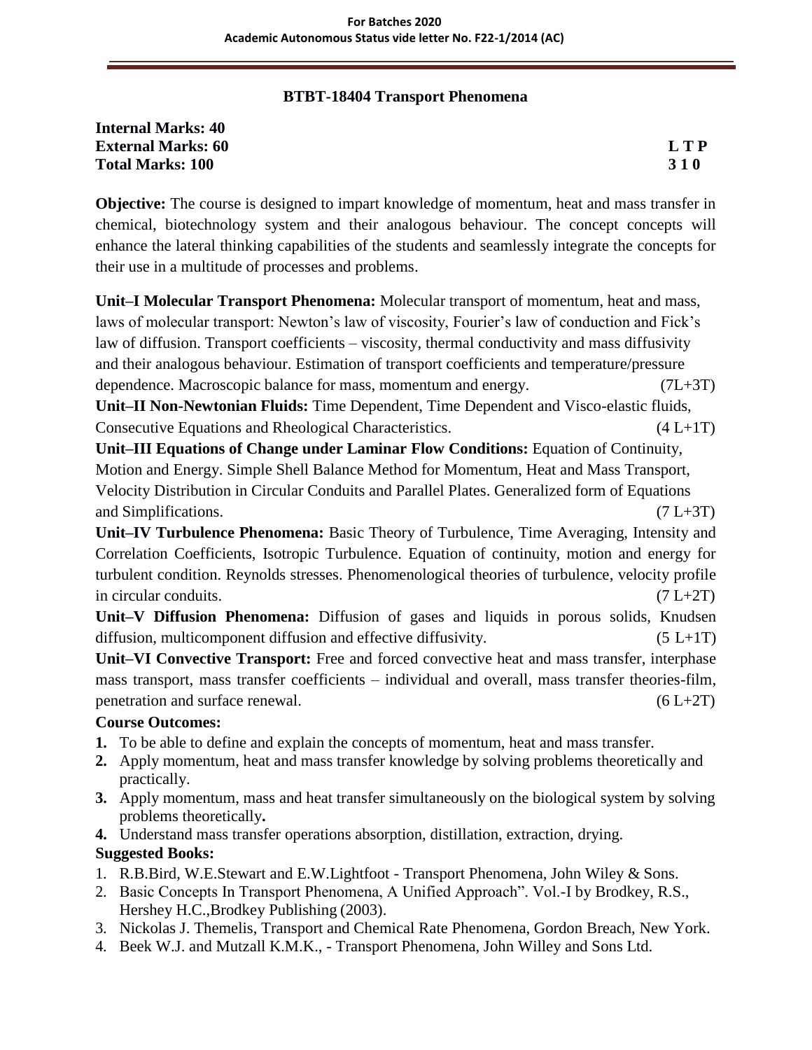## BTBT-18404 Transport Phenomena

**Internal Marks: 40**
**External Marks: 60** **L T P**
**Total Marks: 100** **3 1 0**

**Objective:** The course is designed to impart knowledge of momentum, heat and mass transfer in chemical, biotechnology system and their analogous behaviour. The concept concepts will enhance the lateral thinking capabilities of the students and seamlessly integrate the concepts for their use in a multitude of processes and problems.

**Unit–I Molecular Transport Phenomena:** Molecular transport of momentum, heat and mass, laws of molecular transport: Newton's law of viscosity, Fourier's law of conduction and Fick's law of diffusion. Transport coefficients – viscosity, thermal conductivity and mass diffusivity and their analogous behaviour. Estimation of transport coefficients and temperature/pressure dependence. Macroscopic balance for mass, momentum and energy. (7L+3T)

**Unit–II Non-Newtonian Fluids:** Time Dependent, Time Dependent and Visco-elastic fluids, Consecutive Equations and Rheological Characteristics. (4 L+1T)

**Unit–III Equations of Change under Laminar Flow Conditions:** Equation of Continuity, Motion and Energy. Simple Shell Balance Method for Momentum, Heat and Mass Transport, Velocity Distribution in Circular Conduits and Parallel Plates. Generalized form of Equations and Simplifications. (7 L+3T)

**Unit–IV Turbulence Phenomena:** Basic Theory of Turbulence, Time Averaging, Intensity and Correlation Coefficients, Isotropic Turbulence. Equation of continuity, motion and energy for turbulent condition. Reynolds stresses. Phenomenological theories of turbulence, velocity profile in circular conduits. (7 L+2T)

**Unit–V Diffusion Phenomena:** Diffusion of gases and liquids in porous solids, Knudsen diffusion, multicomponent diffusion and effective diffusivity. (5 L+1T)

**Unit–VI Convective Transport:** Free and forced convective heat and mass transfer, interphase mass transport, mass transfer coefficients – individual and overall, mass transfer theories-film, penetration and surface renewal. (6 L+2T)

### Course Outcomes:

1. To be able to define and explain the concepts of momentum, heat and mass transfer.
2. Apply momentum, heat and mass transfer knowledge by solving problems theoretically and practically.
3. Apply momentum, mass and heat transfer simultaneously on the biological system by solving problems theoretically**.**
4. Understand mass transfer operations absorption, distillation, extraction, drying.

### Suggested Books:

1. R.B.Bird, W.E.Stewart and E.W.Lightfoot - Transport Phenomena, John Wiley & Sons.
2. Basic Concepts In Transport Phenomena, A Unified Approach". Vol.-I by Brodkey, R.S., Hershey H.C.,Brodkey Publishing (2003).
3. Nickolas J. Themelis, Transport and Chemical Rate Phenomena, Gordon Breach, New York.
4. Beek W.J. and Mutzall K.M.K., - Transport Phenomena, John Willey and Sons Ltd.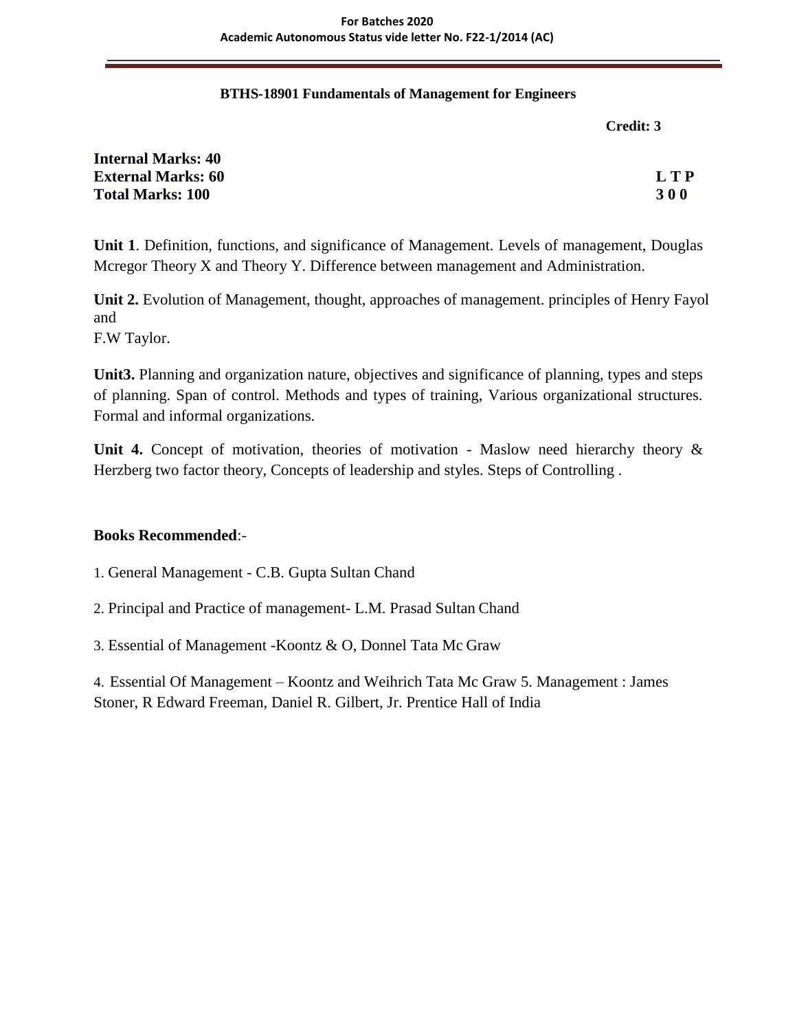## BTHS-18901 Fundamentals of Management for Engineers

**Credit: 3**

**Internal Marks: 40**
**External Marks: 60**
**Total Marks: 100**

| L | T | P |
|---|---|---|
| 3 | 0 | 0 |

**Unit 1**. Definition, functions, and significance of Management. Levels of management, Douglas Mcregor Theory X and Theory Y. Difference between management and Administration.

**Unit 2.** Evolution of Management, thought, approaches of management. principles of Henry Fayol and
F.W Taylor.

**Unit3.** Planning and organization nature, objectives and significance of planning, types and steps of planning. Span of control. Methods and types of training, Various organizational structures. Formal and informal organizations.

**Unit 4.** Concept of motivation, theories of motivation - Maslow need hierarchy theory & Herzberg two factor theory, Concepts of leadership and styles. Steps of Controlling .

**Books Recommended**:-

1. General Management - C.B. Gupta Sultan Chand
2. Principal and Practice of management- L.M. Prasad Sultan Chand
3. Essential of Management -Koontz & O, Donnel Tata Mc Graw
4. Essential Of Management – Koontz and Weihrich Tata Mc Graw 5. Management : James Stoner, R Edward Freeman, Daniel R. Gilbert, Jr. Prentice Hall of India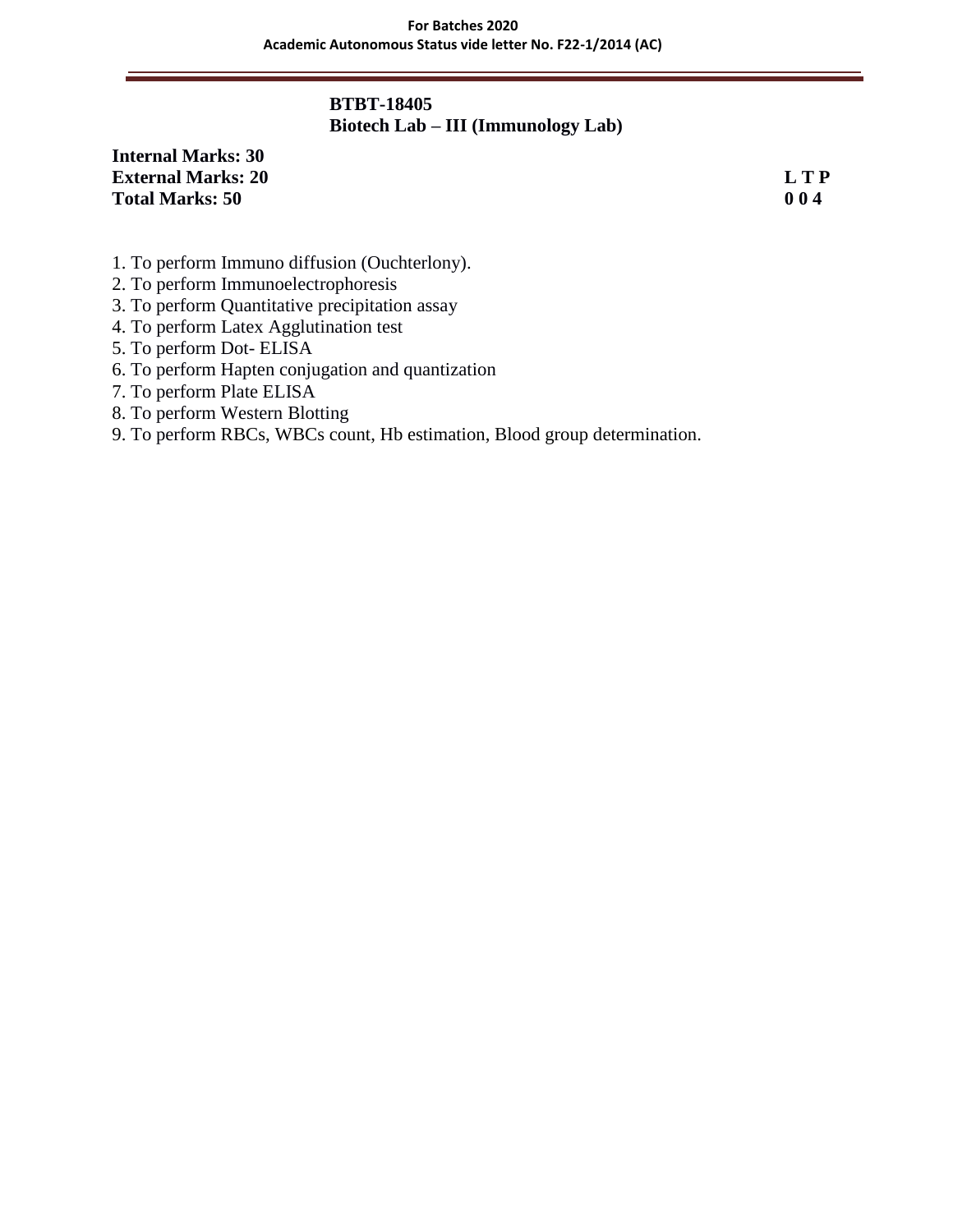**BTBT-18405**
**Biotech Lab – III (Immunology Lab)**

**Internal Marks: 30**
**External Marks: 20** **L T P**
**Total Marks: 50** **0 0 4**

1. To perform Immuno diffusion (Ouchterlony).
2. To perform Immunoelectrophoresis
3. To perform Quantitative precipitation assay
4. To perform Latex Agglutination test
5. To perform Dot- ELISA
6. To perform Hapten conjugation and quantization
7. To perform Plate ELISA
8. To perform Western Blotting
9. To perform RBCs, WBCs count, Hb estimation, Blood group determination.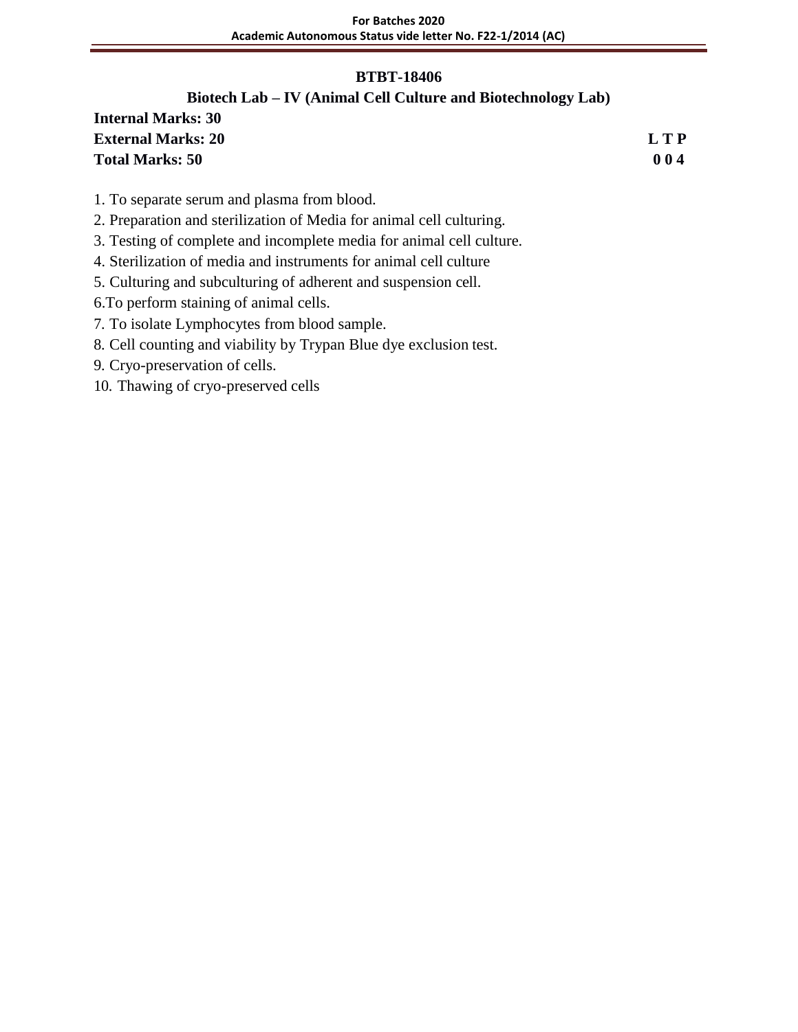# BTBT-18406

## Biotech Lab – IV (Animal Cell Culture and Biotechnology Lab)

**Internal Marks: 30**

**External Marks: 20** **L T P**

**Total Marks: 50** **0 0 4**

1. To separate serum and plasma from blood.
2. Preparation and sterilization of Media for animal cell culturing.
3. Testing of complete and incomplete media for animal cell culture.
4. Sterilization of media and instruments for animal cell culture
5. Culturing and subculturing of adherent and suspension cell.
6. To perform staining of animal cells.
7. To isolate Lymphocytes from blood sample.
8. Cell counting and viability by Trypan Blue dye exclusion test.
9. Cryo-preservation of cells.
10. Thawing of cryo-preserved cells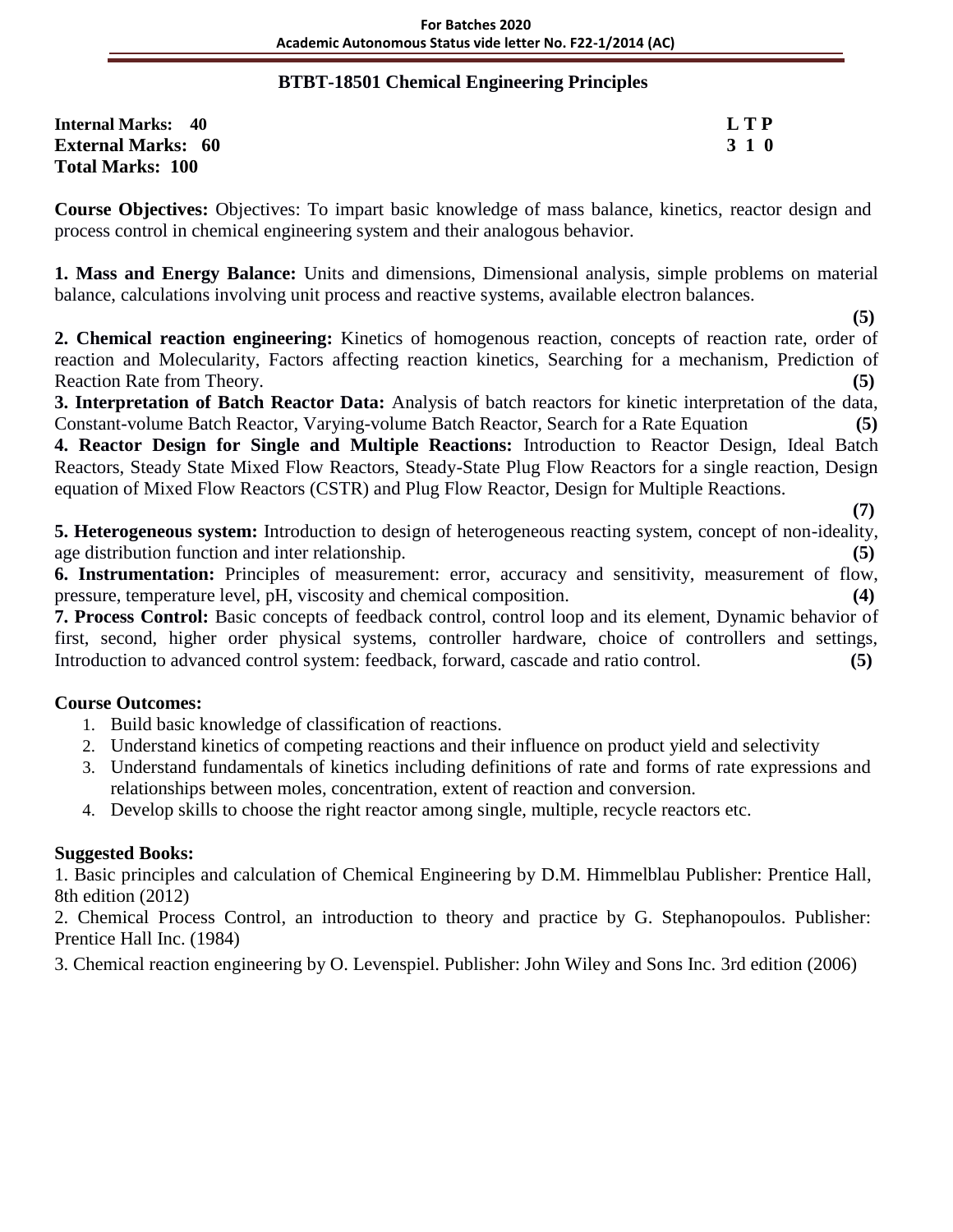## BTBT-18501 Chemical Engineering Principles

**Internal Marks: 40**
**External Marks: 60**
**Total Marks: 100**

**L T P**
**3 1 0**

**Course Objectives:** Objectives: To impart basic knowledge of mass balance, kinetics, reactor design and process control in chemical engineering system and their analogous behavior.

**1. Mass and Energy Balance:** Units and dimensions, Dimensional analysis, simple problems on material balance, calculations involving unit process and reactive systems, available electron balances. **(5)**

**2. Chemical reaction engineering:** Kinetics of homogenous reaction, concepts of reaction rate, order of reaction and Molecularity, Factors affecting reaction kinetics, Searching for a mechanism, Prediction of Reaction Rate from Theory. **(5)**

**3. Interpretation of Batch Reactor Data:** Analysis of batch reactors for kinetic interpretation of the data, Constant-volume Batch Reactor, Varying-volume Batch Reactor, Search for a Rate Equation **(5)**

**4. Reactor Design for Single and Multiple Reactions:** Introduction to Reactor Design, Ideal Batch Reactors, Steady State Mixed Flow Reactors, Steady-State Plug Flow Reactors for a single reaction, Design equation of Mixed Flow Reactors (CSTR) and Plug Flow Reactor, Design for Multiple Reactions. **(7)**

**5. Heterogeneous system:** Introduction to design of heterogeneous reacting system, concept of non-ideality, age distribution function and inter relationship. **(5)**

**6. Instrumentation:** Principles of measurement: error, accuracy and sensitivity, measurement of flow, pressure, temperature level, pH, viscosity and chemical composition. **(4)**

**7. Process Control:** Basic concepts of feedback control, control loop and its element, Dynamic behavior of first, second, higher order physical systems, controller hardware, choice of controllers and settings, Introduction to advanced control system: feedback, forward, cascade and ratio control. **(5)**

**Course Outcomes:**

1. Build basic knowledge of classification of reactions.
2. Understand kinetics of competing reactions and their influence on product yield and selectivity
3. Understand fundamentals of kinetics including definitions of rate and forms of rate expressions and relationships between moles, concentration, extent of reaction and conversion.
4. Develop skills to choose the right reactor among single, multiple, recycle reactors etc.

**Suggested Books:**

1. Basic principles and calculation of Chemical Engineering by D.M. Himmelblau Publisher: Prentice Hall, 8th edition (2012)
2. Chemical Process Control, an introduction to theory and practice by G. Stephanopoulos. Publisher: Prentice Hall Inc. (1984)
3. Chemical reaction engineering by O. Levenspiel. Publisher: John Wiley and Sons Inc. 3rd edition (2006)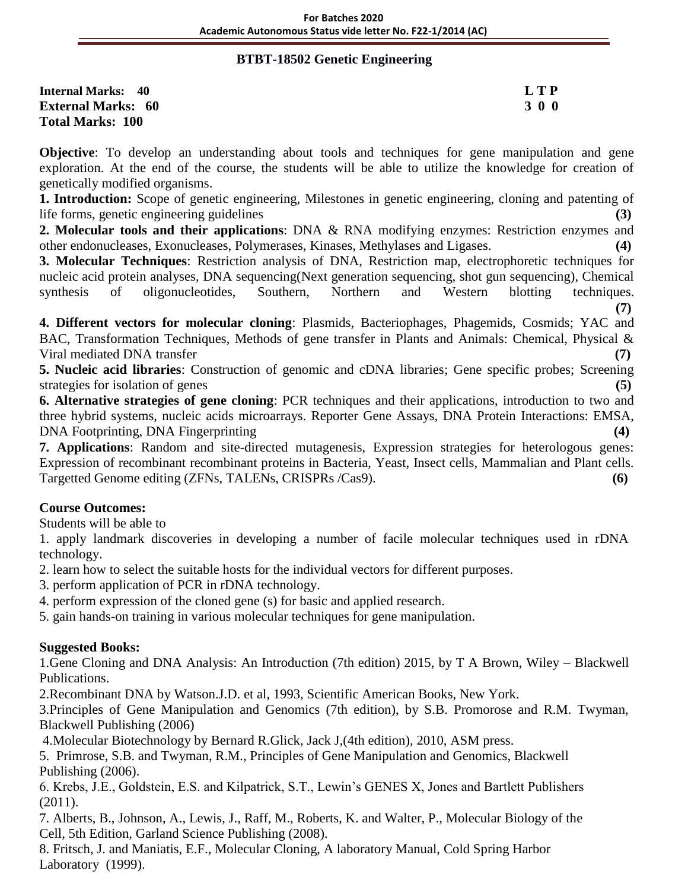# BTBT-18502 Genetic Engineering

**Internal Marks: 40** **L T P**
**External Marks: 60** **3 0 0**
**Total Marks: 100**

**Objective**: To develop an understanding about tools and techniques for gene manipulation and gene exploration. At the end of the course, the students will be able to utilize the knowledge for creation of genetically modified organisms.

**1. Introduction:** Scope of genetic engineering, Milestones in genetic engineering, cloning and patenting of life forms, genetic engineering guidelines **(3)**

**2. Molecular tools and their applications**: DNA & RNA modifying enzymes: Restriction enzymes and other endonucleases, Exonucleases, Polymerases, Kinases, Methylases and Ligases. **(4)**

**3. Molecular Techniques**: Restriction analysis of DNA, Restriction map, electrophoretic techniques for nucleic acid protein analyses, DNA sequencing(Next generation sequencing, shot gun sequencing), Chemical synthesis of oligonucleotides, Southern, Northern and Western blotting techniques. **(7)**

**4. Different vectors for molecular cloning**: Plasmids, Bacteriophages, Phagemids, Cosmids; YAC and BAC, Transformation Techniques, Methods of gene transfer in Plants and Animals: Chemical, Physical & Viral mediated DNA transfer **(7)**

**5. Nucleic acid libraries**: Construction of genomic and cDNA libraries; Gene specific probes; Screening strategies for isolation of genes **(5)**

**6. Alternative strategies of gene cloning**: PCR techniques and their applications, introduction to two and three hybrid systems, nucleic acids microarrays. Reporter Gene Assays, DNA Protein Interactions: EMSA, DNA Footprinting, DNA Fingerprinting **(4)**

**7. Applications**: Random and site-directed mutagenesis, Expression strategies for heterologous genes: Expression of recombinant recombinant proteins in Bacteria, Yeast, Insect cells, Mammalian and Plant cells. Targetted Genome editing (ZFNs, TALENs, CRISPRs /Cas9). **(6)**

**Course Outcomes:**

Students will be able to

1. apply landmark discoveries in developing a number of facile molecular techniques used in rDNA technology.
2. learn how to select the suitable hosts for the individual vectors for different purposes.
3. perform application of PCR in rDNA technology.
4. perform expression of the cloned gene (s) for basic and applied research.
5. gain hands-on training in various molecular techniques for gene manipulation.

**Suggested Books:**

1.Gene Cloning and DNA Analysis: An Introduction (7th edition) 2015, by T A Brown, Wiley – Blackwell Publications.

2.Recombinant DNA by Watson.J.D. et al, 1993, Scientific American Books, New York.

3.Principles of Gene Manipulation and Genomics (7th edition), by S.B. Promorose and R.M. Twyman, Blackwell Publishing (2006)

4.Molecular Biotechnology by Bernard R.Glick, Jack J,(4th edition), 2010, ASM press.

5. Primrose, S.B. and Twyman, R.M., Principles of Gene Manipulation and Genomics, Blackwell Publishing (2006).

6. Krebs, J.E., Goldstein, E.S. and Kilpatrick, S.T., Lewin's GENES X, Jones and Bartlett Publishers (2011).

7. Alberts, B., Johnson, A., Lewis, J., Raff, M., Roberts, K. and Walter, P., Molecular Biology of the Cell, 5th Edition, Garland Science Publishing (2008).

8. Fritsch, J. and Maniatis, E.F., Molecular Cloning, A laboratory Manual, Cold Spring Harbor Laboratory (1999).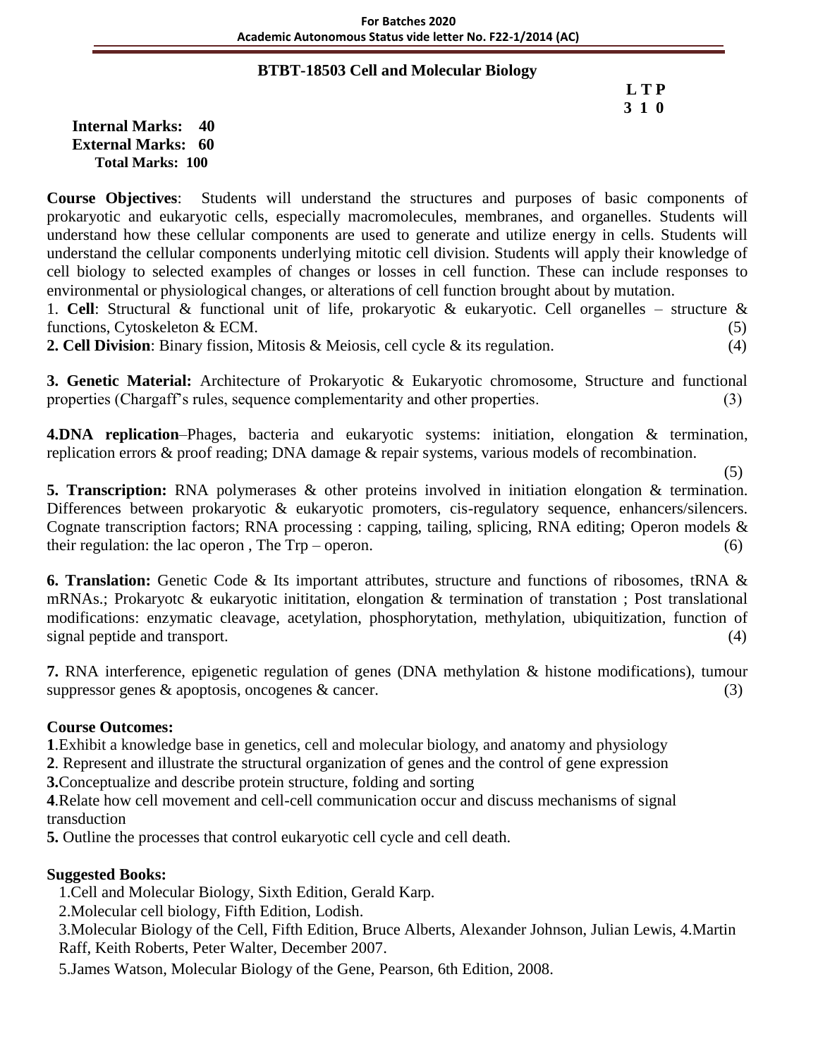## BTBT-18503 Cell and Molecular Biology

**L T P**
**3 1 0**

**Internal Marks: 40**
**External Marks: 60**
**Total Marks: 100**

**Course Objectives**: Students will understand the structures and purposes of basic components of prokaryotic and eukaryotic cells, especially macromolecules, membranes, and organelles. Students will understand how these cellular components are used to generate and utilize energy in cells. Students will understand the cellular components underlying mitotic cell division. Students will apply their knowledge of cell biology to selected examples of changes or losses in cell function. These can include responses to environmental or physiological changes, or alterations of cell function brought about by mutation.

1. **Cell**: Structural & functional unit of life, prokaryotic & eukaryotic. Cell organelles – structure & functions, Cytoskeleton & ECM. (5)

**2. Cell Division**: Binary fission, Mitosis & Meiosis, cell cycle & its regulation. (4)

**3. Genetic Material:** Architecture of Prokaryotic & Eukaryotic chromosome, Structure and functional properties (Chargaff's rules, sequence complementarity and other properties. (3)

**4.DNA replication**–Phages, bacteria and eukaryotic systems: initiation, elongation & termination, replication errors & proof reading; DNA damage & repair systems, various models of recombination. (5)

**5. Transcription:** RNA polymerases & other proteins involved in initiation elongation & termination. Differences between prokaryotic & eukaryotic promoters, cis-regulatory sequence, enhancers/silencers. Cognate transcription factors; RNA processing : capping, tailing, splicing, RNA editing; Operon models & their regulation: the lac operon , The Trp – operon. (6)

**6. Translation:** Genetic Code & Its important attributes, structure and functions of ribosomes, tRNA & mRNAs.; Prokaryotc & eukaryotic inititation, elongation & termination of transtation ; Post translational modifications: enzymatic cleavage, acetylation, phosphorytation, methylation, ubiquitization, function of signal peptide and transport. (4)

**7.** RNA interference, epigenetic regulation of genes (DNA methylation & histone modifications), tumour suppressor genes & apoptosis, oncogenes & cancer. (3)

**Course Outcomes:**

**1**.Exhibit a knowledge base in genetics, cell and molecular biology, and anatomy and physiology

**2**. Represent and illustrate the structural organization of genes and the control of gene expression

**3.**Conceptualize and describe protein structure, folding and sorting

**4**.Relate how cell movement and cell-cell communication occur and discuss mechanisms of signal transduction

**5.** Outline the processes that control eukaryotic cell cycle and cell death.

**Suggested Books:**

1.Cell and Molecular Biology, Sixth Edition, Gerald Karp.

2.Molecular cell biology, Fifth Edition, Lodish.

3.Molecular Biology of the Cell, Fifth Edition, Bruce Alberts, Alexander Johnson, Julian Lewis, 4.Martin Raff, Keith Roberts, Peter Walter, December 2007.

5.James Watson, Molecular Biology of the Gene, Pearson, 6th Edition, 2008.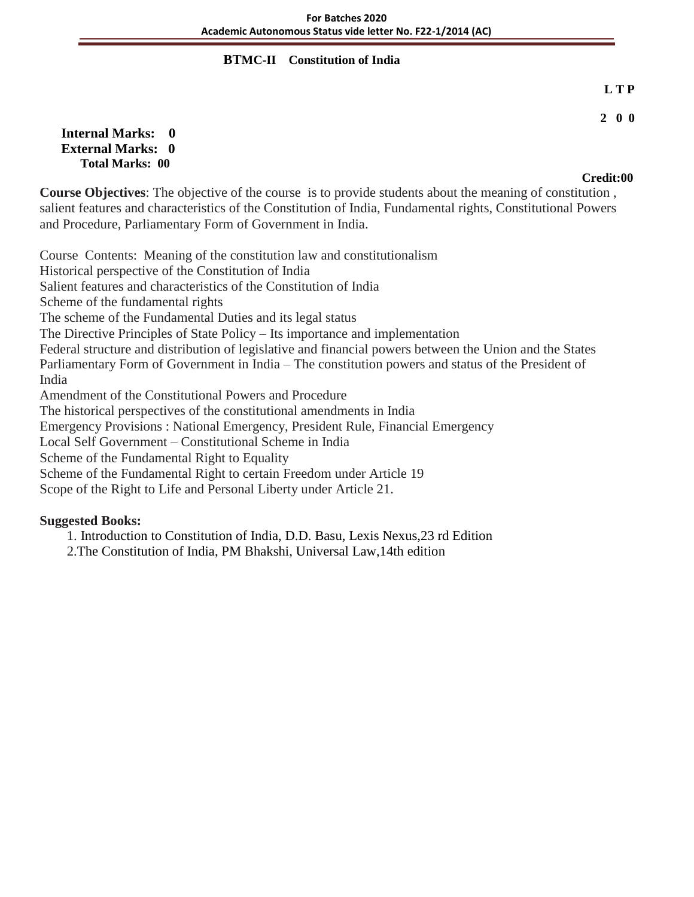## BTMC-II Constitution of India

**L T P**

**2 0 0**

**Internal Marks: 0**
**External Marks: 0**
**Total Marks: 00**

**Credit:00**

**Course Objectives**: The objective of the course is to provide students about the meaning of constitution , salient features and characteristics of the Constitution of India, Fundamental rights, Constitutional Powers and Procedure, Parliamentary Form of Government in India.

Course Contents: Meaning of the constitution law and constitutionalism
Historical perspective of the Constitution of India
Salient features and characteristics of the Constitution of India
Scheme of the fundamental rights
The scheme of the Fundamental Duties and its legal status
The Directive Principles of State Policy – Its importance and implementation
Federal structure and distribution of legislative and financial powers between the Union and the States
Parliamentary Form of Government in India – The constitution powers and status of the President of India
Amendment of the Constitutional Powers and Procedure
The historical perspectives of the constitutional amendments in India
Emergency Provisions : National Emergency, President Rule, Financial Emergency
Local Self Government – Constitutional Scheme in India
Scheme of the Fundamental Right to Equality
Scheme of the Fundamental Right to certain Freedom under Article 19
Scope of the Right to Life and Personal Liberty under Article 21.

**Suggested Books:**

1. Introduction to Constitution of India, D.D. Basu, Lexis Nexus,23 rd Edition
2. The Constitution of India, PM Bhakshi, Universal Law,14th edition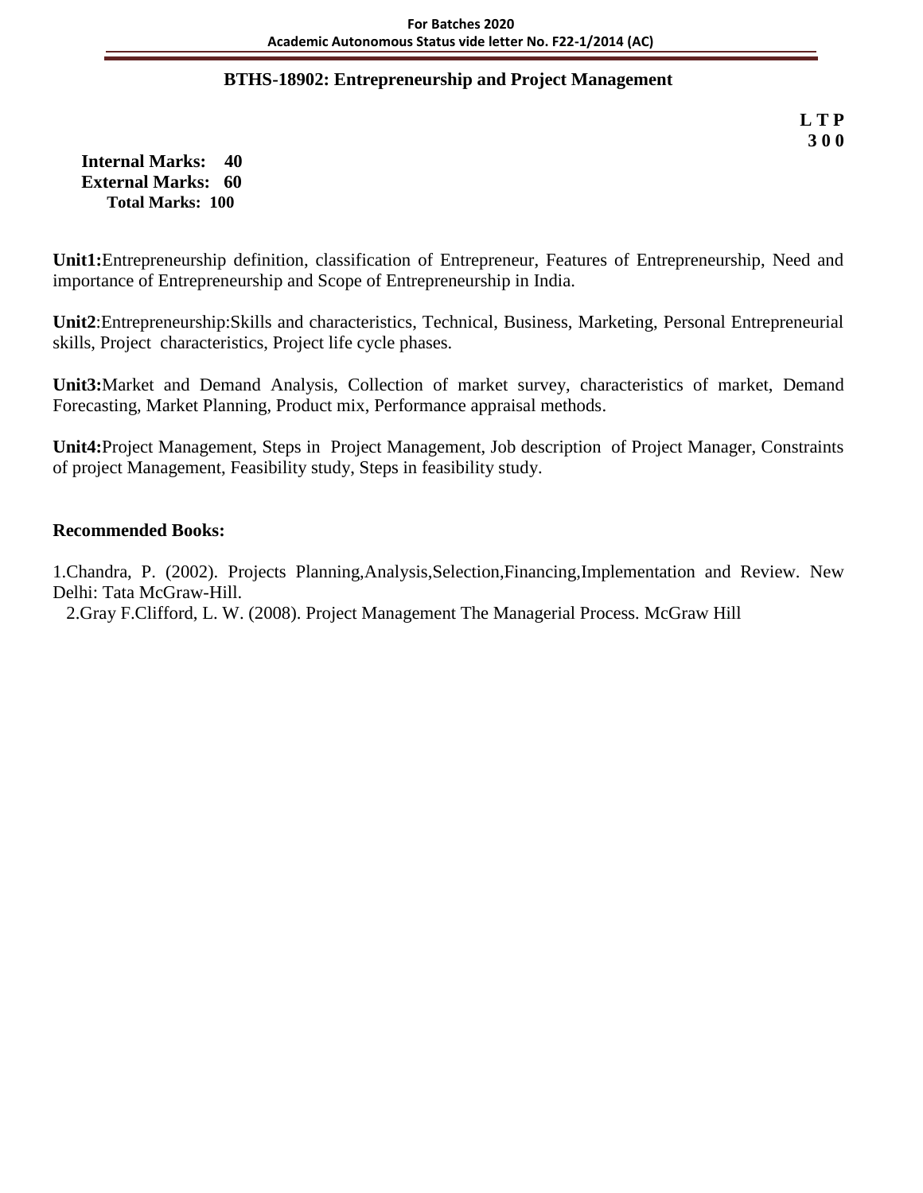## BTHS-18902: Entrepreneurship and Project Management

**L T P**
**3 0 0**

**Internal Marks: 40**
**External Marks: 60**
**Total Marks: 100**

**Unit1:**Entrepreneurship definition, classification of Entrepreneur, Features of Entrepreneurship, Need and importance of Entrepreneurship and Scope of Entrepreneurship in India.

**Unit2**:Entrepreneurship:Skills and characteristics, Technical, Business, Marketing, Personal Entrepreneurial skills, Project characteristics, Project life cycle phases.

**Unit3:**Market and Demand Analysis, Collection of market survey, characteristics of market, Demand Forecasting, Market Planning, Product mix, Performance appraisal methods.

**Unit4:**Project Management, Steps in Project Management, Job description of Project Manager, Constraints of project Management, Feasibility study, Steps in feasibility study.

**Recommended Books:**

1.Chandra, P. (2002). Projects Planning,Analysis,Selection,Financing,Implementation and Review. New Delhi: Tata McGraw-Hill.

2.Gray F.Clifford, L. W. (2008). Project Management The Managerial Process. McGraw Hill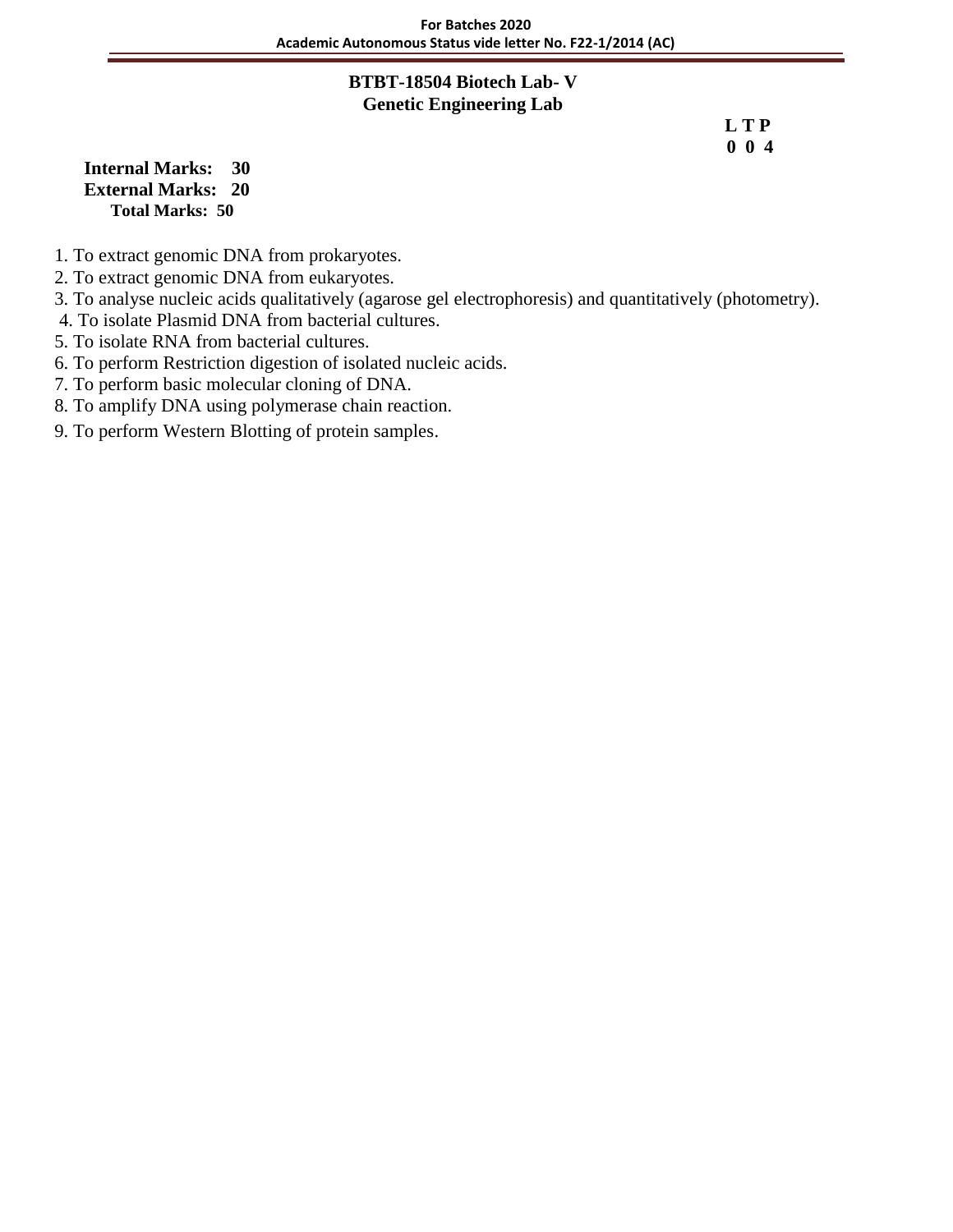## BTBT-18504 Biotech Lab- V
## Genetic Engineering Lab

**L T P**
**0 0 4**

**Internal Marks: 30**
**External Marks: 20**
**Total Marks: 50**

1. To extract genomic DNA from prokaryotes.
2. To extract genomic DNA from eukaryotes.
3. To analyse nucleic acids qualitatively (agarose gel electrophoresis) and quantitatively (photometry).
4. To isolate Plasmid DNA from bacterial cultures.
5. To isolate RNA from bacterial cultures.
6. To perform Restriction digestion of isolated nucleic acids.
7. To perform basic molecular cloning of DNA.
8. To amplify DNA using polymerase chain reaction.
9. To perform Western Blotting of protein samples.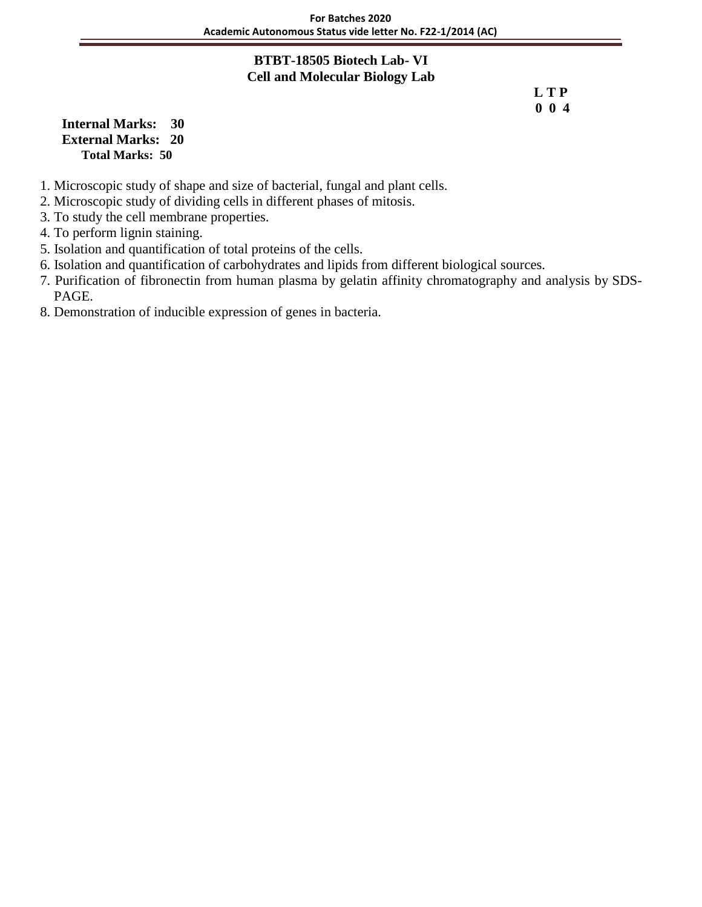## BTBT-18505 Biotech Lab- VI
## Cell and Molecular Biology Lab

**L T P**
**0 0 4**

**Internal Marks: 30**
**External Marks: 20**
**Total Marks: 50**

1. Microscopic study of shape and size of bacterial, fungal and plant cells.
2. Microscopic study of dividing cells in different phases of mitosis.
3. To study the cell membrane properties.
4. To perform lignin staining.
5. Isolation and quantification of total proteins of the cells.
6. Isolation and quantification of carbohydrates and lipids from different biological sources.
7. Purification of fibronectin from human plasma by gelatin affinity chromatography and analysis by SDS-PAGE.
8. Demonstration of inducible expression of genes in bacteria.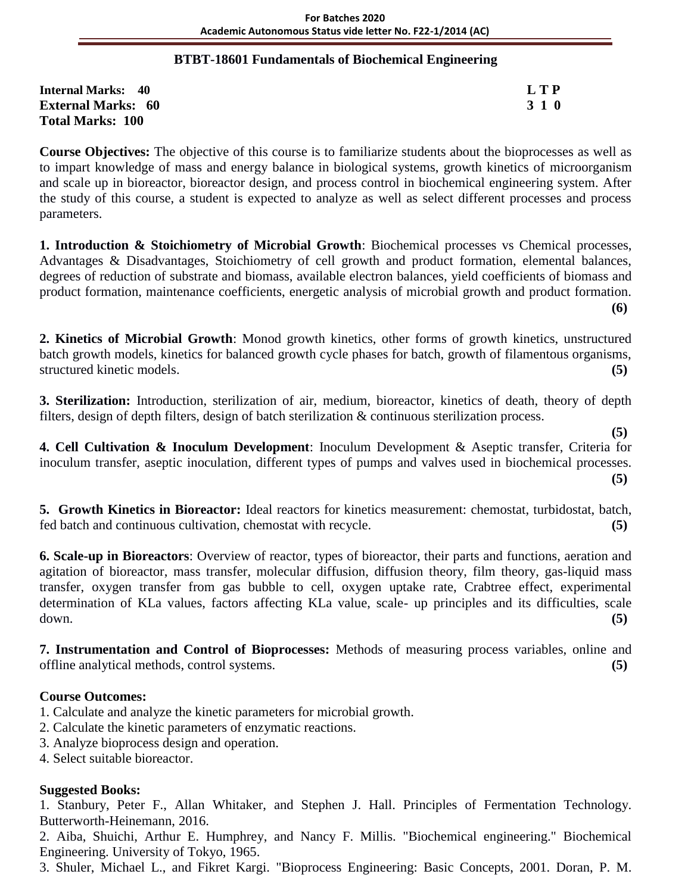## BTBT-18601 Fundamentals of Biochemical Engineering

**Internal Marks: 40** **L T P**
**External Marks: 60** **3 1 0**
**Total Marks: 100**

**Course Objectives:** The objective of this course is to familiarize students about the bioprocesses as well as to impart knowledge of mass and energy balance in biological systems, growth kinetics of microorganism and scale up in bioreactor, bioreactor design, and process control in biochemical engineering system. After the study of this course, a student is expected to analyze as well as select different processes and process parameters.

**1. Introduction & Stoichiometry of Microbial Growth**: Biochemical processes vs Chemical processes, Advantages & Disadvantages, Stoichiometry of cell growth and product formation, elemental balances, degrees of reduction of substrate and biomass, available electron balances, yield coefficients of biomass and product formation, maintenance coefficients, energetic analysis of microbial growth and product formation. **(6)**

**2. Kinetics of Microbial Growth**: Monod growth kinetics, other forms of growth kinetics, unstructured batch growth models, kinetics for balanced growth cycle phases for batch, growth of filamentous organisms, structured kinetic models. **(5)**

**3. Sterilization:** Introduction, sterilization of air, medium, bioreactor, kinetics of death, theory of depth filters, design of depth filters, design of batch sterilization & continuous sterilization process. **(5)**

**4. Cell Cultivation & Inoculum Development**: Inoculum Development & Aseptic transfer, Criteria for inoculum transfer, aseptic inoculation, different types of pumps and valves used in biochemical processes. **(5)**

**5. Growth Kinetics in Bioreactor:** Ideal reactors for kinetics measurement: chemostat, turbidostat, batch, fed batch and continuous cultivation, chemostat with recycle. **(5)**

**6. Scale-up in Bioreactors**: Overview of reactor, types of bioreactor, their parts and functions, aeration and agitation of bioreactor, mass transfer, molecular diffusion, diffusion theory, film theory, gas-liquid mass transfer, oxygen transfer from gas bubble to cell, oxygen uptake rate, Crabtree effect, experimental determination of KLa values, factors affecting KLa value, scale- up principles and its difficulties, scale down. **(5)**

**7. Instrumentation and Control of Bioprocesses:** Methods of measuring process variables, online and offline analytical methods, control systems. **(5)**

**Course Outcomes:**

1. Calculate and analyze the kinetic parameters for microbial growth.
2. Calculate the kinetic parameters of enzymatic reactions.
3. Analyze bioprocess design and operation.
4. Select suitable bioreactor.

**Suggested Books:**

1. Stanbury, Peter F., Allan Whitaker, and Stephen J. Hall. Principles of Fermentation Technology. Butterworth-Heinemann, 2016.
2. Aiba, Shuichi, Arthur E. Humphrey, and Nancy F. Millis. "Biochemical engineering." Biochemical Engineering. University of Tokyo, 1965.
3. Shuler, Michael L., and Fikret Kargi. "Bioprocess Engineering: Basic Concepts, 2001. Doran, P. M.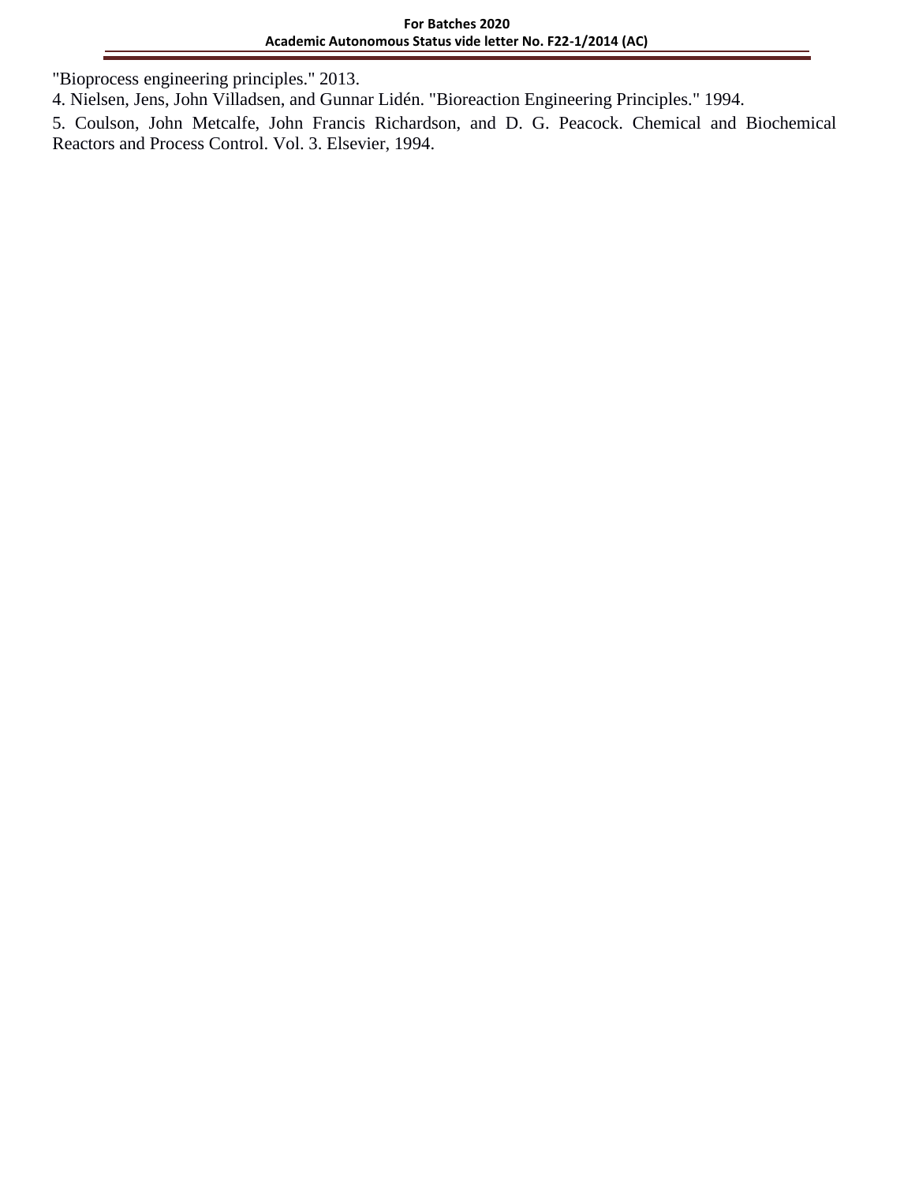"Bioprocess engineering principles." 2013.

4. Nielsen, Jens, John Villadsen, and Gunnar Lidén. "Bioreaction Engineering Principles." 1994.

5. Coulson, John Metcalfe, John Francis Richardson, and D. G. Peacock. Chemical and Biochemical Reactors and Process Control. Vol. 3. Elsevier, 1994.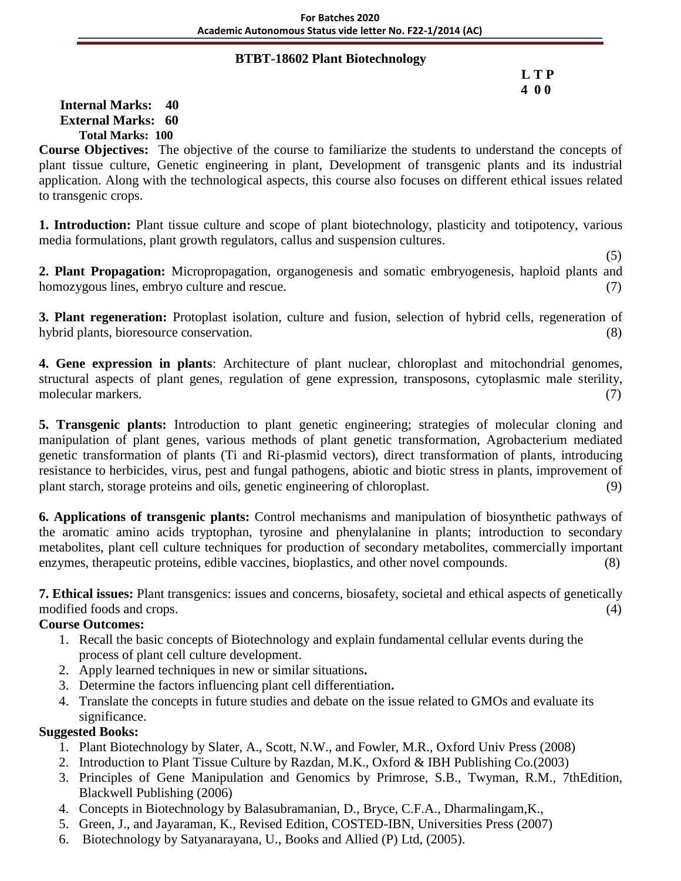## BTBT-18602 Plant Biotechnology

**L T P**
**4 0 0**

**Internal Marks: 40**
**External Marks: 60**
**Total Marks: 100**

**Course Objectives:** The objective of the course to familiarize the students to understand the concepts of plant tissue culture, Genetic engineering in plant, Development of transgenic plants and its industrial application. Along with the technological aspects, this course also focuses on different ethical issues related to transgenic crops.

**1. Introduction:** Plant tissue culture and scope of plant biotechnology, plasticity and totipotency, various media formulations, plant growth regulators, callus and suspension cultures. (5)

**2. Plant Propagation:** Micropropagation, organogenesis and somatic embryogenesis, haploid plants and homozygous lines, embryo culture and rescue. (7)

**3. Plant regeneration:** Protoplast isolation, culture and fusion, selection of hybrid cells, regeneration of hybrid plants, bioresource conservation. (8)

**4. Gene expression in plants**: Architecture of plant nuclear, chloroplast and mitochondrial genomes, structural aspects of plant genes, regulation of gene expression, transposons, cytoplasmic male sterility, molecular markers. (7)

**5. Transgenic plants:** Introduction to plant genetic engineering; strategies of molecular cloning and manipulation of plant genes, various methods of plant genetic transformation, Agrobacterium mediated genetic transformation of plants (Ti and Ri-plasmid vectors), direct transformation of plants, introducing resistance to herbicides, virus, pest and fungal pathogens, abiotic and biotic stress in plants, improvement of plant starch, storage proteins and oils, genetic engineering of chloroplast. (9)

**6. Applications of transgenic plants:** Control mechanisms and manipulation of biosynthetic pathways of the aromatic amino acids tryptophan, tyrosine and phenylalanine in plants; introduction to secondary metabolites, plant cell culture techniques for production of secondary metabolites, commercially important enzymes, therapeutic proteins, edible vaccines, bioplastics, and other novel compounds. (8)

**7. Ethical issues:** Plant transgenics: issues and concerns, biosafety, societal and ethical aspects of genetically modified foods and crops. (4)

**Course Outcomes:**

1. Recall the basic concepts of Biotechnology and explain fundamental cellular events during the process of plant cell culture development.
2. Apply learned techniques in new or similar situations**.**
3. Determine the factors influencing plant cell differentiation**.**
4. Translate the concepts in future studies and debate on the issue related to GMOs and evaluate its significance.

**Suggested Books:**

1. Plant Biotechnology by Slater, A., Scott, N.W., and Fowler, M.R., Oxford Univ Press (2008)
2. Introduction to Plant Tissue Culture by Razdan, M.K., Oxford & IBH Publishing Co.(2003)
3. Principles of Gene Manipulation and Genomics by Primrose, S.B., Twyman, R.M., 7thEdition, Blackwell Publishing (2006)
4. Concepts in Biotechnology by Balasubramanian, D., Bryce, C.F.A., Dharmalingam,K.,
5. Green, J., and Jayaraman, K., Revised Edition, COSTED-IBN, Universities Press (2007)
6. Biotechnology by Satyanarayana, U., Books and Allied (P) Ltd, (2005).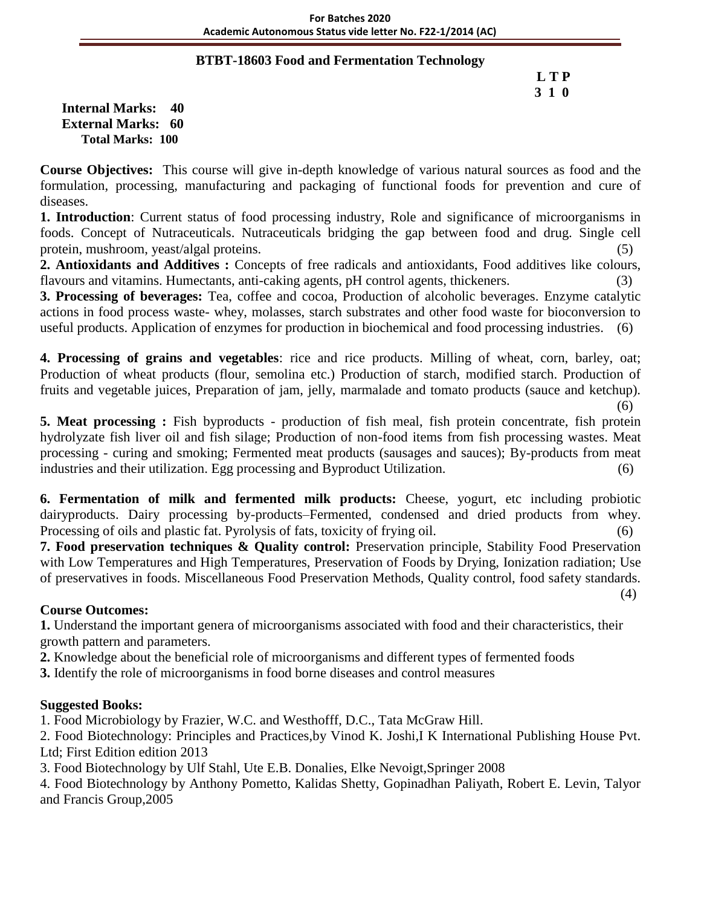## BTBT-18603 Food and Fermentation Technology

**L T P**
**3 1 0**

**Internal Marks: 40**
**External Marks: 60**
**Total Marks: 100**

**Course Objectives:** This course will give in-depth knowledge of various natural sources as food and the formulation, processing, manufacturing and packaging of functional foods for prevention and cure of diseases.

**1. Introduction**: Current status of food processing industry, Role and significance of microorganisms in foods. Concept of Nutraceuticals. Nutraceuticals bridging the gap between food and drug. Single cell protein, mushroom, yeast/algal proteins. (5)

**2. Antioxidants and Additives :** Concepts of free radicals and antioxidants, Food additives like colours, flavours and vitamins. Humectants, anti-caking agents, pH control agents, thickeners. (3)

**3. Processing of beverages:** Tea, coffee and cocoa, Production of alcoholic beverages. Enzyme catalytic actions in food process waste- whey, molasses, starch substrates and other food waste for bioconversion to useful products. Application of enzymes for production in biochemical and food processing industries. (6)

**4. Processing of grains and vegetables**: rice and rice products. Milling of wheat, corn, barley, oat; Production of wheat products (flour, semolina etc.) Production of starch, modified starch. Production of fruits and vegetable juices, Preparation of jam, jelly, marmalade and tomato products (sauce and ketchup). (6)

**5. Meat processing :** Fish byproducts - production of fish meal, fish protein concentrate, fish protein hydrolyzate fish liver oil and fish silage; Production of non-food items from fish processing wastes. Meat processing - curing and smoking; Fermented meat products (sausages and sauces); By-products from meat industries and their utilization. Egg processing and Byproduct Utilization. (6)

**6. Fermentation of milk and fermented milk products:** Cheese, yogurt, etc including probiotic dairyproducts. Dairy processing by-products–Fermented, condensed and dried products from whey. Processing of oils and plastic fat. Pyrolysis of fats, toxicity of frying oil. (6)

**7. Food preservation techniques & Quality control:** Preservation principle, Stability Food Preservation with Low Temperatures and High Temperatures, Preservation of Foods by Drying, Ionization radiation; Use of preservatives in foods. Miscellaneous Food Preservation Methods, Quality control, food safety standards. (4)

### Course Outcomes:

**1.** Understand the important genera of microorganisms associated with food and their characteristics, their growth pattern and parameters.

**2.** Knowledge about the beneficial role of microorganisms and different types of fermented foods

**3.** Identify the role of microorganisms in food borne diseases and control measures

### Suggested Books:

1. Food Microbiology by Frazier, W.C. and Westhofff, D.C., Tata McGraw Hill.
2. Food Biotechnology: Principles and Practices,by Vinod K. Joshi,I K International Publishing House Pvt. Ltd; First Edition edition 2013
3. Food Biotechnology by Ulf Stahl, Ute E.B. Donalies, Elke Nevoigt,Springer 2008
4. Food Biotechnology by Anthony Pometto, Kalidas Shetty, Gopinadhan Paliyath, Robert E. Levin, Talyor and Francis Group,2005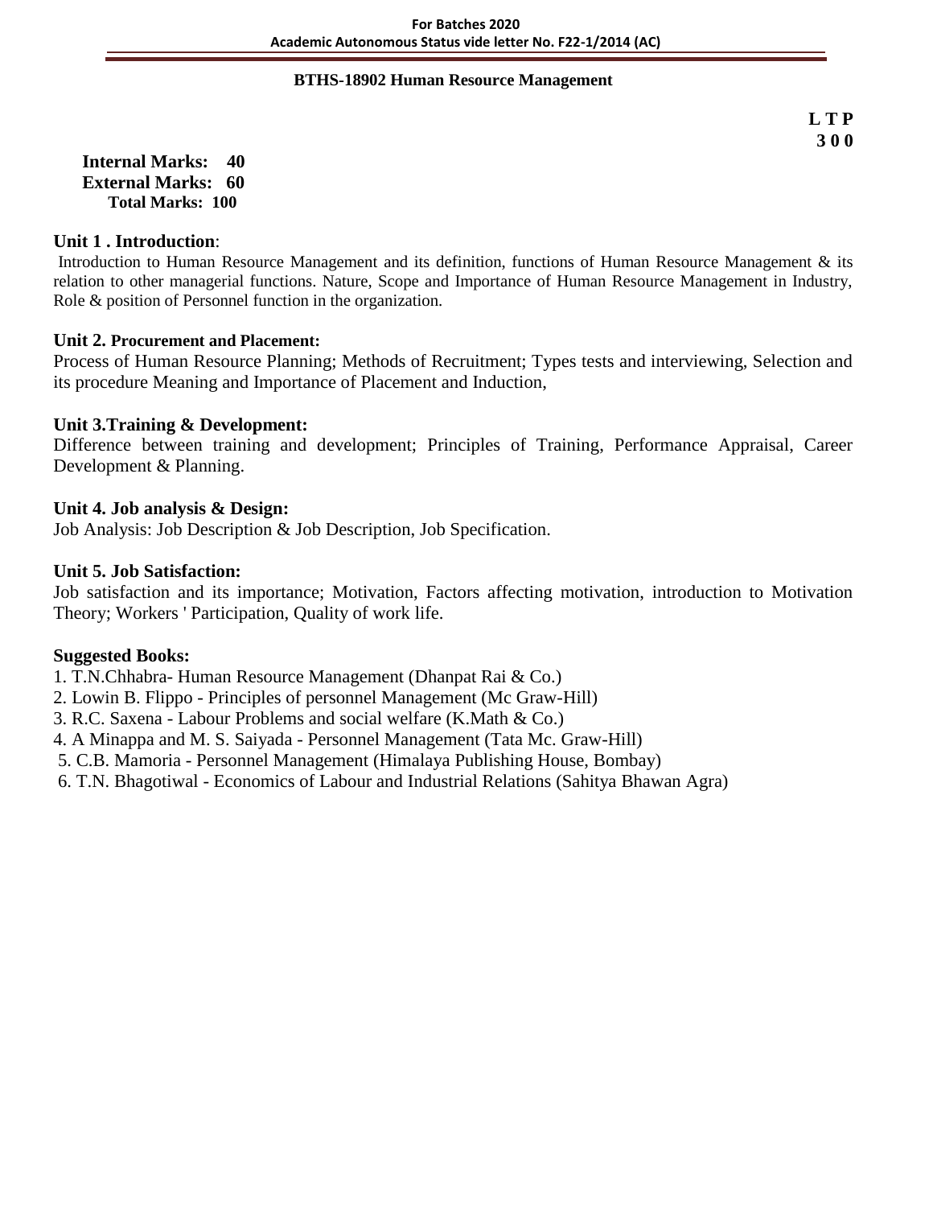## BTHS-18902 Human Resource Management

**L T P**
**3 0 0**

**Internal Marks: 40**
**External Marks: 60**
**Total Marks: 100**

**Unit 1 . Introduction**:

Introduction to Human Resource Management and its definition, functions of Human Resource Management & its relation to other managerial functions. Nature, Scope and Importance of Human Resource Management in Industry, Role & position of Personnel function in the organization.

**Unit 2. Procurement and Placement:**

Process of Human Resource Planning; Methods of Recruitment; Types tests and interviewing, Selection and its procedure Meaning and Importance of Placement and Induction,

**Unit 3.Training & Development:**

Difference between training and development; Principles of Training, Performance Appraisal, Career Development & Planning.

**Unit 4. Job analysis & Design:**

Job Analysis: Job Description & Job Description, Job Specification.

**Unit 5. Job Satisfaction:**

Job satisfaction and its importance; Motivation, Factors affecting motivation, introduction to Motivation Theory; Workers ' Participation, Quality of work life.

**Suggested Books:**

1. T.N.Chhabra- Human Resource Management (Dhanpat Rai & Co.)
2. Lowin B. Flippo - Principles of personnel Management (Mc Graw-Hill)
3. R.C. Saxena - Labour Problems and social welfare (K.Math & Co.)
4. A Minappa and M. S. Saiyada - Personnel Management (Tata Mc. Graw-Hill)
5. C.B. Mamoria - Personnel Management (Himalaya Publishing House, Bombay)
6. T.N. Bhagotiwal - Economics of Labour and Industrial Relations (Sahitya Bhawan Agra)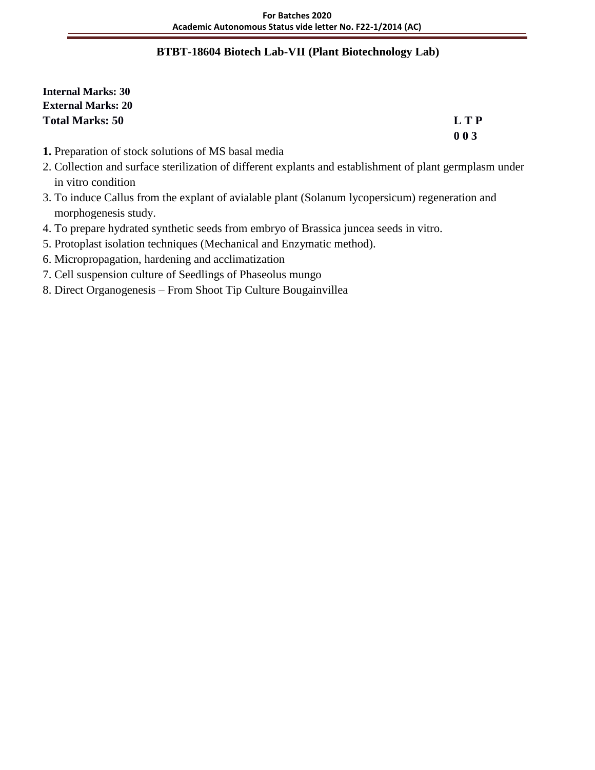## BTBT-18604 Biotech Lab-VII (Plant Biotechnology Lab)

**Internal Marks: 30**
**External Marks: 20**
**Total Marks: 50**

**L T P**
**0 0 3**

1. Preparation of stock solutions of MS basal media
2. Collection and surface sterilization of different explants and establishment of plant germplasm under in vitro condition
3. To induce Callus from the explant of avialable plant (Solanum lycopersicum) regeneration and morphogenesis study.
4. To prepare hydrated synthetic seeds from embryo of Brassica juncea seeds in vitro.
5. Protoplast isolation techniques (Mechanical and Enzymatic method).
6. Micropropagation, hardening and acclimatization
7. Cell suspension culture of Seedlings of Phaseolus mungo
8. Direct Organogenesis – From Shoot Tip Culture Bougainvillea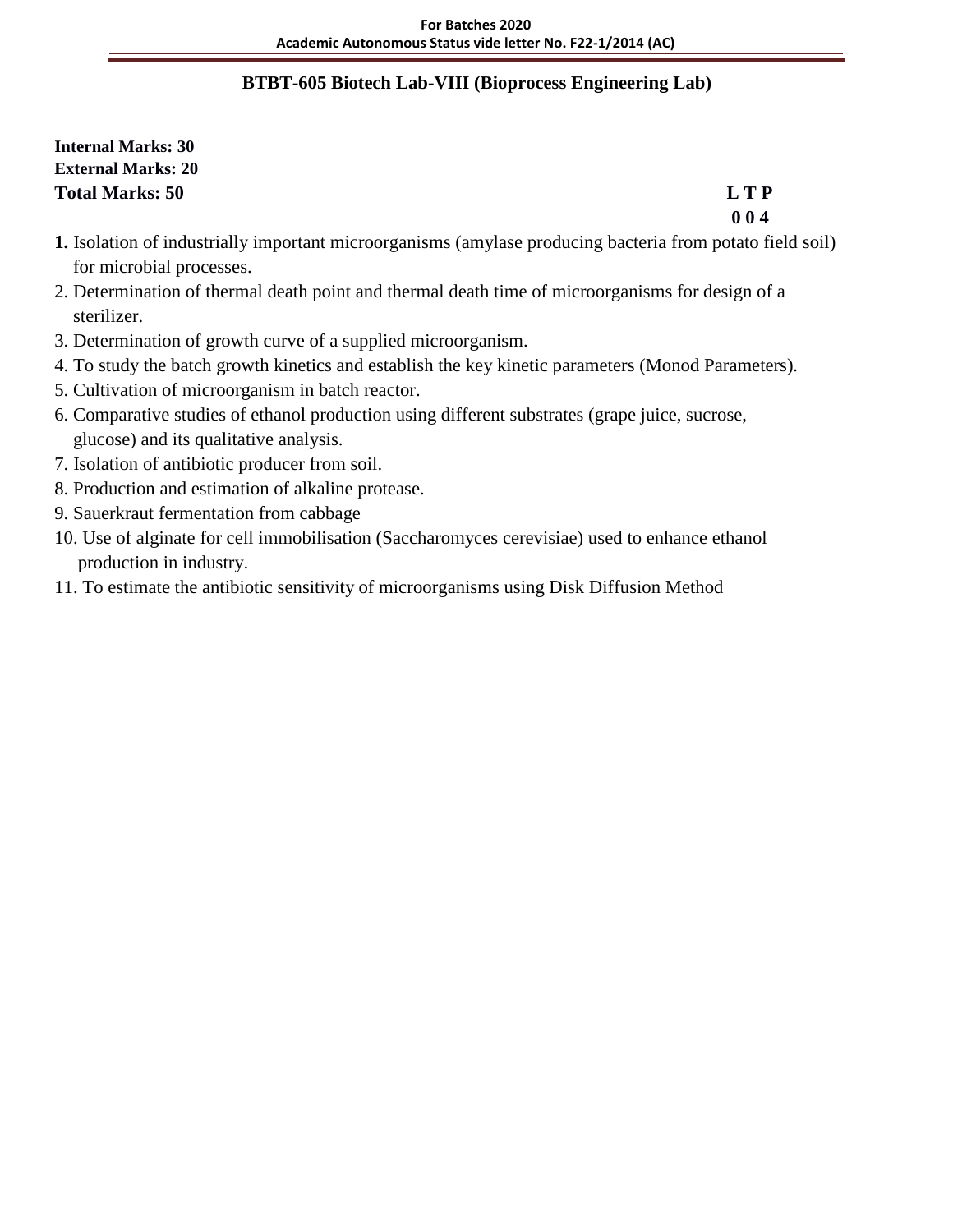## BTBT-605 Biotech Lab-VIII (Bioprocess Engineering Lab)

**Internal Marks: 30**
**External Marks: 20**
**Total Marks: 50**

**L T P**
**0 0 4**

1. Isolation of industrially important microorganisms (amylase producing bacteria from potato field soil) for microbial processes.
2. Determination of thermal death point and thermal death time of microorganisms for design of a sterilizer.
3. Determination of growth curve of a supplied microorganism.
4. To study the batch growth kinetics and establish the key kinetic parameters (Monod Parameters).
5. Cultivation of microorganism in batch reactor.
6. Comparative studies of ethanol production using different substrates (grape juice, sucrose, glucose) and its qualitative analysis.
7. Isolation of antibiotic producer from soil.
8. Production and estimation of alkaline protease.
9. Sauerkraut fermentation from cabbage
10. Use of alginate for cell immobilisation (Saccharomyces cerevisiae) used to enhance ethanol production in industry.
11. To estimate the antibiotic sensitivity of microorganisms using Disk Diffusion Method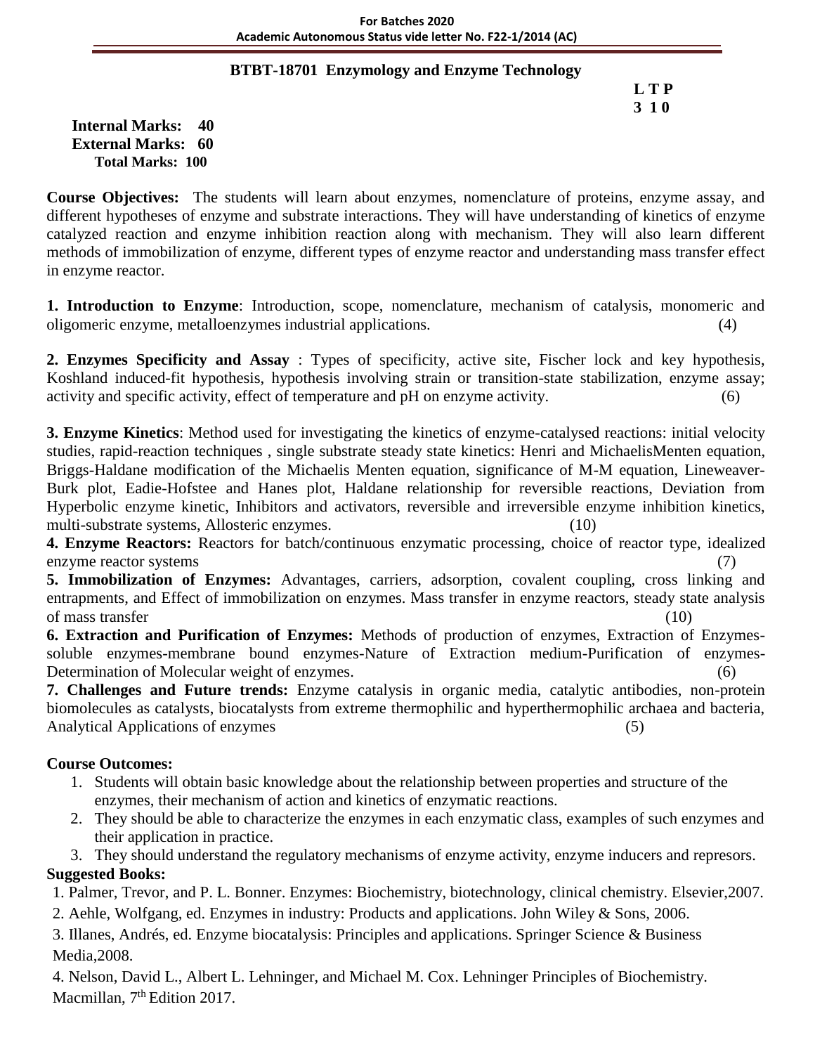## BTBT-18701 Enzymology and Enzyme Technology

**L T P**
**3 1 0**

**Internal Marks: 40**
**External Marks: 60**
**Total Marks: 100**

**Course Objectives:** The students will learn about enzymes, nomenclature of proteins, enzyme assay, and different hypotheses of enzyme and substrate interactions. They will have understanding of kinetics of enzyme catalyzed reaction and enzyme inhibition reaction along with mechanism. They will also learn different methods of immobilization of enzyme, different types of enzyme reactor and understanding mass transfer effect in enzyme reactor.

**1. Introduction to Enzyme**: Introduction, scope, nomenclature, mechanism of catalysis, monomeric and oligomeric enzyme, metalloenzymes industrial applications. (4)

**2. Enzymes Specificity and Assay** : Types of specificity, active site, Fischer lock and key hypothesis, Koshland induced-fit hypothesis, hypothesis involving strain or transition-state stabilization, enzyme assay; activity and specific activity, effect of temperature and pH on enzyme activity. (6)

**3. Enzyme Kinetics**: Method used for investigating the kinetics of enzyme-catalysed reactions: initial velocity studies, rapid-reaction techniques , single substrate steady state kinetics: Henri and MichaelisMenten equation, Briggs-Haldane modification of the Michaelis Menten equation, significance of M-M equation, Lineweaver-Burk plot, Eadie-Hofstee and Hanes plot, Haldane relationship for reversible reactions, Deviation from Hyperbolic enzyme kinetic, Inhibitors and activators, reversible and irreversible enzyme inhibition kinetics, multi-substrate systems, Allosteric enzymes. (10)

**4. Enzyme Reactors:** Reactors for batch/continuous enzymatic processing, choice of reactor type, idealized enzyme reactor systems (7)

**5. Immobilization of Enzymes:** Advantages, carriers, adsorption, covalent coupling, cross linking and entrapments, and Effect of immobilization on enzymes. Mass transfer in enzyme reactors, steady state analysis of mass transfer (10)

**6. Extraction and Purification of Enzymes:** Methods of production of enzymes, Extraction of Enzymes-soluble enzymes-membrane bound enzymes-Nature of Extraction medium-Purification of enzymes-Determination of Molecular weight of enzymes. (6)

**7. Challenges and Future trends:** Enzyme catalysis in organic media, catalytic antibodies, non-protein biomolecules as catalysts, biocatalysts from extreme thermophilic and hyperthermophilic archaea and bacteria, Analytical Applications of enzymes (5)

**Course Outcomes:**

1. Students will obtain basic knowledge about the relationship between properties and structure of the enzymes, their mechanism of action and kinetics of enzymatic reactions.
2. They should be able to characterize the enzymes in each enzymatic class, examples of such enzymes and their application in practice.
3. They should understand the regulatory mechanisms of enzyme activity, enzyme inducers and represors.

**Suggested Books:**

1. Palmer, Trevor, and P. L. Bonner. Enzymes: Biochemistry, biotechnology, clinical chemistry. Elsevier,2007.
2. Aehle, Wolfgang, ed. Enzymes in industry: Products and applications. John Wiley & Sons, 2006.
3. Illanes, Andrés, ed. Enzyme biocatalysis: Principles and applications. Springer Science & Business Media,2008.
4. Nelson, David L., Albert L. Lehninger, and Michael M. Cox. Lehninger Principles of Biochemistry. Macmillan, 7th Edition 2017.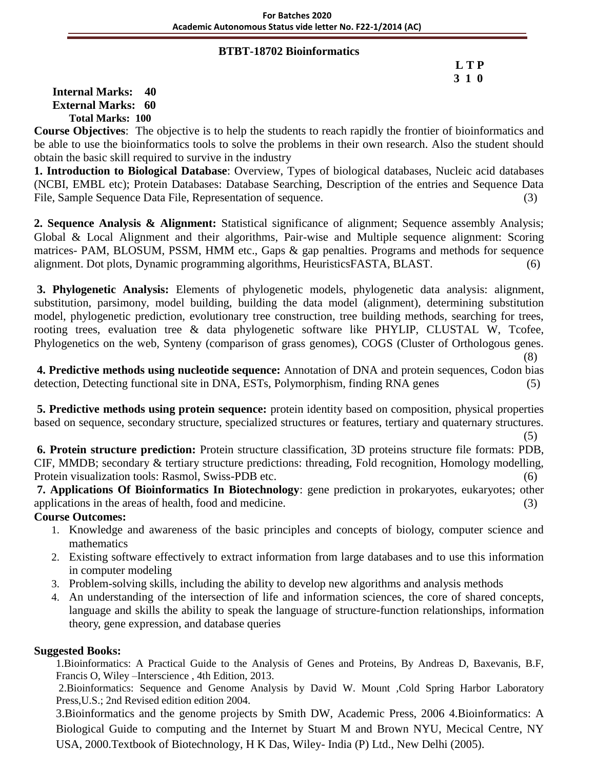## BTBT-18702 Bioinformatics

**L T P**
**3 1 0**

**Internal Marks: 40**
**External Marks: 60**
**Total Marks: 100**

**Course Objectives**: The objective is to help the students to reach rapidly the frontier of bioinformatics and be able to use the bioinformatics tools to solve the problems in their own research. Also the student should obtain the basic skill required to survive in the industry

**1. Introduction to Biological Database**: Overview, Types of biological databases, Nucleic acid databases (NCBI, EMBL etc); Protein Databases: Database Searching, Description of the entries and Sequence Data File, Sample Sequence Data File, Representation of sequence. (3)

**2. Sequence Analysis & Alignment:** Statistical significance of alignment; Sequence assembly Analysis; Global & Local Alignment and their algorithms, Pair-wise and Multiple sequence alignment: Scoring matrices- PAM, BLOSUM, PSSM, HMM etc., Gaps & gap penalties. Programs and methods for sequence alignment. Dot plots, Dynamic programming algorithms, HeuristicsFASTA, BLAST. (6)

**3. Phylogenetic Analysis:** Elements of phylogenetic models, phylogenetic data analysis: alignment, substitution, parsimony, model building, building the data model (alignment), determining substitution model, phylogenetic prediction, evolutionary tree construction, tree building methods, searching for trees, rooting trees, evaluation tree & data phylogenetic software like PHYLIP, CLUSTAL W, Tcofee, Phylogenetics on the web, Synteny (comparison of grass genomes), COGS (Cluster of Orthologous genes. (8)

**4. Predictive methods using nucleotide sequence:** Annotation of DNA and protein sequences, Codon bias detection, Detecting functional site in DNA, ESTs, Polymorphism, finding RNA genes (5)

**5. Predictive methods using protein sequence:** protein identity based on composition, physical properties based on sequence, secondary structure, specialized structures or features, tertiary and quaternary structures. (5)

**6. Protein structure prediction:** Protein structure classification, 3D proteins structure file formats: PDB, CIF, MMDB; secondary & tertiary structure predictions: threading, Fold recognition, Homology modelling, Protein visualization tools: Rasmol, Swiss-PDB etc. (6)

**7. Applications Of Bioinformatics In Biotechnology**: gene prediction in prokaryotes, eukaryotes; other applications in the areas of health, food and medicine. (3)

**Course Outcomes:**

1. Knowledge and awareness of the basic principles and concepts of biology, computer science and mathematics
2. Existing software effectively to extract information from large databases and to use this information in computer modeling
3. Problem-solving skills, including the ability to develop new algorithms and analysis methods
4. An understanding of the intersection of life and information sciences, the core of shared concepts, language and skills the ability to speak the language of structure-function relationships, information theory, gene expression, and database queries

**Suggested Books:**

1.Bioinformatics: A Practical Guide to the Analysis of Genes and Proteins, By Andreas D, Baxevanis, B.F, Francis O, Wiley –Interscience , 4th Edition, 2013.

2.Bioinformatics: Sequence and Genome Analysis by David W. Mount ,Cold Spring Harbor Laboratory Press,U.S.; 2nd Revised edition edition 2004.

3.Bioinformatics and the genome projects by Smith DW, Academic Press, 2006 4.Bioinformatics: A Biological Guide to computing and the Internet by Stuart M and Brown NYU, Mecical Centre, NY USA, 2000.Textbook of Biotechnology, H K Das, Wiley- India (P) Ltd., New Delhi (2005).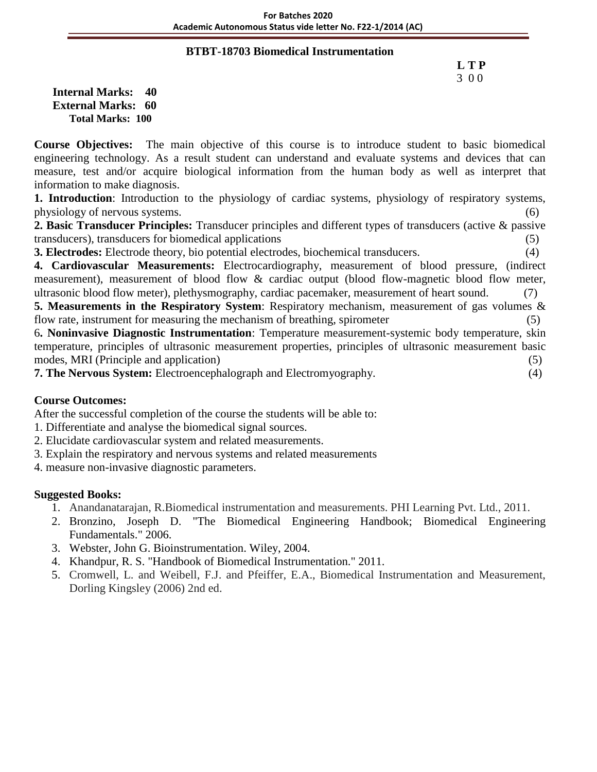## BTBT-18703 Biomedical Instrumentation

**L T P**
3 0 0

**Internal Marks: 40**
**External Marks: 60**
**Total Marks: 100**

**Course Objectives:** The main objective of this course is to introduce student to basic biomedical engineering technology. As a result student can understand and evaluate systems and devices that can measure, test and/or acquire biological information from the human body as well as interpret that information to make diagnosis.

**1. Introduction**: Introduction to the physiology of cardiac systems, physiology of respiratory systems, physiology of nervous systems. (6)

**2. Basic Transducer Principles:** Transducer principles and different types of transducers (active & passive transducers), transducers for biomedical applications (5)

**3. Electrodes:** Electrode theory, bio potential electrodes, biochemical transducers. (4)

**4. Cardiovascular Measurements:** Electrocardiography, measurement of blood pressure, (indirect measurement), measurement of blood flow & cardiac output (blood flow-magnetic blood flow meter, ultrasonic blood flow meter), plethysmography, cardiac pacemaker, measurement of heart sound. (7)

**5. Measurements in the Respiratory System**: Respiratory mechanism, measurement of gas volumes & flow rate, instrument for measuring the mechanism of breathing, spirometer (5)

6**. Noninvasive Diagnostic Instrumentation**: Temperature measurement-systemic body temperature, skin temperature, principles of ultrasonic measurement properties, principles of ultrasonic measurement basic modes, MRI (Principle and application) (5)

**7. The Nervous System:** Electroencephalograph and Electromyography. (4)

**Course Outcomes:**

After the successful completion of the course the students will be able to:

1. Differentiate and analyse the biomedical signal sources.
2. Elucidate cardiovascular system and related measurements.
3. Explain the respiratory and nervous systems and related measurements
4. measure non-invasive diagnostic parameters.

**Suggested Books:**

1. Anandanatarajan, R.Biomedical instrumentation and measurements. PHI Learning Pvt. Ltd., 2011.
2. Bronzino, Joseph D. "The Biomedical Engineering Handbook; Biomedical Engineering Fundamentals." 2006.
3. Webster, John G. Bioinstrumentation. Wiley, 2004.
4. Khandpur, R. S. "Handbook of Biomedical Instrumentation." 2011.
5. Cromwell, L. and Weibell, F.J. and Pfeiffer, E.A., Biomedical Instrumentation and Measurement, Dorling Kingsley (2006) 2nd ed.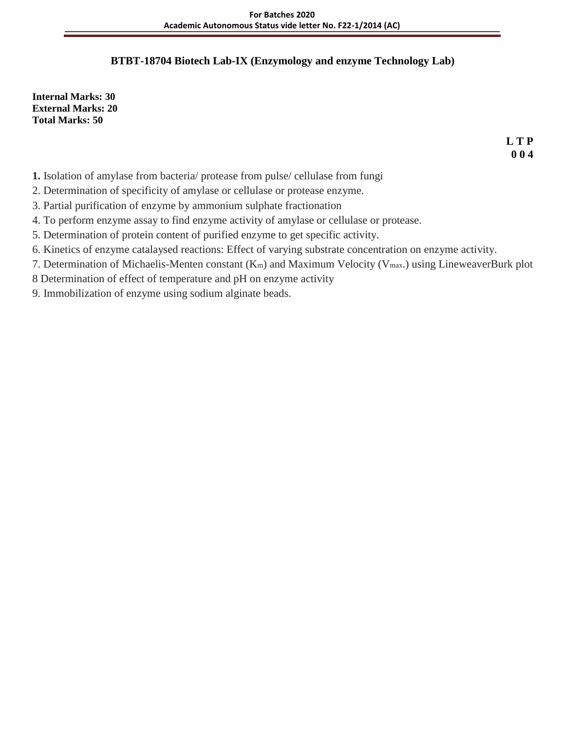## BTBT-18704 Biotech Lab-IX (Enzymology and enzyme Technology Lab)

**Internal Marks: 30**
**External Marks: 20**
**Total Marks: 50**

**L T P**
**0 0 4**

**1.** Isolation of amylase from bacteria/ protease from pulse/ cellulase from fungi

2. Determination of specificity of amylase or cellulase or protease enzyme.

3. Partial purification of enzyme by ammonium sulphate fractionation

4. To perform enzyme assay to find enzyme activity of amylase or cellulase or protease.

5. Determination of protein content of purified enzyme to get specific activity.

6. Kinetics of enzyme catalaysed reactions: Effect of varying substrate concentration on enzyme activity.

7. Determination of Michaelis-Menten constant ($K_m$) and Maximum Velocity ($V_{max}$.) using LineweaverBurk plot

8 Determination of effect of temperature and pH on enzyme activity

9. Immobilization of enzyme using sodium alginate beads.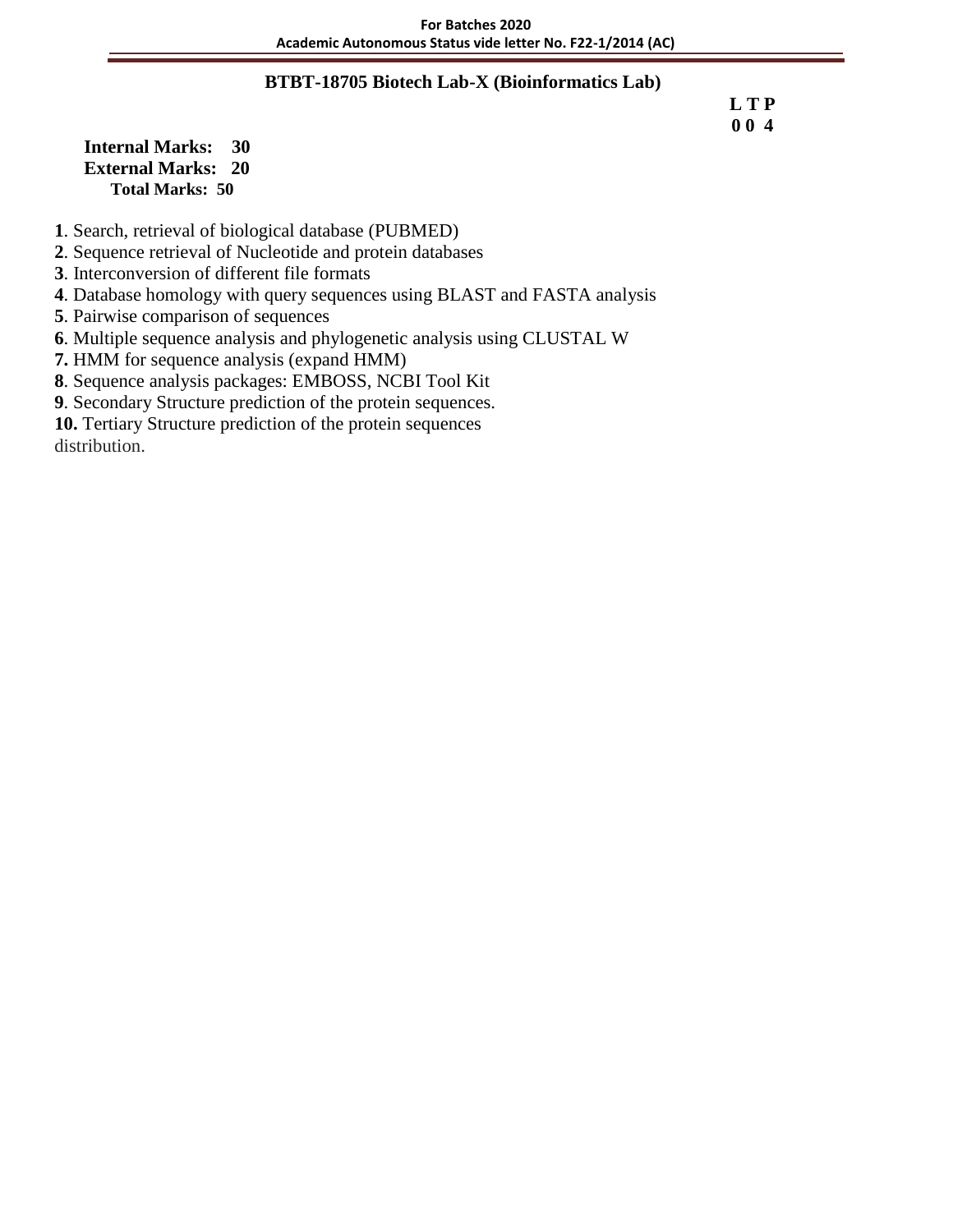## BTBT-18705 Biotech Lab-X (Bioinformatics Lab)

**L T P**
**0 0 4**

**Internal Marks: 30**
**External Marks: 20**
**Total Marks: 50**

**1**. Search, retrieval of biological database (PUBMED)
**2**. Sequence retrieval of Nucleotide and protein databases
**3**. Interconversion of different file formats
**4**. Database homology with query sequences using BLAST and FASTA analysis
**5**. Pairwise comparison of sequences
**6**. Multiple sequence analysis and phylogenetic analysis using CLUSTAL W
**7.** HMM for sequence analysis (expand HMM)
**8**. Sequence analysis packages: EMBOSS, NCBI Tool Kit
**9**. Secondary Structure prediction of the protein sequences.
**10.** Tertiary Structure prediction of the protein sequences
distribution.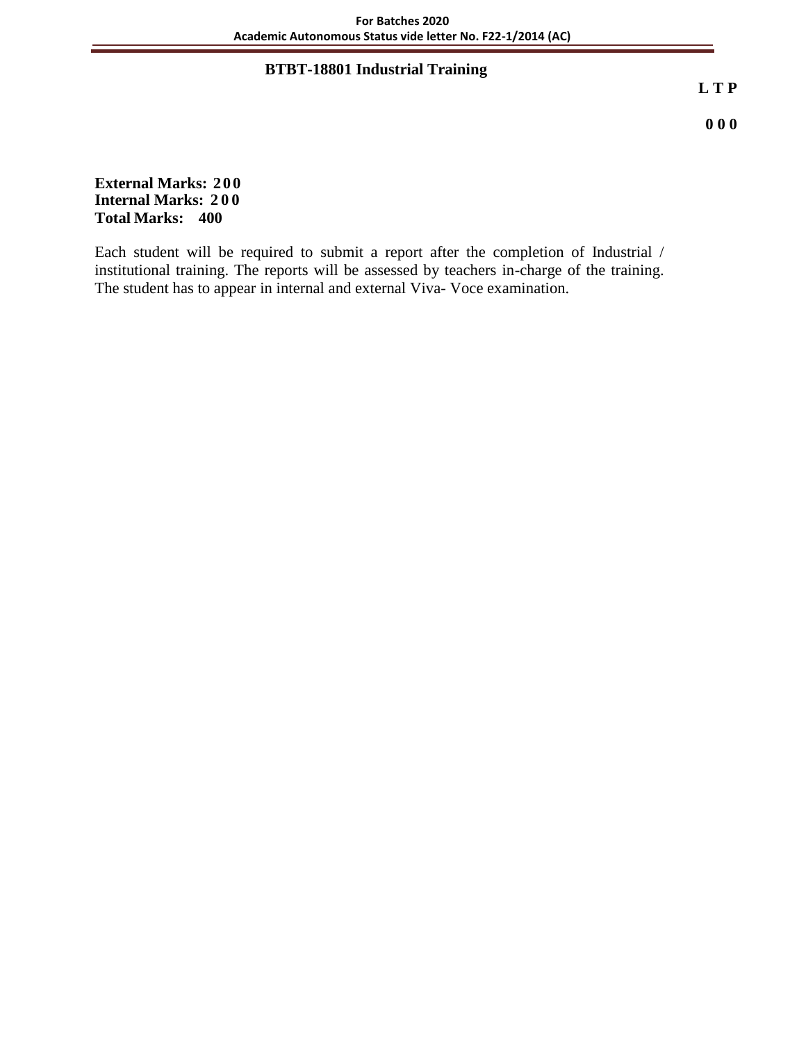## BTBT-18801 Industrial Training

**L T P**

**0 0 0**

**External Marks: 200**
**Internal Marks: 200**
**Total Marks: 400**

Each student will be required to submit a report after the completion of Industrial / institutional training. The reports will be assessed by teachers in-charge of the training. The student has to appear in internal and external Viva- Voce examination.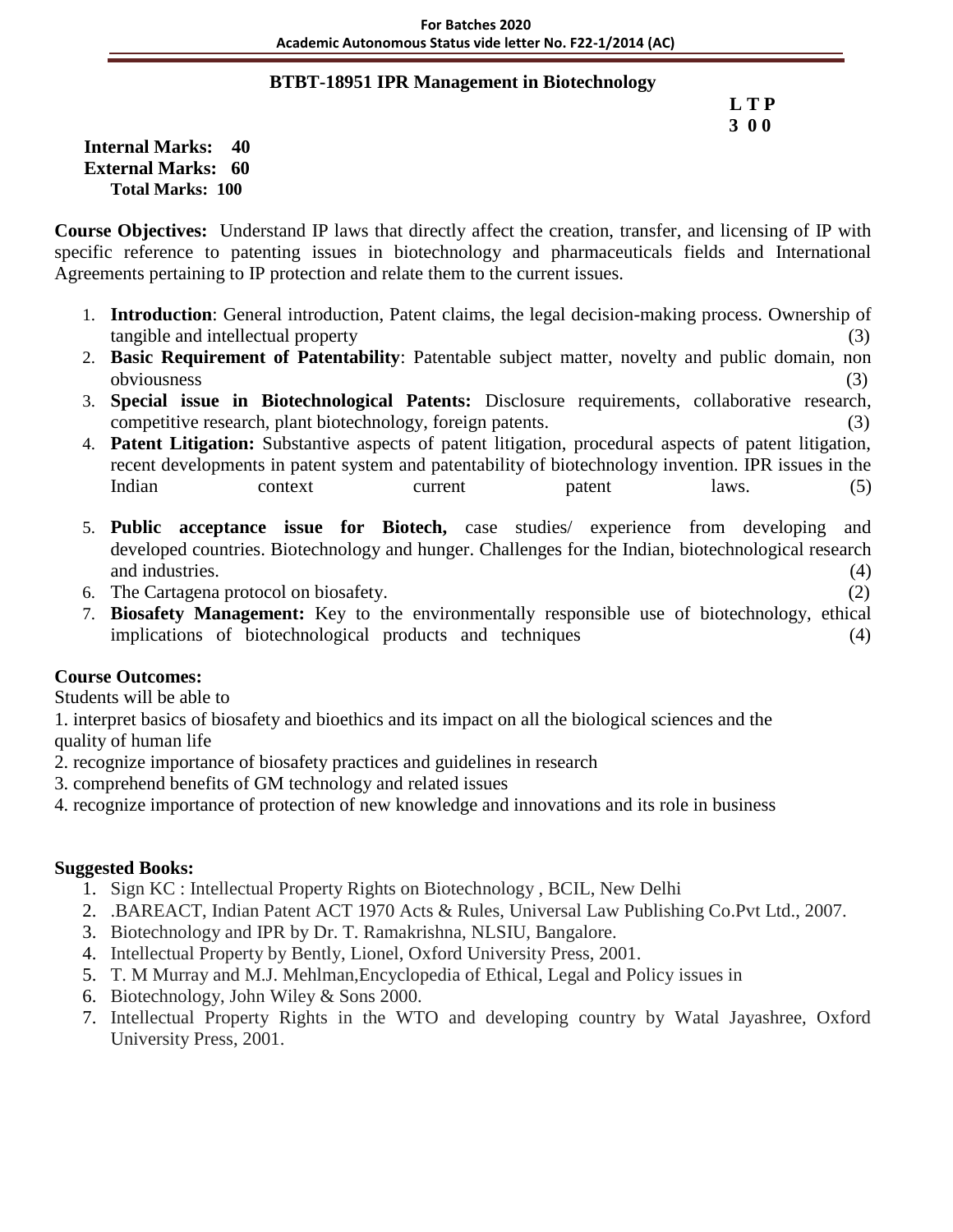# BTBT-18951 IPR Management in Biotechnology

**L T P**
**3 0 0**

**Internal Marks: 40**
**External Marks: 60**
**Total Marks: 100**

**Course Objectives:** Understand IP laws that directly affect the creation, transfer, and licensing of IP with specific reference to patenting issues in biotechnology and pharmaceuticals fields and International Agreements pertaining to IP protection and relate them to the current issues.

1. **Introduction**: General introduction, Patent claims, the legal decision-making process. Ownership of tangible and intellectual property (3)
2. **Basic Requirement of Patentability**: Patentable subject matter, novelty and public domain, non obviousness (3)
3. **Special issue in Biotechnological Patents:** Disclosure requirements, collaborative research, competitive research, plant biotechnology, foreign patents. (3)
4. **Patent Litigation:** Substantive aspects of patent litigation, procedural aspects of patent litigation, recent developments in patent system and patentability of biotechnology invention. IPR issues in the Indian context current patent laws. (5)
5. **Public acceptance issue for Biotech,** case studies/ experience from developing and developed countries. Biotechnology and hunger. Challenges for the Indian, biotechnological research and industries. (4)
6. The Cartagena protocol on biosafety. (2)
7. **Biosafety Management:** Key to the environmentally responsible use of biotechnology, ethical implications of biotechnological products and techniques (4)

**Course Outcomes:**

Students will be able to

1. interpret basics of biosafety and bioethics and its impact on all the biological sciences and the quality of human life
2. recognize importance of biosafety practices and guidelines in research
3. comprehend benefits of GM technology and related issues
4. recognize importance of protection of new knowledge and innovations and its role in business

**Suggested Books:**

1. Sign KC : Intellectual Property Rights on Biotechnology , BCIL, New Delhi
2. .BAREACT, Indian Patent ACT 1970 Acts & Rules, Universal Law Publishing Co.Pvt Ltd., 2007.
3. Biotechnology and IPR by Dr. T. Ramakrishna, NLSIU, Bangalore.
4. Intellectual Property by Bently, Lionel, Oxford University Press, 2001.
5. T. M Murray and M.J. Mehlman,Encyclopedia of Ethical, Legal and Policy issues in
6. Biotechnology, John Wiley & Sons 2000.
7. Intellectual Property Rights in the WTO and developing country by Watal Jayashree, Oxford University Press, 2001.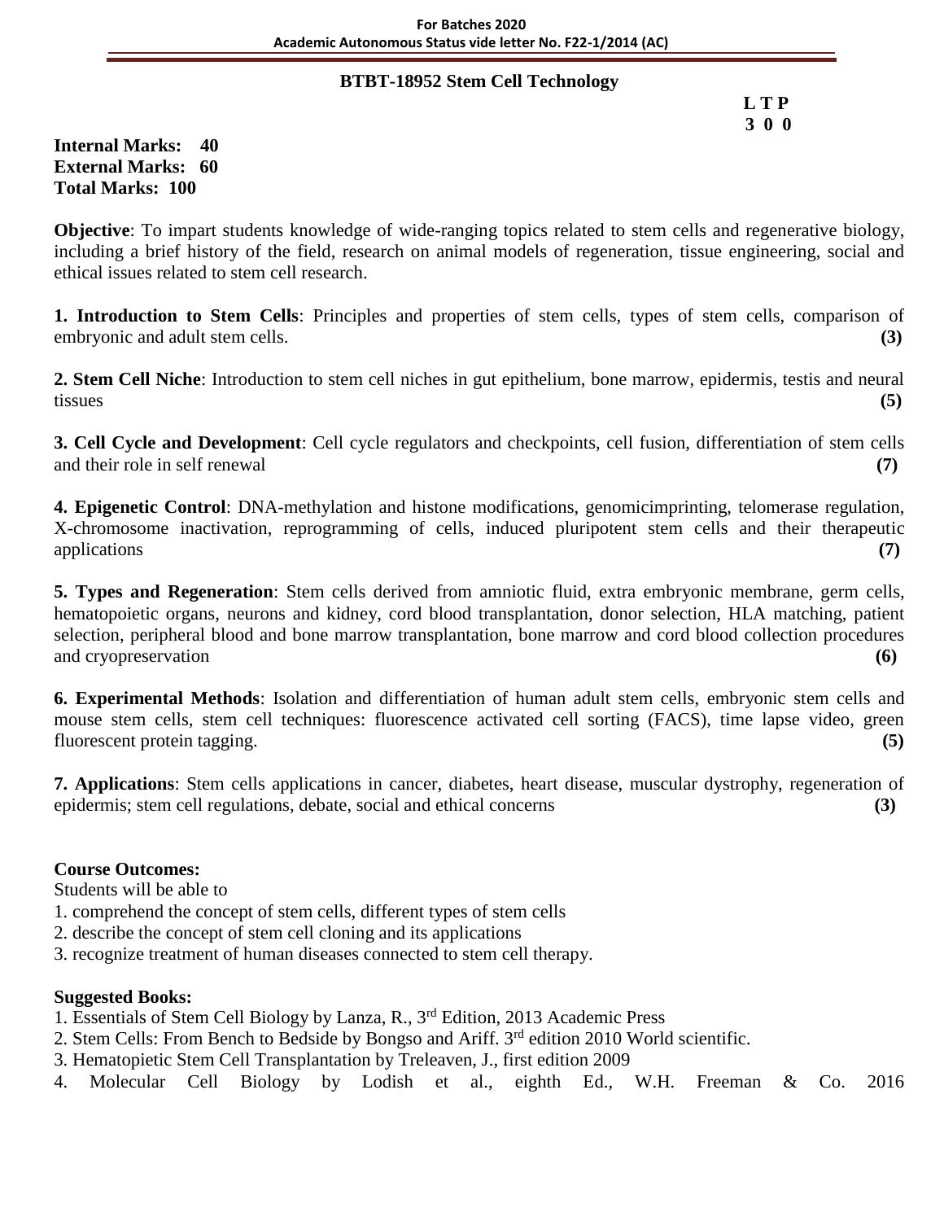## BTBT-18952 Stem Cell Technology

**L T P**
**3 0 0**

**Internal Marks: 40**
**External Marks: 60**
**Total Marks: 100**

**Objective**: To impart students knowledge of wide-ranging topics related to stem cells and regenerative biology, including a brief history of the field, research on animal models of regeneration, tissue engineering, social and ethical issues related to stem cell research.

**1. Introduction to Stem Cells**: Principles and properties of stem cells, types of stem cells, comparison of embryonic and adult stem cells. **(3)**

**2. Stem Cell Niche**: Introduction to stem cell niches in gut epithelium, bone marrow, epidermis, testis and neural tissues **(5)**

**3. Cell Cycle and Development**: Cell cycle regulators and checkpoints, cell fusion, differentiation of stem cells and their role in self renewal **(7)**

**4. Epigenetic Control**: DNA-methylation and histone modifications, genomicimprinting, telomerase regulation, X-chromosome inactivation, reprogramming of cells, induced pluripotent stem cells and their therapeutic applications **(7)**

**5. Types and Regeneration**: Stem cells derived from amniotic fluid, extra embryonic membrane, germ cells, hematopoietic organs, neurons and kidney, cord blood transplantation, donor selection, HLA matching, patient selection, peripheral blood and bone marrow transplantation, bone marrow and cord blood collection procedures and cryopreservation **(6)**

**6. Experimental Methods**: Isolation and differentiation of human adult stem cells, embryonic stem cells and mouse stem cells, stem cell techniques: fluorescence activated cell sorting (FACS), time lapse video, green fluorescent protein tagging. **(5)**

**7. Applications**: Stem cells applications in cancer, diabetes, heart disease, muscular dystrophy, regeneration of epidermis; stem cell regulations, debate, social and ethical concerns **(3)**

**Course Outcomes:**

Students will be able to

1. comprehend the concept of stem cells, different types of stem cells
2. describe the concept of stem cell cloning and its applications
3. recognize treatment of human diseases connected to stem cell therapy.

**Suggested Books:**

1. Essentials of Stem Cell Biology by Lanza, R., 3rd Edition, 2013 Academic Press
2. Stem Cells: From Bench to Bedside by Bongso and Ariff. 3rd edition 2010 World scientific.
3. Hematopietic Stem Cell Transplantation by Treleaven, J., first edition 2009
4. Molecular Cell Biology by Lodish et al., eighth Ed., W.H. Freeman & Co. 2016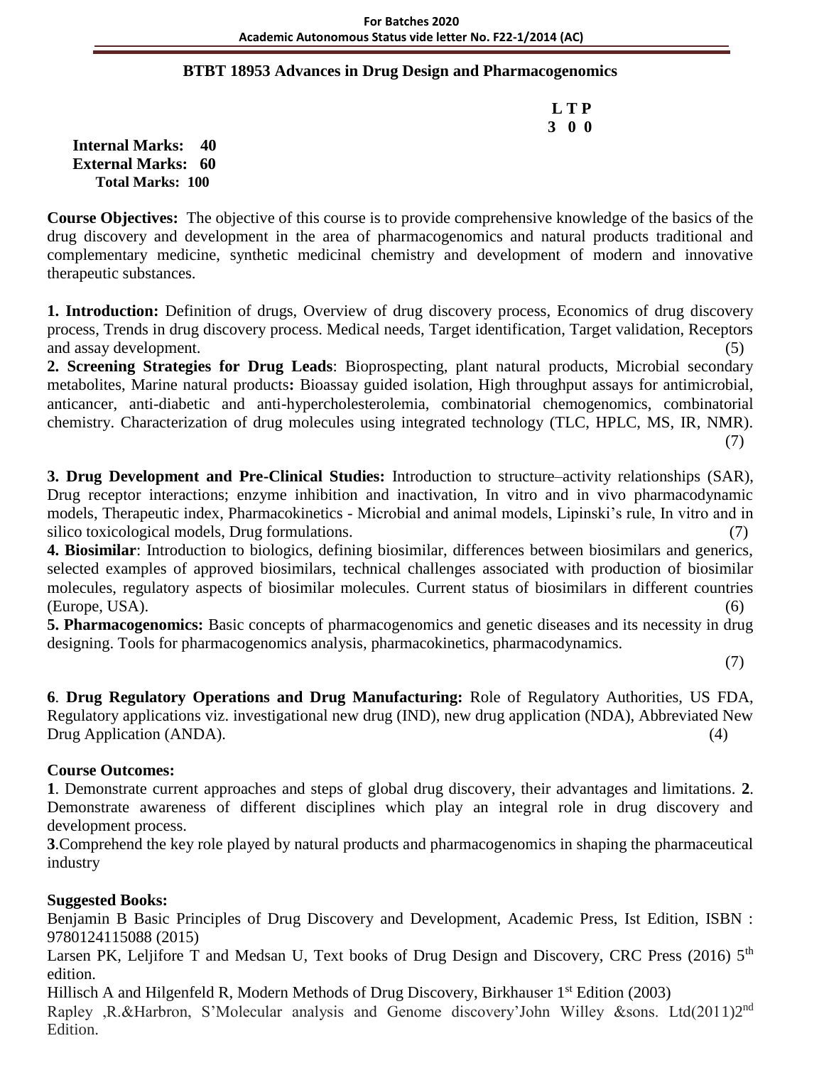## BTBT 18953 Advances in Drug Design and Pharmacogenomics

**L T P**
**3 0 0**

**Internal Marks: 40**
**External Marks: 60**
**Total Marks: 100**

**Course Objectives:** The objective of this course is to provide comprehensive knowledge of the basics of the drug discovery and development in the area of pharmacogenomics and natural products traditional and complementary medicine, synthetic medicinal chemistry and development of modern and innovative therapeutic substances.

**1. Introduction:** Definition of drugs, Overview of drug discovery process, Economics of drug discovery process, Trends in drug discovery process. Medical needs, Target identification, Target validation, Receptors and assay development. (5)

**2. Screening Strategies for Drug Leads**: Bioprospecting, plant natural products, Microbial secondary metabolites, Marine natural products**:** Bioassay guided isolation, High throughput assays for antimicrobial, anticancer, anti-diabetic and anti-hypercholesterolemia, combinatorial chemogenomics, combinatorial chemistry. Characterization of drug molecules using integrated technology (TLC, HPLC, MS, IR, NMR). (7)

**3. Drug Development and Pre-Clinical Studies:** Introduction to structure–activity relationships (SAR), Drug receptor interactions; enzyme inhibition and inactivation, In vitro and in vivo pharmacodynamic models, Therapeutic index, Pharmacokinetics - Microbial and animal models, Lipinski's rule, In vitro and in silico toxicological models, Drug formulations. (7)

**4. Biosimilar**: Introduction to biologics, defining biosimilar, differences between biosimilars and generics, selected examples of approved biosimilars, technical challenges associated with production of biosimilar molecules, regulatory aspects of biosimilar molecules. Current status of biosimilars in different countries (Europe, USA). (6)

**5. Pharmacogenomics:** Basic concepts of pharmacogenomics and genetic diseases and its necessity in drug designing. Tools for pharmacogenomics analysis, pharmacokinetics, pharmacodynamics. (7)

**6**. **Drug Regulatory Operations and Drug Manufacturing:** Role of Regulatory Authorities, US FDA, Regulatory applications viz. investigational new drug (IND), new drug application (NDA), Abbreviated New Drug Application (ANDA). (4)

**Course Outcomes:**

**1**. Demonstrate current approaches and steps of global drug discovery, their advantages and limitations. **2**. Demonstrate awareness of different disciplines which play an integral role in drug discovery and development process.

**3**.Comprehend the key role played by natural products and pharmacogenomics in shaping the pharmaceutical industry

**Suggested Books:**

Benjamin B Basic Principles of Drug Discovery and Development, Academic Press, Ist Edition, ISBN : 9780124115088 (2015)

Larsen PK, Leljifore T and Medsan U, Text books of Drug Design and Discovery, CRC Press (2016) 5th edition.

Hillisch A and Hilgenfeld R, Modern Methods of Drug Discovery, Birkhauser 1st Edition (2003)

Rapley ,R.&Harbron, S'Molecular analysis and Genome discovery'John Willey &sons. Ltd(2011)2nd Edition.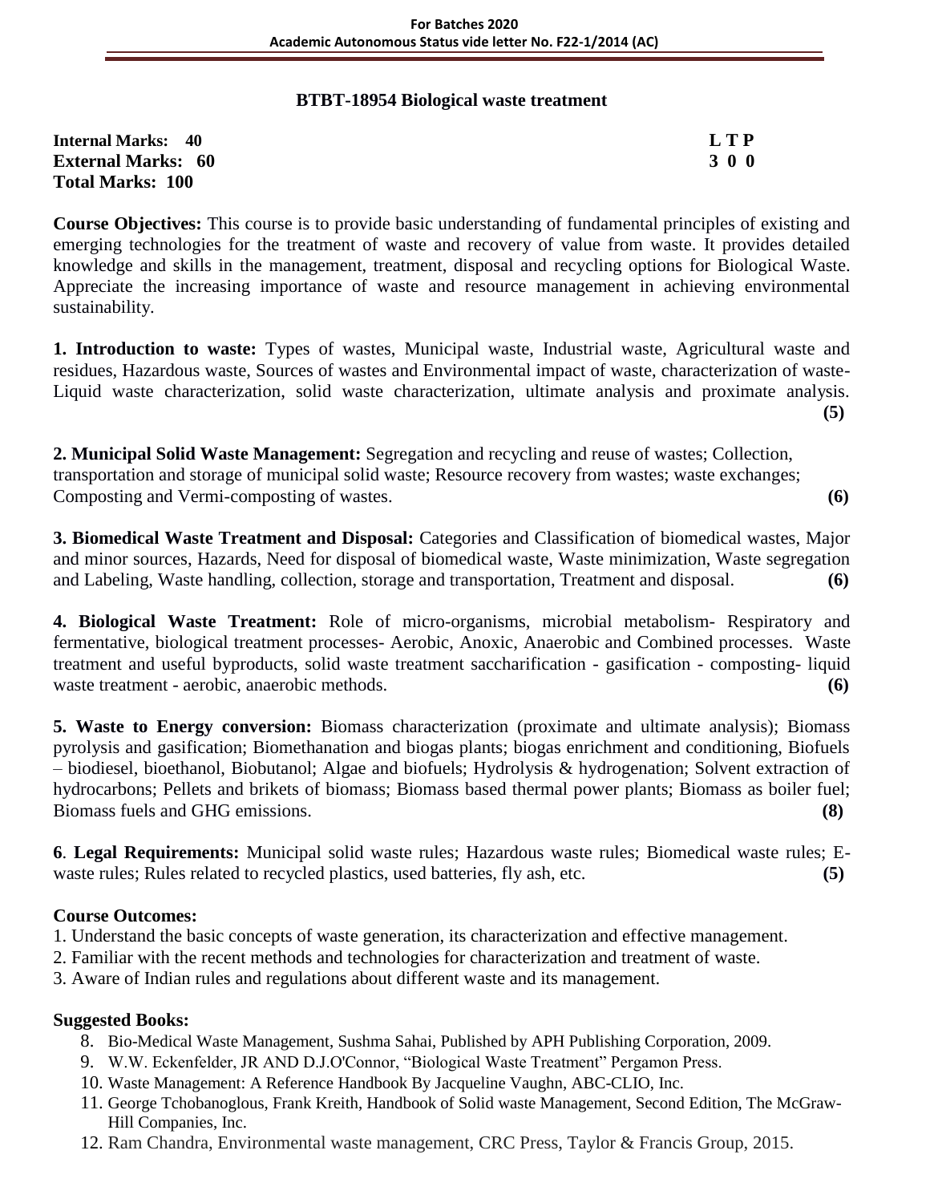## BTBT-18954 Biological waste treatment

**Internal Marks: 40**
**External Marks: 60**
**Total Marks: 100**

**L T P**
**3 0 0**

**Course Objectives:** This course is to provide basic understanding of fundamental principles of existing and emerging technologies for the treatment of waste and recovery of value from waste. It provides detailed knowledge and skills in the management, treatment, disposal and recycling options for Biological Waste. Appreciate the increasing importance of waste and resource management in achieving environmental sustainability.

**1. Introduction to waste:** Types of wastes, Municipal waste, Industrial waste, Agricultural waste and residues, Hazardous waste, Sources of wastes and Environmental impact of waste, characterization of waste- Liquid waste characterization, solid waste characterization, ultimate analysis and proximate analysis. **(5)**

**2. Municipal Solid Waste Management:** Segregation and recycling and reuse of wastes; Collection, transportation and storage of municipal solid waste; Resource recovery from wastes; waste exchanges; Composting and Vermi-composting of wastes. **(6)**

**3. Biomedical Waste Treatment and Disposal:** Categories and Classification of biomedical wastes, Major and minor sources, Hazards, Need for disposal of biomedical waste, Waste minimization, Waste segregation and Labeling, Waste handling, collection, storage and transportation, Treatment and disposal. **(6)**

**4. Biological Waste Treatment:** Role of micro-organisms, microbial metabolism- Respiratory and fermentative, biological treatment processes- Aerobic, Anoxic, Anaerobic and Combined processes. Waste treatment and useful byproducts, solid waste treatment saccharification - gasification - composting- liquid waste treatment - aerobic, anaerobic methods. **(6)**

**5. Waste to Energy conversion:** Biomass characterization (proximate and ultimate analysis); Biomass pyrolysis and gasification; Biomethanation and biogas plants; biogas enrichment and conditioning, Biofuels – biodiesel, bioethanol, Biobutanol; Algae and biofuels; Hydrolysis & hydrogenation; Solvent extraction of hydrocarbons; Pellets and brikets of biomass; Biomass based thermal power plants; Biomass as boiler fuel; Biomass fuels and GHG emissions. **(8)**

**6**. **Legal Requirements:** Municipal solid waste rules; Hazardous waste rules; Biomedical waste rules; E-waste rules; Rules related to recycled plastics, used batteries, fly ash, etc. **(5)**

**Course Outcomes:**

1. Understand the basic concepts of waste generation, its characterization and effective management.
2. Familiar with the recent methods and technologies for characterization and treatment of waste.
3. Aware of Indian rules and regulations about different waste and its management.

**Suggested Books:**

8. Bio-Medical Waste Management, Sushma Sahai, Published by APH Publishing Corporation, 2009.
9. W.W. Eckenfelder, JR AND D.J.O'Connor, "Biological Waste Treatment" Pergamon Press.
10. Waste Management: A Reference Handbook By Jacqueline Vaughn, ABC-CLIO, Inc.
11. George Tchobanoglous, Frank Kreith, Handbook of Solid waste Management, Second Edition, The McGraw-Hill Companies, Inc.
12. Ram Chandra, Environmental waste management, CRC Press, Taylor & Francis Group, 2015.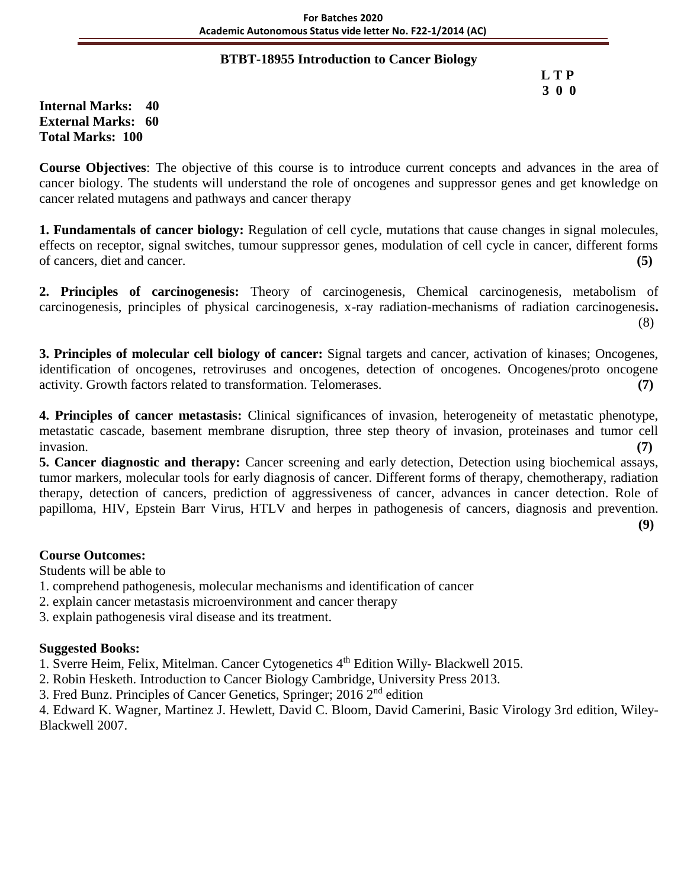## BTBT-18955 Introduction to Cancer Biology

**L T P**
**3 0 0**

**Internal Marks: 40**
**External Marks: 60**
**Total Marks: 100**

**Course Objectives**: The objective of this course is to introduce current concepts and advances in the area of cancer biology. The students will understand the role of oncogenes and suppressor genes and get knowledge on cancer related mutagens and pathways and cancer therapy

**1. Fundamentals of cancer biology:** Regulation of cell cycle, mutations that cause changes in signal molecules, effects on receptor, signal switches, tumour suppressor genes, modulation of cell cycle in cancer, different forms of cancers, diet and cancer. **(5)**

**2. Principles of carcinogenesis:** Theory of carcinogenesis, Chemical carcinogenesis, metabolism of carcinogenesis, principles of physical carcinogenesis, x-ray radiation-mechanisms of radiation carcinogenesis**.** (8)

**3. Principles of molecular cell biology of cancer:** Signal targets and cancer, activation of kinases; Oncogenes, identification of oncogenes, retroviruses and oncogenes, detection of oncogenes. Oncogenes/proto oncogene activity. Growth factors related to transformation. Telomerases. **(7)**

**4. Principles of cancer metastasis:** Clinical significances of invasion, heterogeneity of metastatic phenotype, metastatic cascade, basement membrane disruption, three step theory of invasion, proteinases and tumor cell invasion. **(7)**

**5. Cancer diagnostic and therapy:** Cancer screening and early detection, Detection using biochemical assays, tumor markers, molecular tools for early diagnosis of cancer. Different forms of therapy, chemotherapy, radiation therapy, detection of cancers, prediction of aggressiveness of cancer, advances in cancer detection. Role of papilloma, HIV, Epstein Barr Virus, HTLV and herpes in pathogenesis of cancers, diagnosis and prevention. **(9)**

**Course Outcomes:**

Students will be able to

1. comprehend pathogenesis, molecular mechanisms and identification of cancer
2. explain cancer metastasis microenvironment and cancer therapy
3. explain pathogenesis viral disease and its treatment.

**Suggested Books:**

1. Sverre Heim, Felix, Mitelman. Cancer Cytogenetics 4th Edition Willy- Blackwell 2015.
2. Robin Hesketh. Introduction to Cancer Biology Cambridge, University Press 2013.
3. Fred Bunz. Principles of Cancer Genetics, Springer; 2016 2nd edition
4. Edward K. Wagner, Martinez J. Hewlett, David C. Bloom, David Camerini, Basic Virology 3rd edition, Wiley-Blackwell 2007.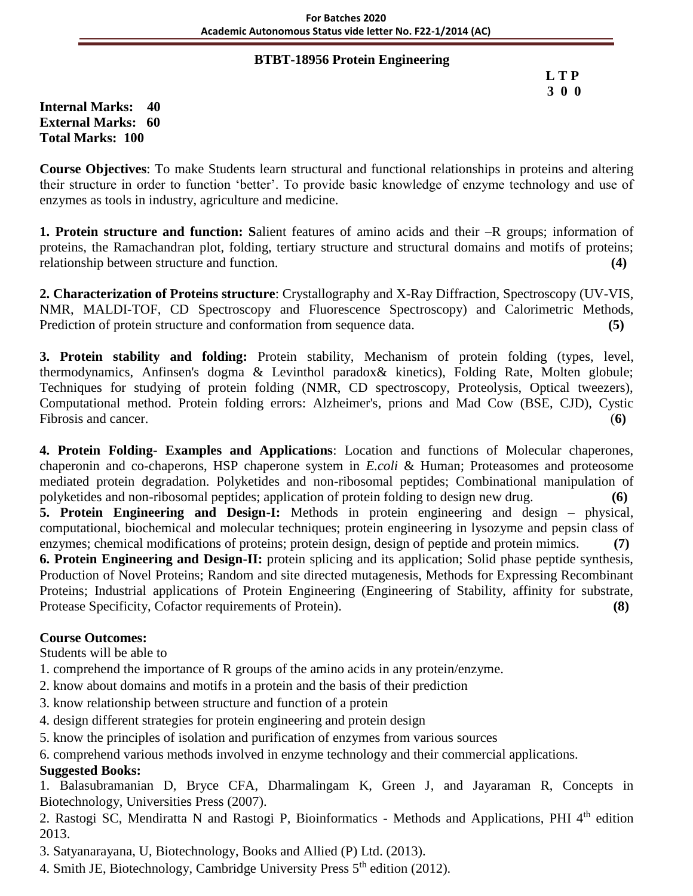## BTBT-18956 Protein Engineering

**L T P**
**3 0 0**

**Internal Marks: 40**
**External Marks: 60**
**Total Marks: 100**

**Course Objectives**: To make Students learn structural and functional relationships in proteins and altering their structure in order to function 'better'. To provide basic knowledge of enzyme technology and use of enzymes as tools in industry, agriculture and medicine.

**1. Protein structure and function: S**alient features of amino acids and their –R groups; information of proteins, the Ramachandran plot, folding, tertiary structure and structural domains and motifs of proteins; relationship between structure and function. **(4)**

**2. Characterization of Proteins structure**: Crystallography and X-Ray Diffraction, Spectroscopy (UV-VIS, NMR, MALDI-TOF, CD Spectroscopy and Fluorescence Spectroscopy) and Calorimetric Methods, Prediction of protein structure and conformation from sequence data. **(5)**

**3. Protein stability and folding:** Protein stability, Mechanism of protein folding (types, level, thermodynamics, Anfinsen's dogma & Levinthol paradox& kinetics), Folding Rate, Molten globule; Techniques for studying of protein folding (NMR, CD spectroscopy, Proteolysis, Optical tweezers), Computational method. Protein folding errors: Alzheimer's, prions and Mad Cow (BSE, CJD), Cystic Fibrosis and cancer. (**6)**

**4. Protein Folding- Examples and Applications**: Location and functions of Molecular chaperones, chaperonin and co-chaperons, HSP chaperone system in *E.coli* & Human; Proteasomes and proteosome mediated protein degradation. Polyketides and non-ribosomal peptides; Combinational manipulation of polyketides and non-ribosomal peptides; application of protein folding to design new drug. **(6)**

**5. Protein Engineering and Design-I:** Methods in protein engineering and design – physical, computational, biochemical and molecular techniques; protein engineering in lysozyme and pepsin class of enzymes; chemical modifications of proteins; protein design, design of peptide and protein mimics. **(7)**

**6. Protein Engineering and Design-II:** protein splicing and its application; Solid phase peptide synthesis, Production of Novel Proteins; Random and site directed mutagenesis, Methods for Expressing Recombinant Proteins; Industrial applications of Protein Engineering (Engineering of Stability, affinity for substrate, Protease Specificity, Cofactor requirements of Protein). **(8)**

**Course Outcomes:**

Students will be able to

1. comprehend the importance of R groups of the amino acids in any protein/enzyme.
2. know about domains and motifs in a protein and the basis of their prediction
3. know relationship between structure and function of a protein
4. design different strategies for protein engineering and protein design
5. know the principles of isolation and purification of enzymes from various sources
6. comprehend various methods involved in enzyme technology and their commercial applications.

**Suggested Books:**

1. Balasubramanian D, Bryce CFA, Dharmalingam K, Green J, and Jayaraman R, Concepts in Biotechnology, Universities Press (2007).
2. Rastogi SC, Mendiratta N and Rastogi P, Bioinformatics - Methods and Applications, PHI 4th edition 2013.
3. Satyanarayana, U, Biotechnology, Books and Allied (P) Ltd. (2013).
4. Smith JE, Biotechnology, Cambridge University Press 5th edition (2012).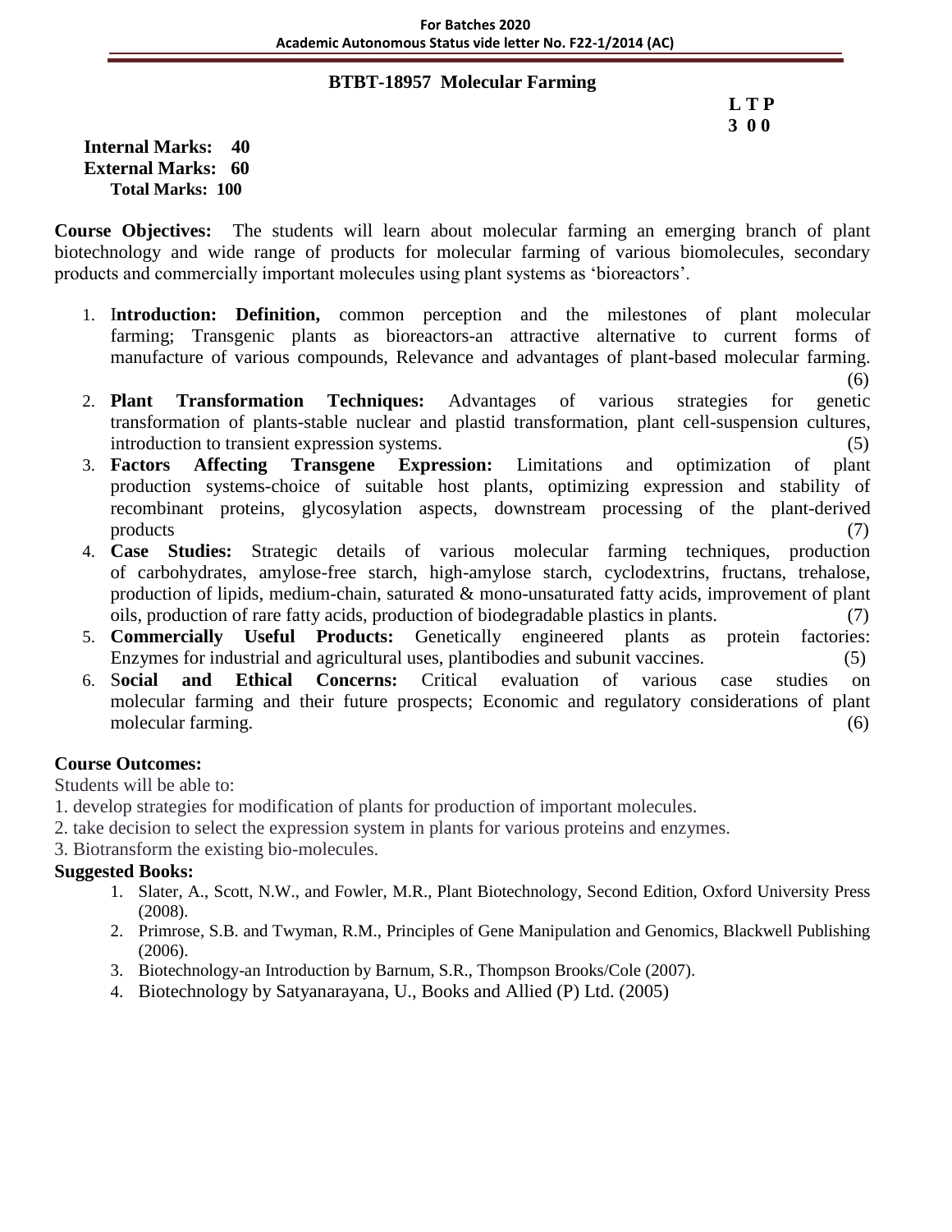## BTBT-18957 Molecular Farming

**L T P**
**3 0 0**

**Internal Marks: 40**
**External Marks: 60**
**Total Marks: 100**

**Course Objectives:** The students will learn about molecular farming an emerging branch of plant biotechnology and wide range of products for molecular farming of various biomolecules, secondary products and commercially important molecules using plant systems as 'bioreactors'.

1. **Introduction: Definition,** common perception and the milestones of plant molecular farming; Transgenic plants as bioreactors-an attractive alternative to current forms of manufacture of various compounds, Relevance and advantages of plant-based molecular farming. (6)
2. **Plant Transformation Techniques:** Advantages of various strategies for genetic transformation of plants-stable nuclear and plastid transformation, plant cell-suspension cultures, introduction to transient expression systems. (5)
3. **Factors Affecting Transgene Expression:** Limitations and optimization of plant production systems-choice of suitable host plants, optimizing expression and stability of recombinant proteins, glycosylation aspects, downstream processing of the plant-derived products (7)
4. **Case Studies:** Strategic details of various molecular farming techniques, production of carbohydrates, amylose-free starch, high-amylose starch, cyclodextrins, fructans, trehalose, production of lipids, medium-chain, saturated & mono-unsaturated fatty acids, improvement of plant oils, production of rare fatty acids, production of biodegradable plastics in plants. (7)
5. **Commercially Useful Products:** Genetically engineered plants as protein factories: Enzymes for industrial and agricultural uses, plantibodies and subunit vaccines. (5)
6. **Social and Ethical Concerns:** Critical evaluation of various case studies on molecular farming and their future prospects; Economic and regulatory considerations of plant molecular farming. (6)

**Course Outcomes:**

Students will be able to:

1. develop strategies for modification of plants for production of important molecules.
2. take decision to select the expression system in plants for various proteins and enzymes.
3. Biotransform the existing bio-molecules.

**Suggested Books:**

1. Slater, A., Scott, N.W., and Fowler, M.R., Plant Biotechnology, Second Edition, Oxford University Press (2008).
2. Primrose, S.B. and Twyman, R.M., Principles of Gene Manipulation and Genomics, Blackwell Publishing (2006).
3. Biotechnology-an Introduction by Barnum, S.R., Thompson Brooks/Cole (2007).
4. Biotechnology by Satyanarayana, U., Books and Allied (P) Ltd. (2005)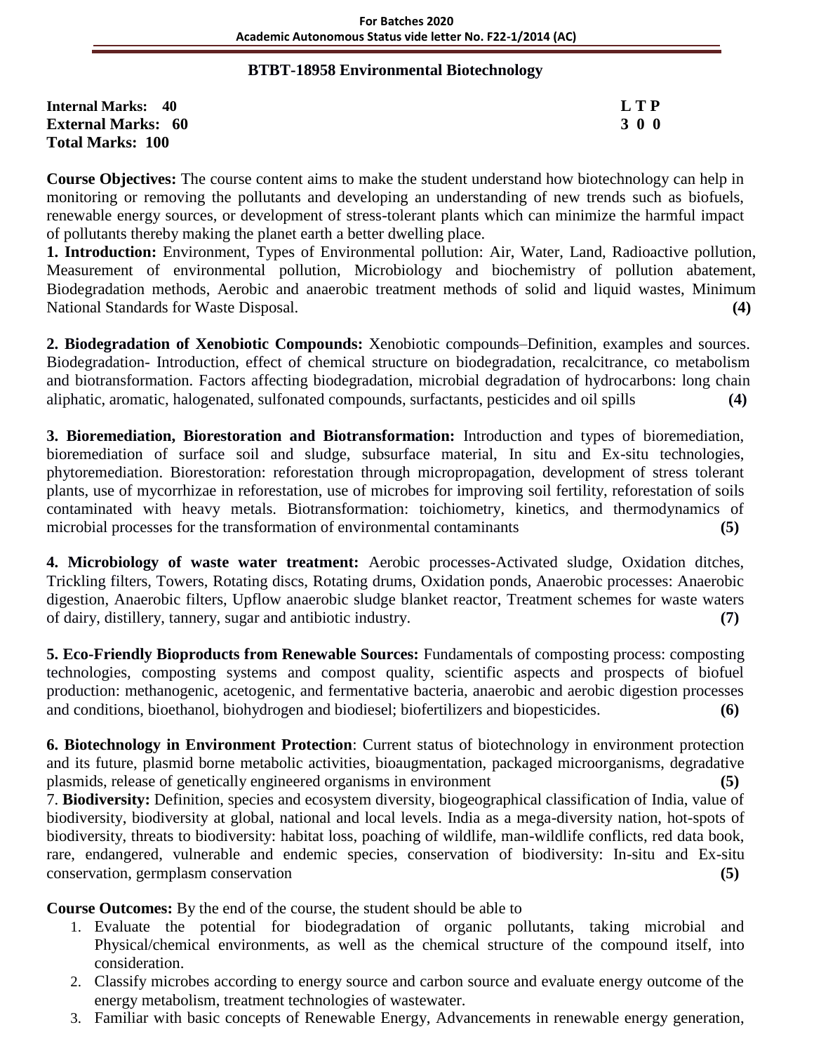## BTBT-18958 Environmental Biotechnology

**Internal Marks: 40** | **L T P**
**External Marks: 60** | **3 0 0**
**Total Marks: 100**

**Course Objectives:** The course content aims to make the student understand how biotechnology can help in monitoring or removing the pollutants and developing an understanding of new trends such as biofuels, renewable energy sources, or development of stress-tolerant plants which can minimize the harmful impact of pollutants thereby making the planet earth a better dwelling place.

**1. Introduction:** Environment, Types of Environmental pollution: Air, Water, Land, Radioactive pollution, Measurement of environmental pollution, Microbiology and biochemistry of pollution abatement, Biodegradation methods, Aerobic and anaerobic treatment methods of solid and liquid wastes, Minimum National Standards for Waste Disposal. **(4)**

**2. Biodegradation of Xenobiotic Compounds:** Xenobiotic compounds–Definition, examples and sources. Biodegradation- Introduction, effect of chemical structure on biodegradation, recalcitrance, co metabolism and biotransformation. Factors affecting biodegradation, microbial degradation of hydrocarbons: long chain aliphatic, aromatic, halogenated, sulfonated compounds, surfactants, pesticides and oil spills **(4)**

**3. Bioremediation, Biorestoration and Biotransformation:** Introduction and types of bioremediation, bioremediation of surface soil and sludge, subsurface material, In situ and Ex-situ technologies, phytoremediation. Biorestoration: reforestation through micropropagation, development of stress tolerant plants, use of mycorrhizae in reforestation, use of microbes for improving soil fertility, reforestation of soils contaminated with heavy metals. Biotransformation: toichiometry, kinetics, and thermodynamics of microbial processes for the transformation of environmental contaminants **(5)**

**4. Microbiology of waste water treatment:** Aerobic processes-Activated sludge, Oxidation ditches, Trickling filters, Towers, Rotating discs, Rotating drums, Oxidation ponds, Anaerobic processes: Anaerobic digestion, Anaerobic filters, Upflow anaerobic sludge blanket reactor, Treatment schemes for waste waters of dairy, distillery, tannery, sugar and antibiotic industry. **(7)**

**5. Eco-Friendly Bioproducts from Renewable Sources:** Fundamentals of composting process: composting technologies, composting systems and compost quality, scientific aspects and prospects of biofuel production: methanogenic, acetogenic, and fermentative bacteria, anaerobic and aerobic digestion processes and conditions, bioethanol, biohydrogen and biodiesel; biofertilizers and biopesticides. **(6)**

**6. Biotechnology in Environment Protection**: Current status of biotechnology in environment protection and its future, plasmid borne metabolic activities, bioaugmentation, packaged microorganisms, degradative plasmids, release of genetically engineered organisms in environment **(5)**

7. **Biodiversity:** Definition, species and ecosystem diversity, biogeographical classification of India, value of biodiversity, biodiversity at global, national and local levels. India as a mega-diversity nation, hot-spots of biodiversity, threats to biodiversity: habitat loss, poaching of wildlife, man-wildlife conflicts, red data book, rare, endangered, vulnerable and endemic species, conservation of biodiversity: In-situ and Ex-situ conservation, germplasm conservation **(5)**

**Course Outcomes:** By the end of the course, the student should be able to

1. Evaluate the potential for biodegradation of organic pollutants, taking microbial and Physical/chemical environments, as well as the chemical structure of the compound itself, into consideration.
2. Classify microbes according to energy source and carbon source and evaluate energy outcome of the energy metabolism, treatment technologies of wastewater.
3. Familiar with basic concepts of Renewable Energy, Advancements in renewable energy generation,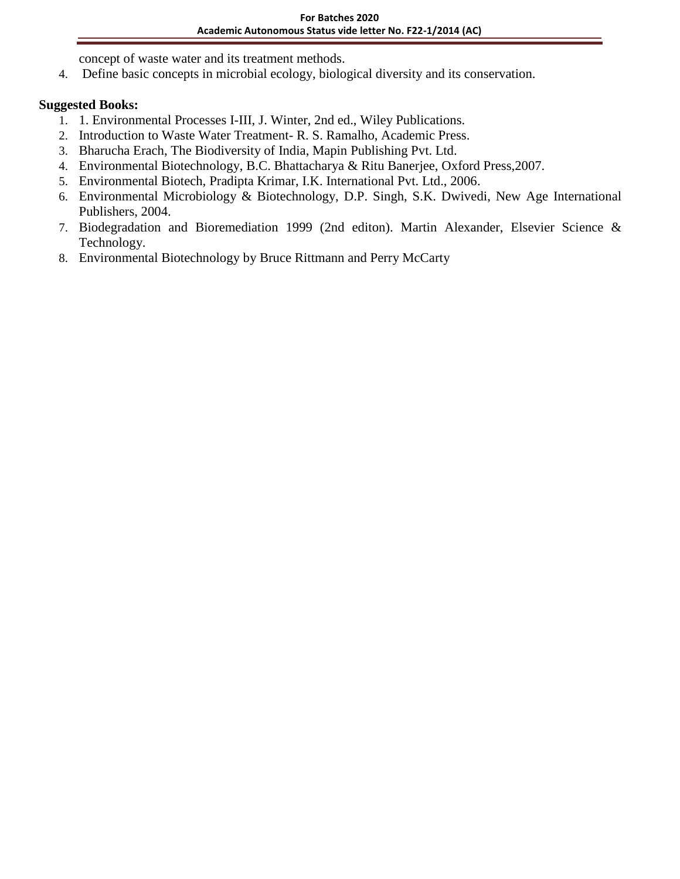concept of waste water and its treatment methods.

4. Define basic concepts in microbial ecology, biological diversity and its conservation.

**Suggested Books:**

1. 1. Environmental Processes I-III, J. Winter, 2nd ed., Wiley Publications.
2. Introduction to Waste Water Treatment- R. S. Ramalho, Academic Press.
3. Bharucha Erach, The Biodiversity of India, Mapin Publishing Pvt. Ltd.
4. Environmental Biotechnology, B.C. Bhattacharya & Ritu Banerjee, Oxford Press,2007.
5. Environmental Biotech, Pradipta Krimar, I.K. International Pvt. Ltd., 2006.
6. Environmental Microbiology & Biotechnology, D.P. Singh, S.K. Dwivedi, New Age International Publishers, 2004.
7. Biodegradation and Bioremediation 1999 (2nd editon). Martin Alexander, Elsevier Science & Technology.
8. Environmental Biotechnology by Bruce Rittmann and Perry McCarty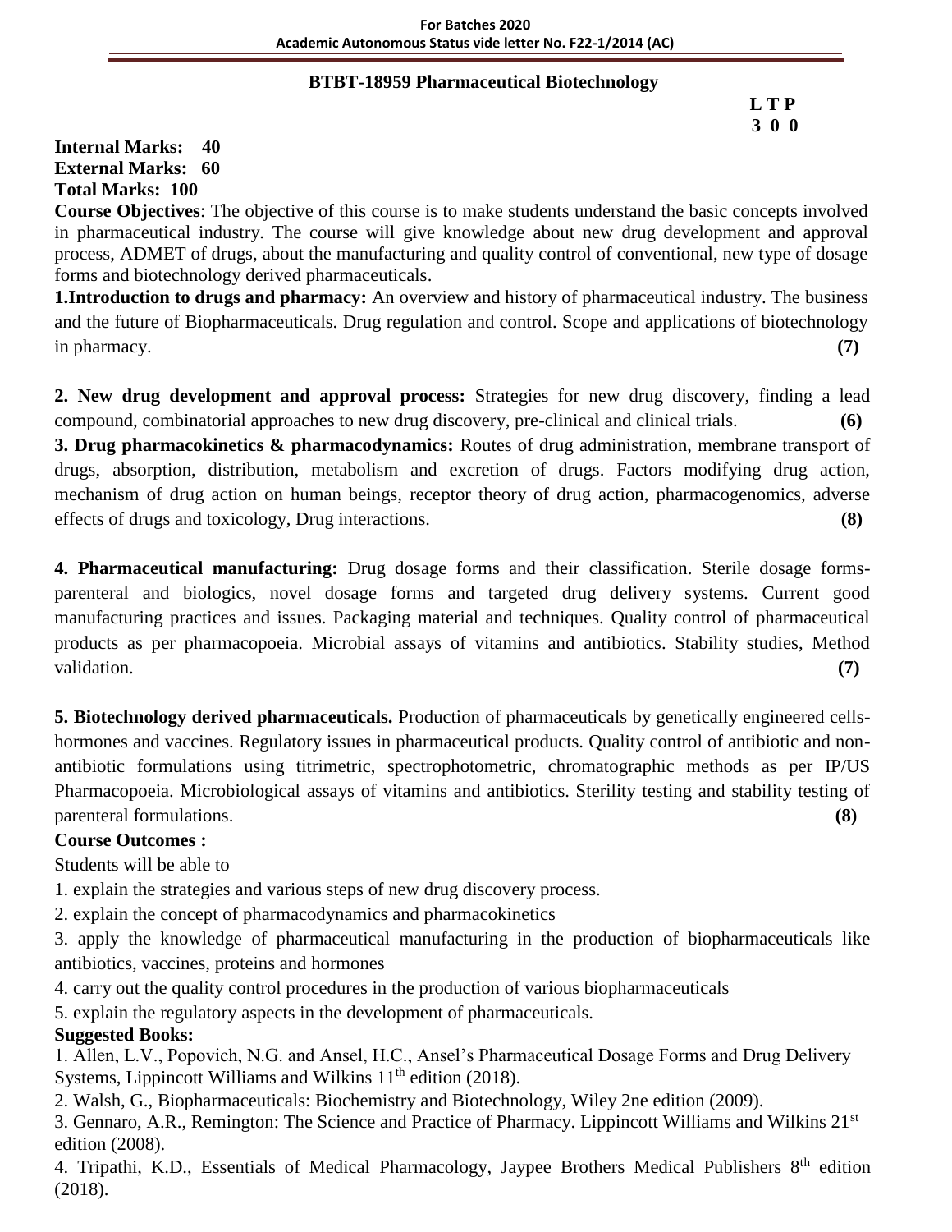## BTBT-18959 Pharmaceutical Biotechnology

**L T P**
**3 0 0**

**Internal Marks: 40**
**External Marks: 60**
**Total Marks: 100**

**Course Objectives**: The objective of this course is to make students understand the basic concepts involved in pharmaceutical industry. The course will give knowledge about new drug development and approval process, ADMET of drugs, about the manufacturing and quality control of conventional, new type of dosage forms and biotechnology derived pharmaceuticals.

**1.Introduction to drugs and pharmacy:** An overview and history of pharmaceutical industry. The business and the future of Biopharmaceuticals. Drug regulation and control. Scope and applications of biotechnology in pharmacy. **(7)**

**2. New drug development and approval process:** Strategies for new drug discovery, finding a lead compound, combinatorial approaches to new drug discovery, pre-clinical and clinical trials. **(6)**

**3. Drug pharmacokinetics & pharmacodynamics:** Routes of drug administration, membrane transport of drugs, absorption, distribution, metabolism and excretion of drugs. Factors modifying drug action, mechanism of drug action on human beings, receptor theory of drug action, pharmacogenomics, adverse effects of drugs and toxicology, Drug interactions. **(8)**

**4. Pharmaceutical manufacturing:** Drug dosage forms and their classification. Sterile dosage forms-parenteral and biologics, novel dosage forms and targeted drug delivery systems. Current good manufacturing practices and issues. Packaging material and techniques. Quality control of pharmaceutical products as per pharmacopoeia. Microbial assays of vitamins and antibiotics. Stability studies, Method validation. **(7)**

**5. Biotechnology derived pharmaceuticals.** Production of pharmaceuticals by genetically engineered cells-hormones and vaccines. Regulatory issues in pharmaceutical products. Quality control of antibiotic and non-antibiotic formulations using titrimetric, spectrophotometric, chromatographic methods as per IP/US Pharmacopoeia. Microbiological assays of vitamins and antibiotics. Sterility testing and stability testing of parenteral formulations. **(8)**

**Course Outcomes :**

Students will be able to

1. explain the strategies and various steps of new drug discovery process.
2. explain the concept of pharmacodynamics and pharmacokinetics
3. apply the knowledge of pharmaceutical manufacturing in the production of biopharmaceuticals like antibiotics, vaccines, proteins and hormones
4. carry out the quality control procedures in the production of various biopharmaceuticals
5. explain the regulatory aspects in the development of pharmaceuticals.

**Suggested Books:**

1. Allen, L.V., Popovich, N.G. and Ansel, H.C., Ansel's Pharmaceutical Dosage Forms and Drug Delivery Systems, Lippincott Williams and Wilkins 11th edition (2018).
2. Walsh, G., Biopharmaceuticals: Biochemistry and Biotechnology, Wiley 2ne edition (2009).
3. Gennaro, A.R., Remington: The Science and Practice of Pharmacy. Lippincott Williams and Wilkins 21st edition (2008).
4. Tripathi, K.D., Essentials of Medical Pharmacology, Jaypee Brothers Medical Publishers 8th edition (2018).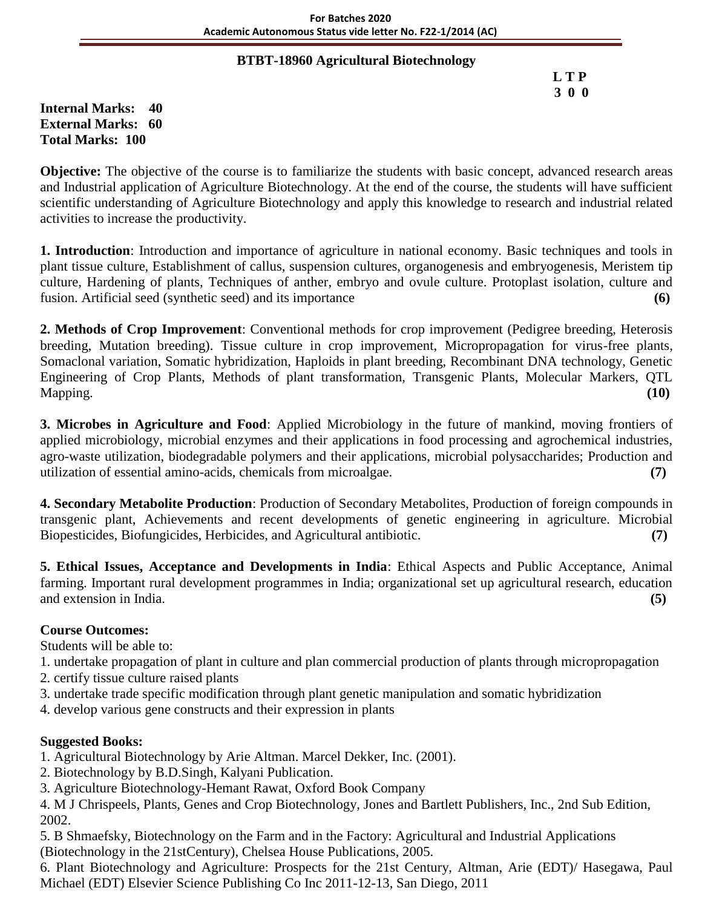## BTBT-18960 Agricultural Biotechnology

**L T P**
**3 0 0**

**Internal Marks: 40**
**External Marks: 60**
**Total Marks: 100**

**Objective:** The objective of the course is to familiarize the students with basic concept, advanced research areas and Industrial application of Agriculture Biotechnology. At the end of the course, the students will have sufficient scientific understanding of Agriculture Biotechnology and apply this knowledge to research and industrial related activities to increase the productivity.

**1. Introduction**: Introduction and importance of agriculture in national economy. Basic techniques and tools in plant tissue culture, Establishment of callus, suspension cultures, organogenesis and embryogenesis, Meristem tip culture, Hardening of plants, Techniques of anther, embryo and ovule culture. Protoplast isolation, culture and fusion. Artificial seed (synthetic seed) and its importance **(6)**

**2. Methods of Crop Improvement**: Conventional methods for crop improvement (Pedigree breeding, Heterosis breeding, Mutation breeding). Tissue culture in crop improvement, Micropropagation for virus-free plants, Somaclonal variation, Somatic hybridization, Haploids in plant breeding, Recombinant DNA technology, Genetic Engineering of Crop Plants, Methods of plant transformation, Transgenic Plants, Molecular Markers, QTL Mapping. **(10)**

**3. Microbes in Agriculture and Food**: Applied Microbiology in the future of mankind, moving frontiers of applied microbiology, microbial enzymes and their applications in food processing and agrochemical industries, agro-waste utilization, biodegradable polymers and their applications, microbial polysaccharides; Production and utilization of essential amino-acids, chemicals from microalgae. **(7)**

**4. Secondary Metabolite Production**: Production of Secondary Metabolites, Production of foreign compounds in transgenic plant, Achievements and recent developments of genetic engineering in agriculture. Microbial Biopesticides, Biofungicides, Herbicides, and Agricultural antibiotic. **(7)**

**5. Ethical Issues, Acceptance and Developments in India**: Ethical Aspects and Public Acceptance, Animal farming. Important rural development programmes in India; organizational set up agricultural research, education and extension in India. **(5)**

**Course Outcomes:**

Students will be able to:

1. undertake propagation of plant in culture and plan commercial production of plants through micropropagation
2. certify tissue culture raised plants
3. undertake trade specific modification through plant genetic manipulation and somatic hybridization
4. develop various gene constructs and their expression in plants

**Suggested Books:**

1. Agricultural Biotechnology by Arie Altman. Marcel Dekker, Inc. (2001).
2. Biotechnology by B.D.Singh, Kalyani Publication.
3. Agriculture Biotechnology-Hemant Rawat, Oxford Book Company
4. M J Chrispeels, Plants, Genes and Crop Biotechnology, Jones and Bartlett Publishers, Inc., 2nd Sub Edition, 2002.
5. B Shmaefsky, Biotechnology on the Farm and in the Factory: Agricultural and Industrial Applications (Biotechnology in the 21stCentury), Chelsea House Publications, 2005.
6. Plant Biotechnology and Agriculture: Prospects for the 21st Century, Altman, Arie (EDT)/ Hasegawa, Paul Michael (EDT) Elsevier Science Publishing Co Inc 2011-12-13, San Diego, 2011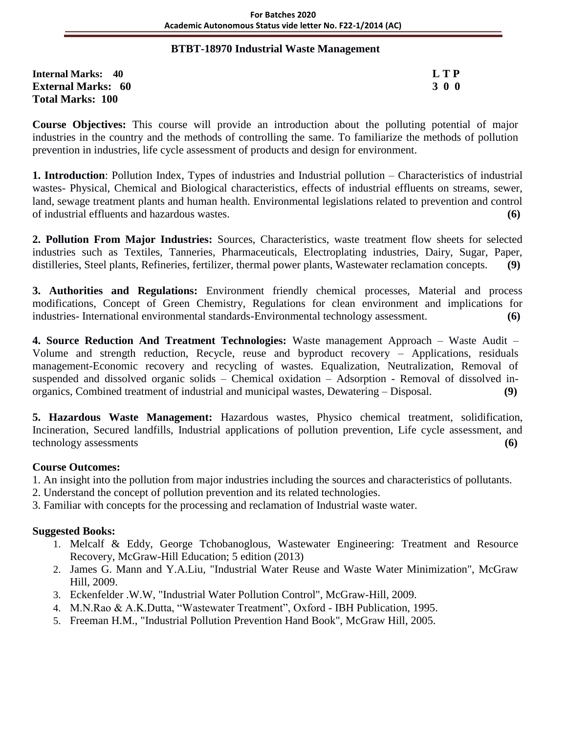## BTBT-18970 Industrial Waste Management

**Internal Marks: 40**
**External Marks: 60**
**Total Marks: 100**

| L | T | P |
|---|---|---|
| 3 | 0 | 0 |

**Course Objectives:** This course will provide an introduction about the polluting potential of major industries in the country and the methods of controlling the same. To familiarize the methods of pollution prevention in industries, life cycle assessment of products and design for environment.

**1. Introduction**: Pollution Index, Types of industries and Industrial pollution – Characteristics of industrial wastes- Physical, Chemical and Biological characteristics, effects of industrial effluents on streams, sewer, land, sewage treatment plants and human health. Environmental legislations related to prevention and control of industrial effluents and hazardous wastes. **(6)**

**2. Pollution From Major Industries:** Sources, Characteristics, waste treatment flow sheets for selected industries such as Textiles, Tanneries, Pharmaceuticals, Electroplating industries, Dairy, Sugar, Paper, distilleries, Steel plants, Refineries, fertilizer, thermal power plants, Wastewater reclamation concepts. **(9)**

**3. Authorities and Regulations:** Environment friendly chemical processes, Material and process modifications, Concept of Green Chemistry, Regulations for clean environment and implications for industries- International environmental standards-Environmental technology assessment. **(6)**

**4. Source Reduction And Treatment Technologies:** Waste management Approach – Waste Audit – Volume and strength reduction, Recycle, reuse and byproduct recovery – Applications, residuals management-Economic recovery and recycling of wastes. Equalization, Neutralization, Removal of suspended and dissolved organic solids – Chemical oxidation – Adsorption - Removal of dissolved in-organics, Combined treatment of industrial and municipal wastes, Dewatering – Disposal. **(9)**

**5. Hazardous Waste Management:** Hazardous wastes, Physico chemical treatment, solidification, Incineration, Secured landfills, Industrial applications of pollution prevention, Life cycle assessment, and technology assessments **(6)**

**Course Outcomes:**

1. An insight into the pollution from major industries including the sources and characteristics of pollutants.
2. Understand the concept of pollution prevention and its related technologies.
3. Familiar with concepts for the processing and reclamation of Industrial waste water.

**Suggested Books:**

1. Melcalf & Eddy, George Tchobanoglous, Wastewater Engineering: Treatment and Resource Recovery, McGraw-Hill Education; 5 edition (2013)
2. James G. Mann and Y.A.Liu, "Industrial Water Reuse and Waste Water Minimization", McGraw Hill, 2009.
3. Eckenfelder .W.W, "Industrial Water Pollution Control", McGraw-Hill, 2009.
4. M.N.Rao & A.K.Dutta, "Wastewater Treatment", Oxford - IBH Publication, 1995.
5. Freeman H.M., "Industrial Pollution Prevention Hand Book", McGraw Hill, 2005.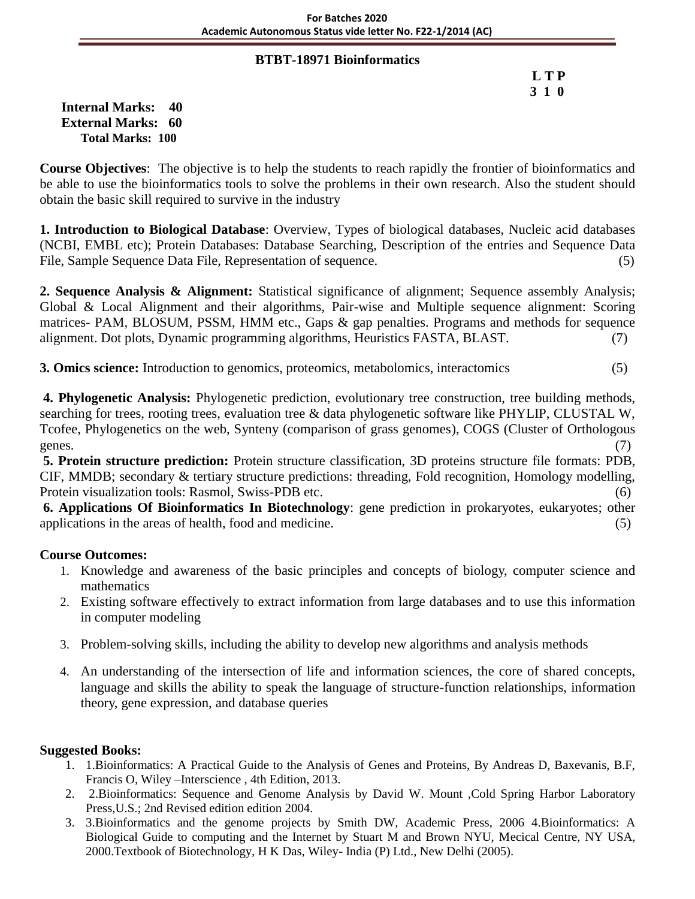## BTBT-18971 Bioinformatics

**L T P**
**3 1 0**

**Internal Marks: 40**
**External Marks: 60**
**Total Marks: 100**

**Course Objectives**: The objective is to help the students to reach rapidly the frontier of bioinformatics and be able to use the bioinformatics tools to solve the problems in their own research. Also the student should obtain the basic skill required to survive in the industry

**1. Introduction to Biological Database**: Overview, Types of biological databases, Nucleic acid databases (NCBI, EMBL etc); Protein Databases: Database Searching, Description of the entries and Sequence Data File, Sample Sequence Data File, Representation of sequence. (5)

**2. Sequence Analysis & Alignment:** Statistical significance of alignment; Sequence assembly Analysis; Global & Local Alignment and their algorithms, Pair-wise and Multiple sequence alignment: Scoring matrices- PAM, BLOSUM, PSSM, HMM etc., Gaps & gap penalties. Programs and methods for sequence alignment. Dot plots, Dynamic programming algorithms, Heuristics FASTA, BLAST. (7)

**3. Omics science:** Introduction to genomics, proteomics, metabolomics, interactomics (5)

**4. Phylogenetic Analysis:** Phylogenetic prediction, evolutionary tree construction, tree building methods, searching for trees, rooting trees, evaluation tree & data phylogenetic software like PHYLIP, CLUSTAL W, Tcofee, Phylogenetics on the web, Synteny (comparison of grass genomes), COGS (Cluster of Orthologous genes. (7)

**5. Protein structure prediction:** Protein structure classification, 3D proteins structure file formats: PDB, CIF, MMDB; secondary & tertiary structure predictions: threading, Fold recognition, Homology modelling, Protein visualization tools: Rasmol, Swiss-PDB etc. (6)

**6. Applications Of Bioinformatics In Biotechnology**: gene prediction in prokaryotes, eukaryotes; other applications in the areas of health, food and medicine. (5)

**Course Outcomes:**

1. Knowledge and awareness of the basic principles and concepts of biology, computer science and mathematics
2. Existing software effectively to extract information from large databases and to use this information in computer modeling
3. Problem-solving skills, including the ability to develop new algorithms and analysis methods
4. An understanding of the intersection of life and information sciences, the core of shared concepts, language and skills the ability to speak the language of structure-function relationships, information theory, gene expression, and database queries

**Suggested Books:**

1. 1.Bioinformatics: A Practical Guide to the Analysis of Genes and Proteins, By Andreas D, Baxevanis, B.F, Francis O, Wiley –Interscience , 4th Edition, 2013.
2. 2.Bioinformatics: Sequence and Genome Analysis by David W. Mount ,Cold Spring Harbor Laboratory Press,U.S.; 2nd Revised edition edition 2004.
3. 3.Bioinformatics and the genome projects by Smith DW, Academic Press, 2006 4.Bioinformatics: A Biological Guide to computing and the Internet by Stuart M and Brown NYU, Mecical Centre, NY USA, 2000.Textbook of Biotechnology, H K Das, Wiley- India (P) Ltd., New Delhi (2005).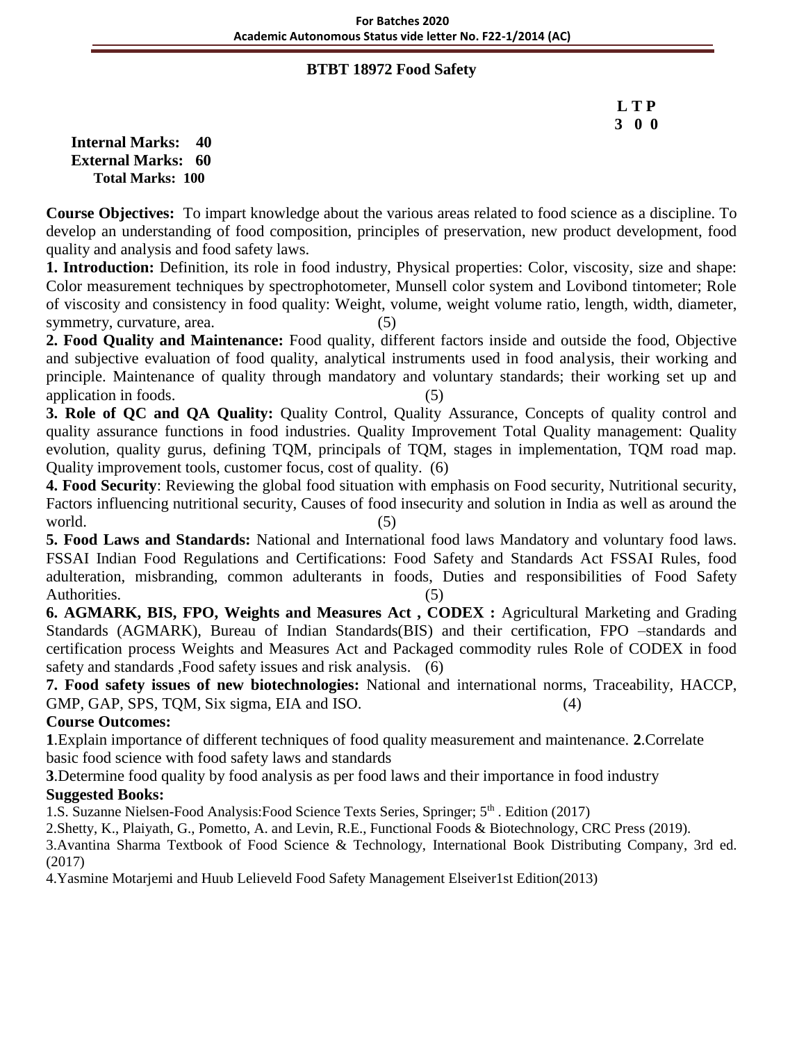## BTBT 18972 Food Safety

**L T P**
**3 0 0**

**Internal Marks: 40**
**External Marks: 60**
**Total Marks: 100**

**Course Objectives:** To impart knowledge about the various areas related to food science as a discipline. To develop an understanding of food composition, principles of preservation, new product development, food quality and analysis and food safety laws.

**1. Introduction:** Definition, its role in food industry, Physical properties: Color, viscosity, size and shape: Color measurement techniques by spectrophotometer, Munsell color system and Lovibond tintometer; Role of viscosity and consistency in food quality: Weight, volume, weight volume ratio, length, width, diameter, symmetry, curvature, area. (5)

**2. Food Quality and Maintenance:** Food quality, different factors inside and outside the food, Objective and subjective evaluation of food quality, analytical instruments used in food analysis, their working and principle. Maintenance of quality through mandatory and voluntary standards; their working set up and application in foods. (5)

**3. Role of QC and QA Quality:** Quality Control, Quality Assurance, Concepts of quality control and quality assurance functions in food industries. Quality Improvement Total Quality management: Quality evolution, quality gurus, defining TQM, principals of TQM, stages in implementation, TQM road map. Quality improvement tools, customer focus, cost of quality. (6)

**4. Food Security**: Reviewing the global food situation with emphasis on Food security, Nutritional security, Factors influencing nutritional security, Causes of food insecurity and solution in India as well as around the world. (5)

**5. Food Laws and Standards:** National and International food laws Mandatory and voluntary food laws. FSSAI Indian Food Regulations and Certifications: Food Safety and Standards Act FSSAI Rules, food adulteration, misbranding, common adulterants in foods, Duties and responsibilities of Food Safety Authorities. (5)

**6. AGMARK, BIS, FPO, Weights and Measures Act , CODEX :** Agricultural Marketing and Grading Standards (AGMARK), Bureau of Indian Standards(BIS) and their certification, FPO –standards and certification process Weights and Measures Act and Packaged commodity rules Role of CODEX in food safety and standards ,Food safety issues and risk analysis. (6)

**7. Food safety issues of new biotechnologies:** National and international norms, Traceability, HACCP, GMP, GAP, SPS, TQM, Six sigma, EIA and ISO. (4)

**Course Outcomes:**

**1**.Explain importance of different techniques of food quality measurement and maintenance. **2**.Correlate basic food science with food safety laws and standards

**3**.Determine food quality by food analysis as per food laws and their importance in food industry

**Suggested Books:**

1.S. Suzanne Nielsen-Food Analysis:Food Science Texts Series, Springer; 5th . Edition (2017)

2.Shetty, K., Plaiyath, G., Pometto, A. and Levin, R.E., Functional Foods & Biotechnology, CRC Press (2019).

3.Avantina Sharma Textbook of Food Science & Technology, International Book Distributing Company, 3rd ed. (2017)

4.Yasmine Motarjemi and Huub Lelieveld Food Safety Management Elseiver1st Edition(2013)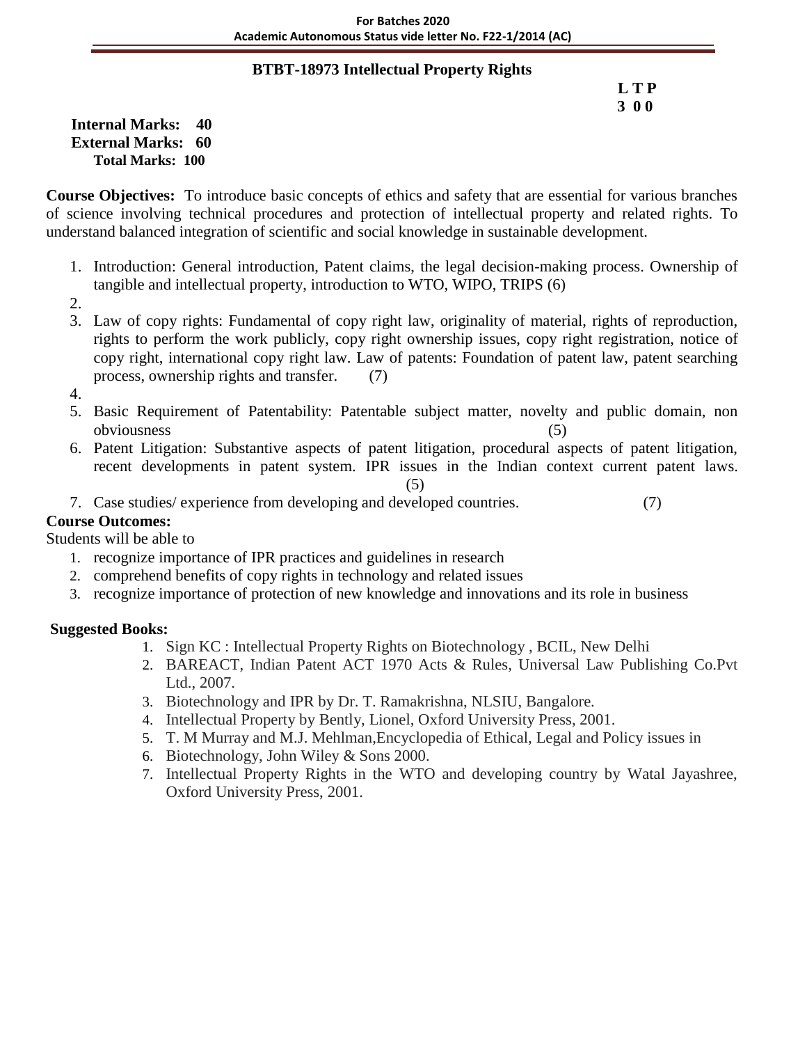## BTBT-18973 Intellectual Property Rights

**L T P**
**3 0 0**

**Internal Marks: 40**
**External Marks: 60**
**Total Marks: 100**

**Course Objectives:** To introduce basic concepts of ethics and safety that are essential for various branches of science involving technical procedures and protection of intellectual property and related rights. To understand balanced integration of scientific and social knowledge in sustainable development.

1. Introduction: General introduction, Patent claims, the legal decision-making process. Ownership of tangible and intellectual property, introduction to WTO, WIPO, TRIPS (6)
2. 
3. Law of copy rights: Fundamental of copy right law, originality of material, rights of reproduction, rights to perform the work publicly, copy right ownership issues, copy right registration, notice of copy right, international copy right law. Law of patents: Foundation of patent law, patent searching process, ownership rights and transfer. (7)
4. 
5. Basic Requirement of Patentability: Patentable subject matter, novelty and public domain, non obviousness (5)
6. Patent Litigation: Substantive aspects of patent litigation, procedural aspects of patent litigation, recent developments in patent system. IPR issues in the Indian context current patent laws. (5)
7. Case studies/ experience from developing and developed countries. (7)

**Course Outcomes:**

Students will be able to

1. recognize importance of IPR practices and guidelines in research
2. comprehend benefits of copy rights in technology and related issues
3. recognize importance of protection of new knowledge and innovations and its role in business

**Suggested Books:**

1. Sign KC : Intellectual Property Rights on Biotechnology , BCIL, New Delhi
2. BAREACT, Indian Patent ACT 1970 Acts & Rules, Universal Law Publishing Co.Pvt Ltd., 2007.
3. Biotechnology and IPR by Dr. T. Ramakrishna, NLSIU, Bangalore.
4. Intellectual Property by Bently, Lionel, Oxford University Press, 2001.
5. T. M Murray and M.J. Mehlman,Encyclopedia of Ethical, Legal and Policy issues in
6. Biotechnology, John Wiley & Sons 2000.
7. Intellectual Property Rights in the WTO and developing country by Watal Jayashree, Oxford University Press, 2001.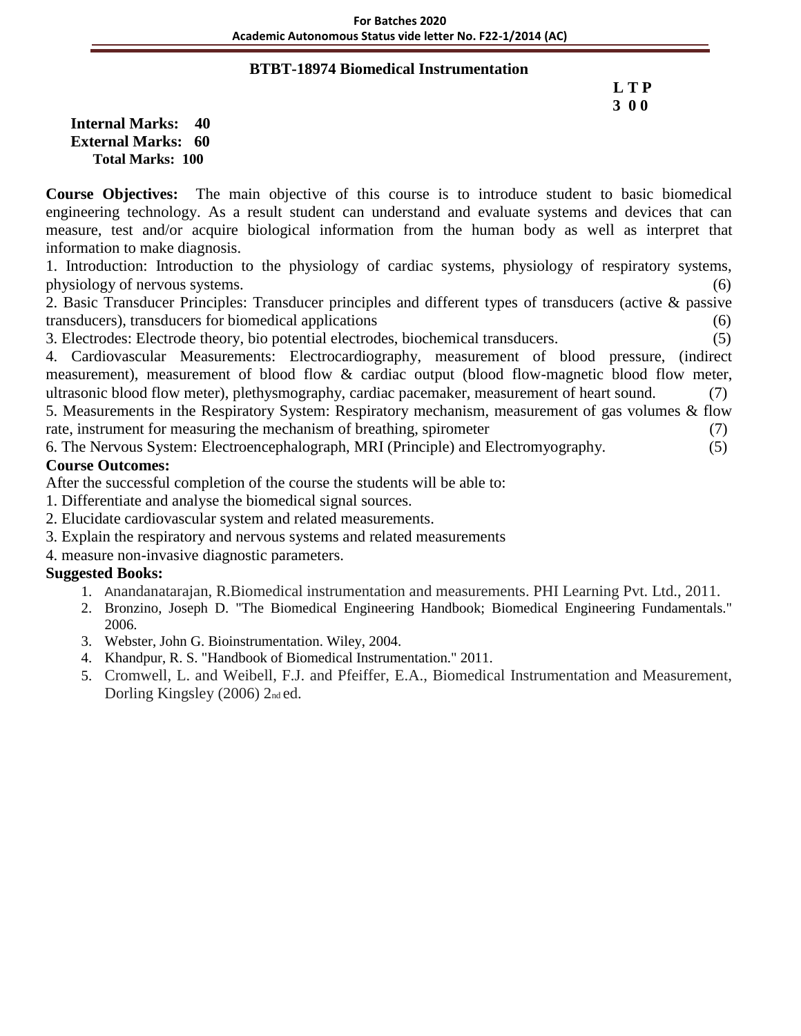## BTBT-18974 Biomedical Instrumentation

**L T P**
**3 0 0**

**Internal Marks: 40**
**External Marks: 60**
**Total Marks: 100**

**Course Objectives:** The main objective of this course is to introduce student to basic biomedical engineering technology. As a result student can understand and evaluate systems and devices that can measure, test and/or acquire biological information from the human body as well as interpret that information to make diagnosis.

1. Introduction: Introduction to the physiology of cardiac systems, physiology of respiratory systems, physiology of nervous systems. (6)
2. Basic Transducer Principles: Transducer principles and different types of transducers (active & passive transducers), transducers for biomedical applications (6)
3. Electrodes: Electrode theory, bio potential electrodes, biochemical transducers. (5)
4. Cardiovascular Measurements: Electrocardiography, measurement of blood pressure, (indirect measurement), measurement of blood flow & cardiac output (blood flow-magnetic blood flow meter, ultrasonic blood flow meter), plethysmography, cardiac pacemaker, measurement of heart sound. (7)
5. Measurements in the Respiratory System: Respiratory mechanism, measurement of gas volumes & flow rate, instrument for measuring the mechanism of breathing, spirometer (7)
6. The Nervous System: Electroencephalograph, MRI (Principle) and Electromyography. (5)

**Course Outcomes:**

After the successful completion of the course the students will be able to:

1. Differentiate and analyse the biomedical signal sources.
2. Elucidate cardiovascular system and related measurements.
3. Explain the respiratory and nervous systems and related measurements
4. measure non-invasive diagnostic parameters.

**Suggested Books:**

1. Anandanatarajan, R.Biomedical instrumentation and measurements. PHI Learning Pvt. Ltd., 2011.
2. Bronzino, Joseph D. "The Biomedical Engineering Handbook; Biomedical Engineering Fundamentals." 2006.
3. Webster, John G. Bioinstrumentation. Wiley, 2004.
4. Khandpur, R. S. "Handbook of Biomedical Instrumentation." 2011.
5. Cromwell, L. and Weibell, F.J. and Pfeiffer, E.A., Biomedical Instrumentation and Measurement, Dorling Kingsley (2006) 2nd ed.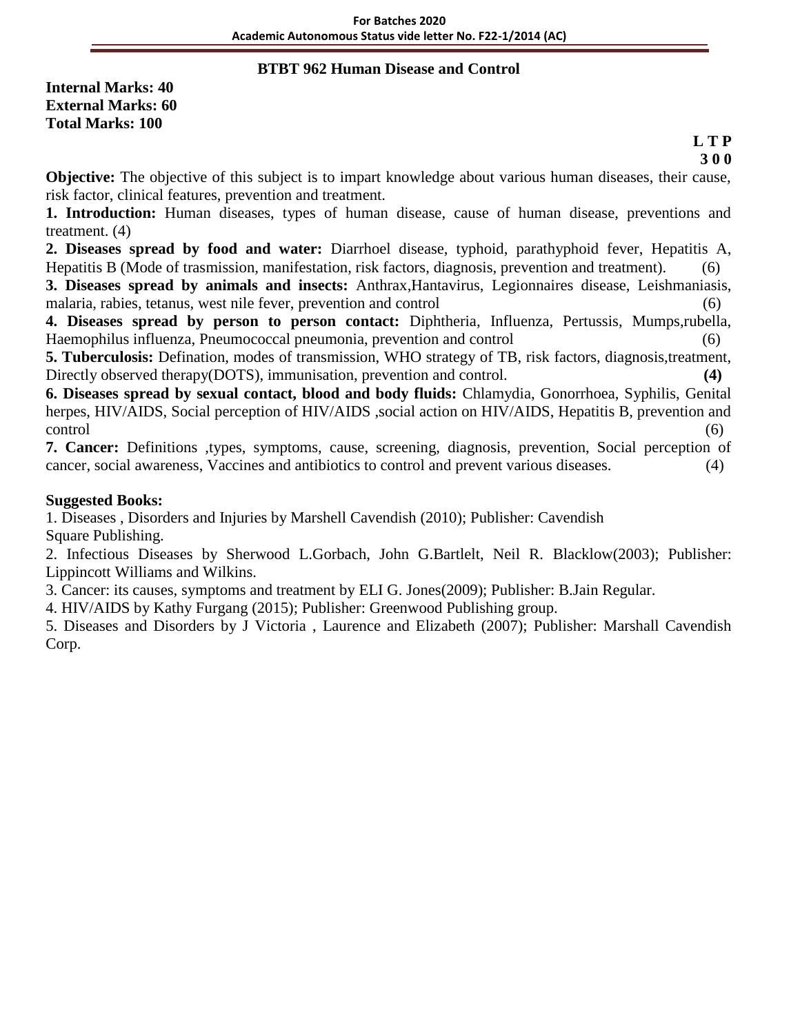## BTBT 962 Human Disease and Control

**Internal Marks: 40**
**External Marks: 60**
**Total Marks: 100**

**L T P**
**3 0 0**

**Objective:** The objective of this subject is to impart knowledge about various human diseases, their cause, risk factor, clinical features, prevention and treatment.

**1. Introduction:** Human diseases, types of human disease, cause of human disease, preventions and treatment. (4)

**2. Diseases spread by food and water:** Diarrhoel disease, typhoid, parathyphoid fever, Hepatitis A, Hepatitis B (Mode of trasmission, manifestation, risk factors, diagnosis, prevention and treatment). (6)

**3. Diseases spread by animals and insects:** Anthrax,Hantavirus, Legionnaires disease, Leishmaniasis, malaria, rabies, tetanus, west nile fever, prevention and control (6)

**4. Diseases spread by person to person contact:** Diphtheria, Influenza, Pertussis, Mumps,rubella, Haemophilus influenza, Pneumococcal pneumonia, prevention and control (6)

**5. Tuberculosis:** Defination, modes of transmission, WHO strategy of TB, risk factors, diagnosis,treatment, Directly observed therapy(DOTS), immunisation, prevention and control. **(4)**

**6. Diseases spread by sexual contact, blood and body fluids:** Chlamydia, Gonorrhoea, Syphilis, Genital herpes, HIV/AIDS, Social perception of HIV/AIDS ,social action on HIV/AIDS, Hepatitis B, prevention and control (6)

**7. Cancer:** Definitions ,types, symptoms, cause, screening, diagnosis, prevention, Social perception of cancer, social awareness, Vaccines and antibiotics to control and prevent various diseases. (4)

**Suggested Books:**

1. Diseases , Disorders and Injuries by Marshell Cavendish (2010); Publisher: Cavendish Square Publishing.
2. Infectious Diseases by Sherwood L.Gorbach, John G.Bartlelt, Neil R. Blacklow(2003); Publisher: Lippincott Williams and Wilkins.
3. Cancer: its causes, symptoms and treatment by ELI G. Jones(2009); Publisher: B.Jain Regular.
4. HIV/AIDS by Kathy Furgang (2015); Publisher: Greenwood Publishing group.
5. Diseases and Disorders by J Victoria , Laurence and Elizabeth (2007); Publisher: Marshall Cavendish Corp.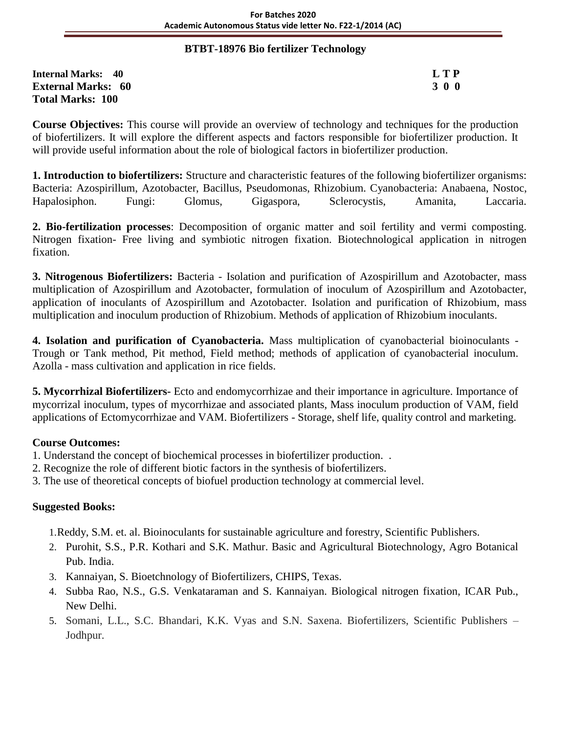## BTBT-18976 Bio fertilizer Technology

**Internal Marks: 40**
**External Marks: 60**
**Total Marks: 100**

**L T P**
**3 0 0**

**Course Objectives:** This course will provide an overview of technology and techniques for the production of biofertilizers. It will explore the different aspects and factors responsible for biofertilizer production. It will provide useful information about the role of biological factors in biofertilizer production.

**1. Introduction to biofertilizers:** Structure and characteristic features of the following biofertilizer organisms: Bacteria: Azospirillum, Azotobacter, Bacillus, Pseudomonas, Rhizobium. Cyanobacteria: Anabaena, Nostoc, Hapalosiphon. Fungi: Glomus, Gigaspora, Sclerocystis, Amanita, Laccaria.

**2. Bio-fertilization processes**: Decomposition of organic matter and soil fertility and vermi composting. Nitrogen fixation- Free living and symbiotic nitrogen fixation. Biotechnological application in nitrogen fixation.

**3. Nitrogenous Biofertilizers:** Bacteria - Isolation and purification of Azospirillum and Azotobacter, mass multiplication of Azospirillum and Azotobacter, formulation of inoculum of Azospirillum and Azotobacter, application of inoculants of Azospirillum and Azotobacter. Isolation and purification of Rhizobium, mass multiplication and inoculum production of Rhizobium. Methods of application of Rhizobium inoculants.

**4. Isolation and purification of Cyanobacteria.** Mass multiplication of cyanobacterial bioinoculants - Trough or Tank method, Pit method, Field method; methods of application of cyanobacterial inoculum. Azolla - mass cultivation and application in rice fields.

**5. Mycorrhizal Biofertilizers**- Ecto and endomycorrhizae and their importance in agriculture. Importance of mycorrizal inoculum, types of mycorrhizae and associated plants, Mass inoculum production of VAM, field applications of Ectomycorrhizae and VAM. Biofertilizers - Storage, shelf life, quality control and marketing.

**Course Outcomes:**

1. Understand the concept of biochemical processes in biofertilizer production. .
2. Recognize the role of different biotic factors in the synthesis of biofertilizers.
3. The use of theoretical concepts of biofuel production technology at commercial level.

**Suggested Books:**

1. Reddy, S.M. et. al. Bioinoculants for sustainable agriculture and forestry, Scientific Publishers.
2. Purohit, S.S., P.R. Kothari and S.K. Mathur. Basic and Agricultural Biotechnology, Agro Botanical Pub. India.
3. Kannaiyan, S. Bioetchnology of Biofertilizers, CHIPS, Texas.
4. Subba Rao, N.S., G.S. Venkataraman and S. Kannaiyan. Biological nitrogen fixation, ICAR Pub., New Delhi.
5. Somani, L.L., S.C. Bhandari, K.K. Vyas and S.N. Saxena. Biofertilizers, Scientific Publishers – Jodhpur.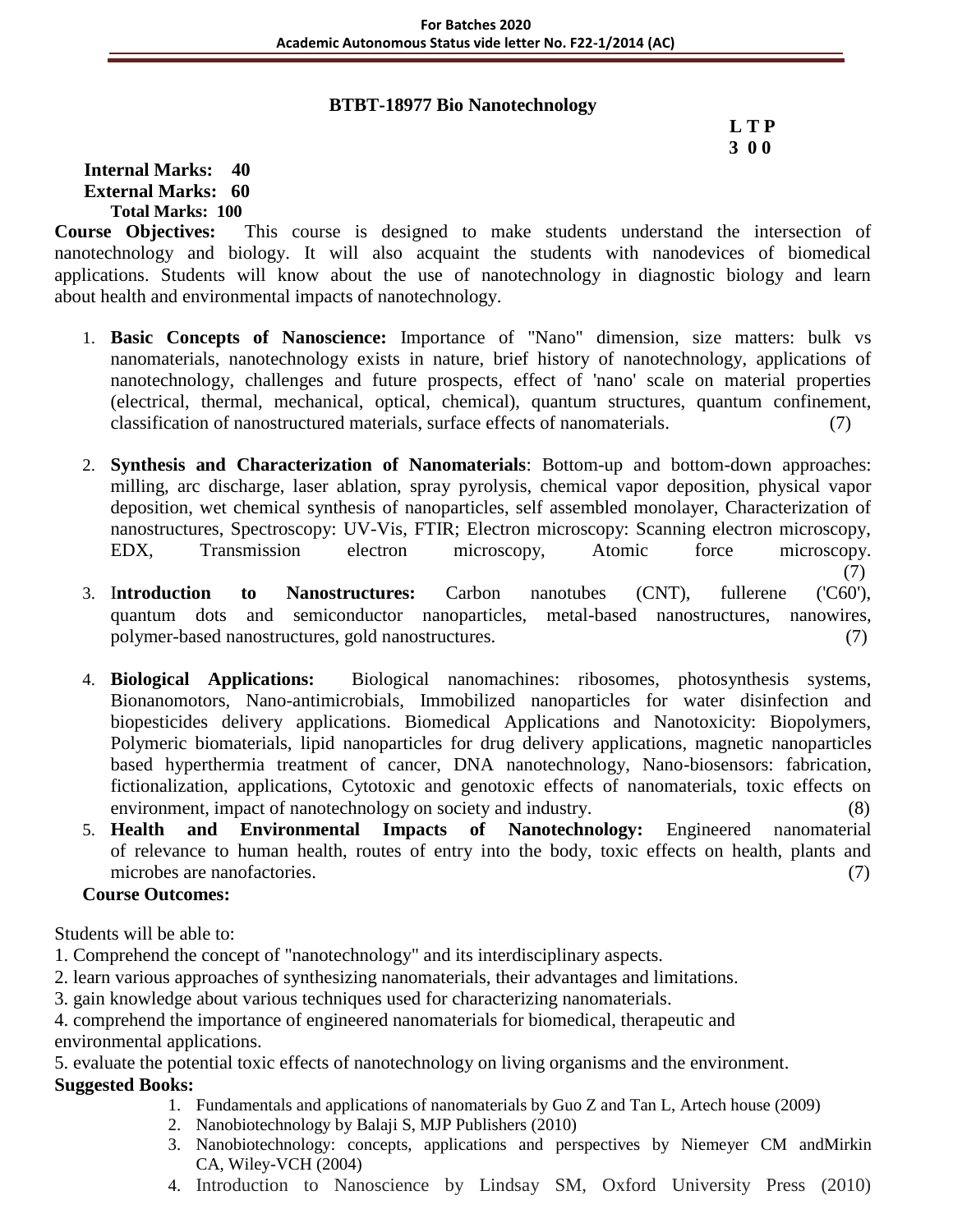## BTBT-18977 Bio Nanotechnology

**L T P**
**3 0 0**

**Internal Marks: 40**
**External Marks: 60**
**Total Marks: 100**

**Course Objectives:** This course is designed to make students understand the intersection of nanotechnology and biology. It will also acquaint the students with nanodevices of biomedical applications. Students will know about the use of nanotechnology in diagnostic biology and learn about health and environmental impacts of nanotechnology.

1. **Basic Concepts of Nanoscience:** Importance of "Nano" dimension, size matters: bulk vs nanomaterials, nanotechnology exists in nature, brief history of nanotechnology, applications of nanotechnology, challenges and future prospects, effect of 'nano' scale on material properties (electrical, thermal, mechanical, optical, chemical), quantum structures, quantum confinement, classification of nanostructured materials, surface effects of nanomaterials. (7)
2. **Synthesis and Characterization of Nanomaterials**: Bottom-up and bottom-down approaches: milling, arc discharge, laser ablation, spray pyrolysis, chemical vapor deposition, physical vapor deposition, wet chemical synthesis of nanoparticles, self assembled monolayer, Characterization of nanostructures, Spectroscopy: UV-Vis, FTIR; Electron microscopy: Scanning electron microscopy, EDX, Transmission electron microscopy, Atomic force microscopy. (7)
3. **Introduction to Nanostructures:** Carbon nanotubes (CNT), fullerene ('C60'), quantum dots and semiconductor nanoparticles, metal-based nanostructures, nanowires, polymer-based nanostructures, gold nanostructures. (7)
4. **Biological Applications:** Biological nanomachines: ribosomes, photosynthesis systems, Bionanomotors, Nano-antimicrobials, Immobilized nanoparticles for water disinfection and biopesticides delivery applications. Biomedical Applications and Nanotoxicity: Biopolymers, Polymeric biomaterials, lipid nanoparticles for drug delivery applications, magnetic nanoparticles based hyperthermia treatment of cancer, DNA nanotechnology, Nano-biosensors: fabrication, fictionalization, applications, Cytotoxic and genotoxic effects of nanomaterials, toxic effects on environment, impact of nanotechnology on society and industry. (8)
5. **Health and Environmental Impacts of Nanotechnology:** Engineered nanomaterial of relevance to human health, routes of entry into the body, toxic effects on health, plants and microbes are nanofactories. (7)

**Course Outcomes:**

Students will be able to:

1. Comprehend the concept of "nanotechnology" and its interdisciplinary aspects.
2. learn various approaches of synthesizing nanomaterials, their advantages and limitations.
3. gain knowledge about various techniques used for characterizing nanomaterials.
4. comprehend the importance of engineered nanomaterials for biomedical, therapeutic and environmental applications.
5. evaluate the potential toxic effects of nanotechnology on living organisms and the environment.

**Suggested Books:**

1. Fundamentals and applications of nanomaterials by Guo Z and Tan L, Artech house (2009)
2. Nanobiotechnology by Balaji S, MJP Publishers (2010)
3. Nanobiotechnology: concepts, applications and perspectives by Niemeyer CM andMirkin CA, Wiley-VCH (2004)
4. Introduction to Nanoscience by Lindsay SM, Oxford University Press (2010)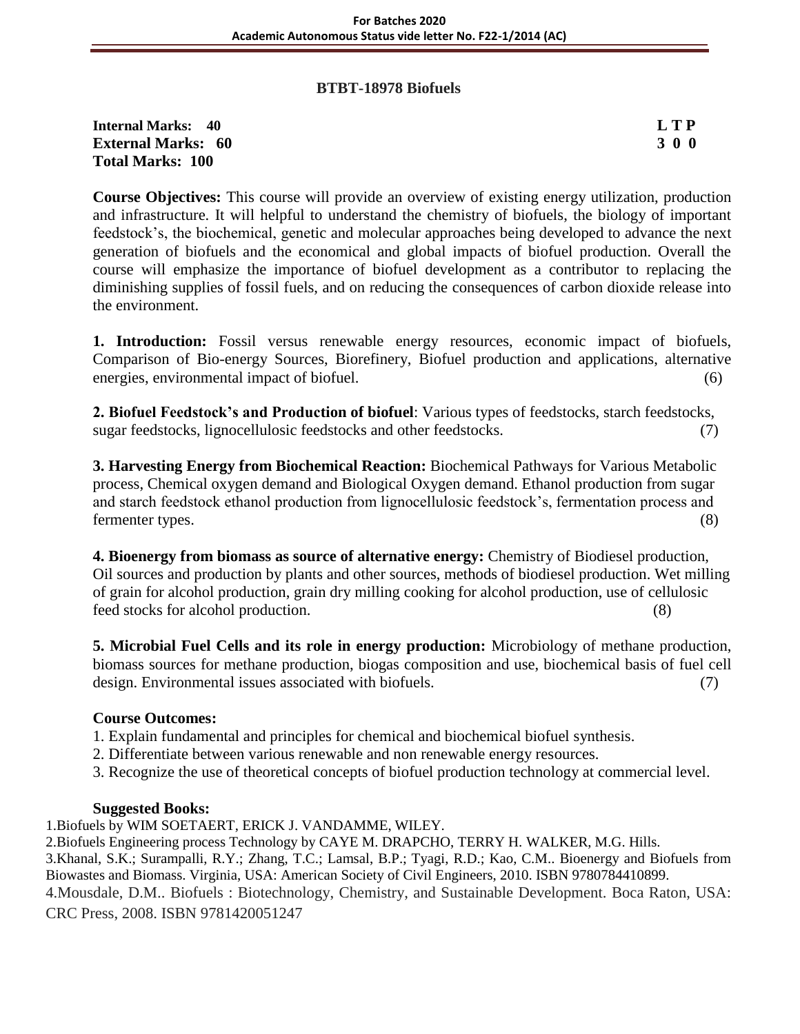## BTBT-18978 Biofuels

**Internal Marks: 40** **L T P**
**External Marks: 60** **3 0 0**
**Total Marks: 100**

**Course Objectives:** This course will provide an overview of existing energy utilization, production and infrastructure. It will helpful to understand the chemistry of biofuels, the biology of important feedstock's, the biochemical, genetic and molecular approaches being developed to advance the next generation of biofuels and the economical and global impacts of biofuel production. Overall the course will emphasize the importance of biofuel development as a contributor to replacing the diminishing supplies of fossil fuels, and on reducing the consequences of carbon dioxide release into the environment.

**1. Introduction:** Fossil versus renewable energy resources, economic impact of biofuels, Comparison of Bio-energy Sources, Biorefinery, Biofuel production and applications, alternative energies, environmental impact of biofuel. (6)

**2. Biofuel Feedstock's and Production of biofuel**: Various types of feedstocks, starch feedstocks, sugar feedstocks, lignocellulosic feedstocks and other feedstocks. (7)

**3. Harvesting Energy from Biochemical Reaction:** Biochemical Pathways for Various Metabolic process, Chemical oxygen demand and Biological Oxygen demand. Ethanol production from sugar and starch feedstock ethanol production from lignocellulosic feedstock's, fermentation process and fermenter types. (8)

**4. Bioenergy from biomass as source of alternative energy:** Chemistry of Biodiesel production, Oil sources and production by plants and other sources, methods of biodiesel production. Wet milling of grain for alcohol production, grain dry milling cooking for alcohol production, use of cellulosic feed stocks for alcohol production. (8)

**5. Microbial Fuel Cells and its role in energy production:** Microbiology of methane production, biomass sources for methane production, biogas composition and use, biochemical basis of fuel cell design. Environmental issues associated with biofuels. (7)

### Course Outcomes:

1. Explain fundamental and principles for chemical and biochemical biofuel synthesis.
2. Differentiate between various renewable and non renewable energy resources.
3. Recognize the use of theoretical concepts of biofuel production technology at commercial level.

### Suggested Books:

1. Biofuels by WIM SOETAERT, ERICK J. VANDAMME, WILEY.
2. Biofuels Engineering process Technology by CAYE M. DRAPCHO, TERRY H. WALKER, M.G. Hills.
3. Khanal, S.K.; Surampalli, R.Y.; Zhang, T.C.; Lamsal, B.P.; Tyagi, R.D.; Kao, C.M.. Bioenergy and Biofuels from Biowastes and Biomass. Virginia, USA: American Society of Civil Engineers, 2010. ISBN 9780784410899.
4. Mousdale, D.M.. Biofuels : Biotechnology, Chemistry, and Sustainable Development. Boca Raton, USA: CRC Press, 2008. ISBN 9781420051247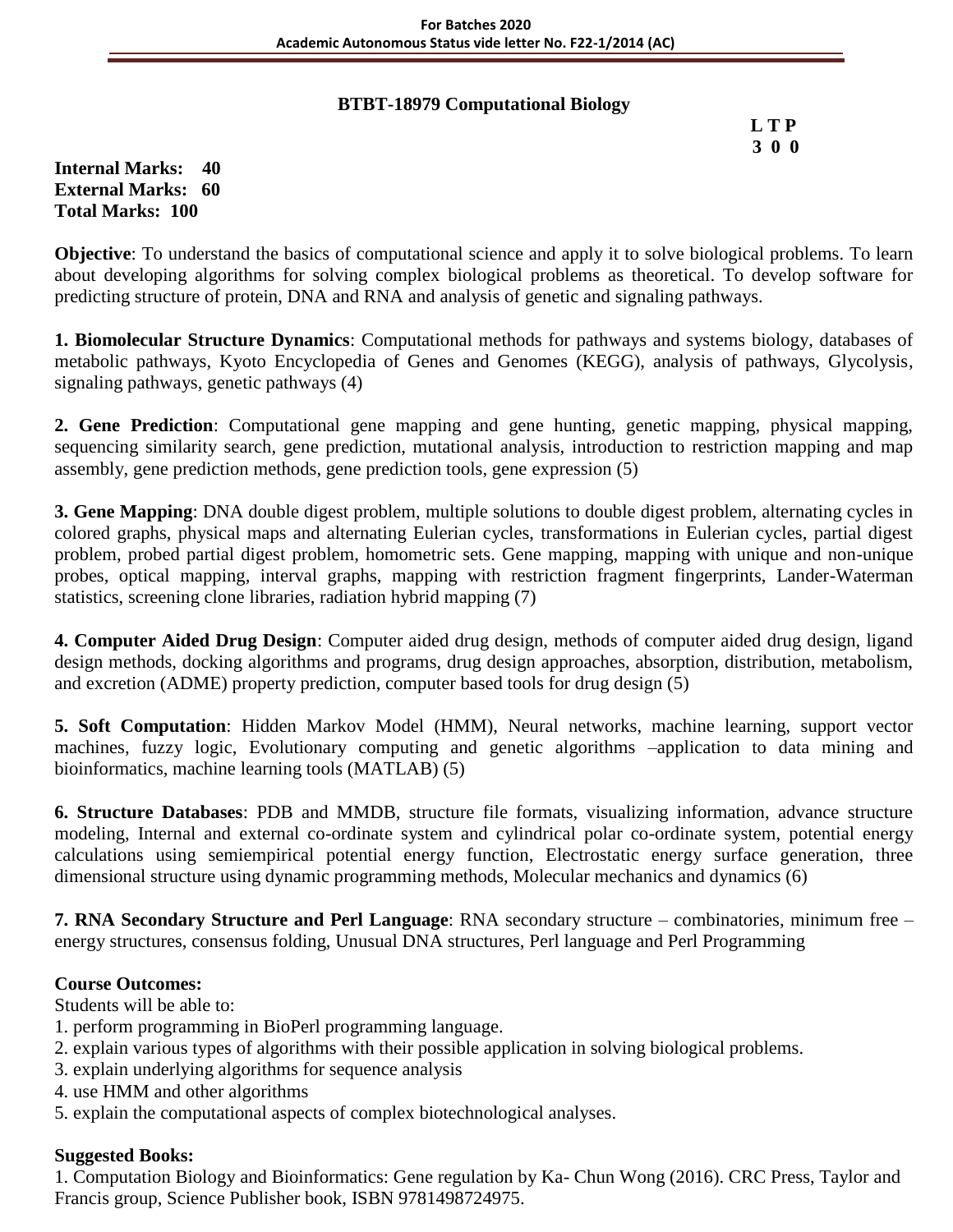## BTBT-18979 Computational Biology

**L T P**
**3 0 0**

**Internal Marks: 40**
**External Marks: 60**
**Total Marks: 100**

**Objective**: To understand the basics of computational science and apply it to solve biological problems. To learn about developing algorithms for solving complex biological problems as theoretical. To develop software for predicting structure of protein, DNA and RNA and analysis of genetic and signaling pathways.

**1. Biomolecular Structure Dynamics**: Computational methods for pathways and systems biology, databases of metabolic pathways, Kyoto Encyclopedia of Genes and Genomes (KEGG), analysis of pathways, Glycolysis, signaling pathways, genetic pathways (4)

**2. Gene Prediction**: Computational gene mapping and gene hunting, genetic mapping, physical mapping, sequencing similarity search, gene prediction, mutational analysis, introduction to restriction mapping and map assembly, gene prediction methods, gene prediction tools, gene expression (5)

**3. Gene Mapping**: DNA double digest problem, multiple solutions to double digest problem, alternating cycles in colored graphs, physical maps and alternating Eulerian cycles, transformations in Eulerian cycles, partial digest problem, probed partial digest problem, homometric sets. Gene mapping, mapping with unique and non-unique probes, optical mapping, interval graphs, mapping with restriction fragment fingerprints, Lander-Waterman statistics, screening clone libraries, radiation hybrid mapping (7)

**4. Computer Aided Drug Design**: Computer aided drug design, methods of computer aided drug design, ligand design methods, docking algorithms and programs, drug design approaches, absorption, distribution, metabolism, and excretion (ADME) property prediction, computer based tools for drug design (5)

**5. Soft Computation**: Hidden Markov Model (HMM), Neural networks, machine learning, support vector machines, fuzzy logic, Evolutionary computing and genetic algorithms –application to data mining and bioinformatics, machine learning tools (MATLAB) (5)

**6. Structure Databases**: PDB and MMDB, structure file formats, visualizing information, advance structure modeling, Internal and external co-ordinate system and cylindrical polar co-ordinate system, potential energy calculations using semiempirical potential energy function, Electrostatic energy surface generation, three dimensional structure using dynamic programming methods, Molecular mechanics and dynamics (6)

**7. RNA Secondary Structure and Perl Language**: RNA secondary structure – combinatories, minimum free – energy structures, consensus folding, Unusual DNA structures, Perl language and Perl Programming

**Course Outcomes:**

Students will be able to:

1. perform programming in BioPerl programming language.
2. explain various types of algorithms with their possible application in solving biological problems.
3. explain underlying algorithms for sequence analysis
4. use HMM and other algorithms
5. explain the computational aspects of complex biotechnological analyses.

**Suggested Books:**

1. Computation Biology and Bioinformatics: Gene regulation by Ka- Chun Wong (2016). CRC Press, Taylor and Francis group, Science Publisher book, ISBN 9781498724975.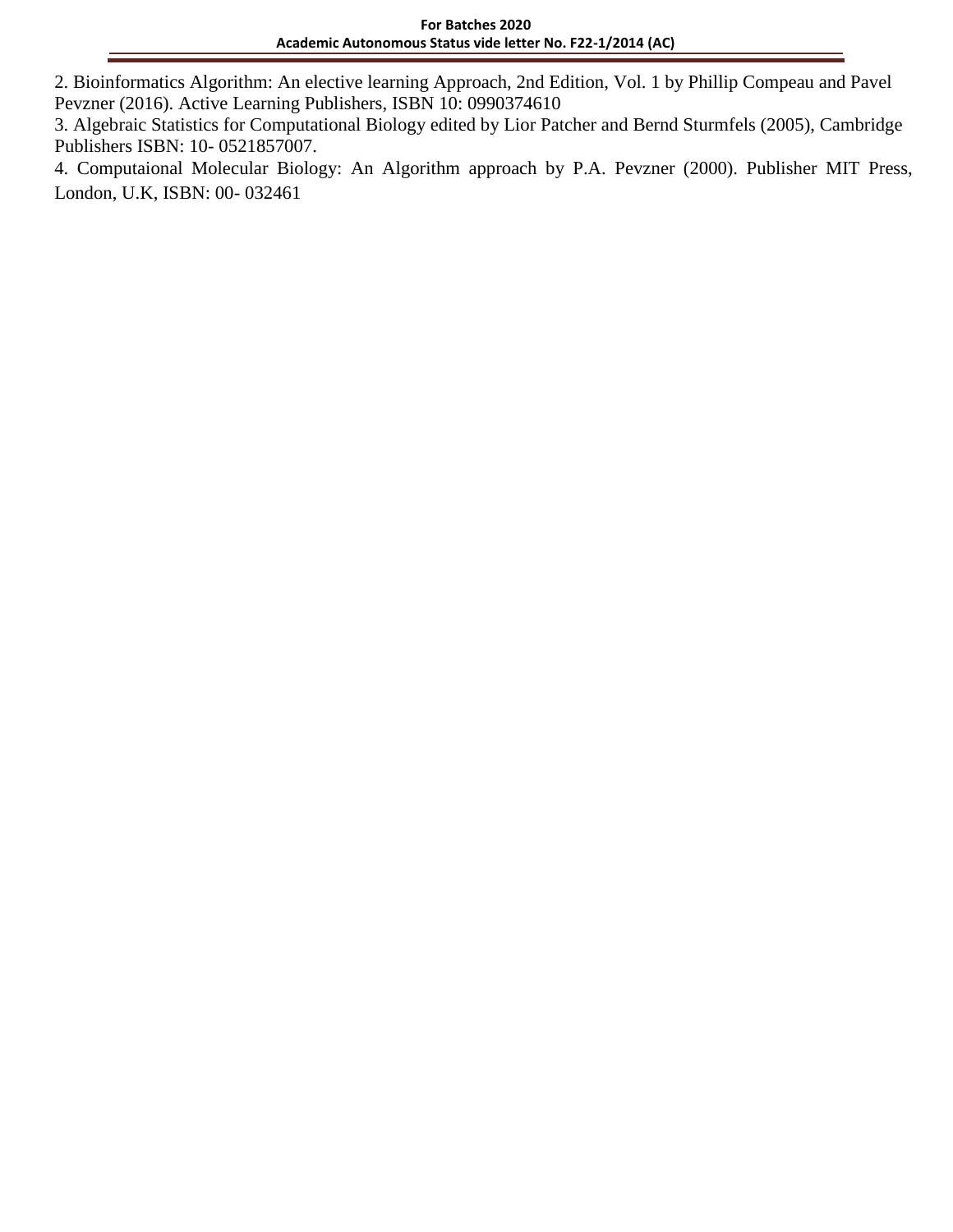2. Bioinformatics Algorithm: An elective learning Approach, 2nd Edition, Vol. 1 by Phillip Compeau and Pavel Pevzner (2016). Active Learning Publishers, ISBN 10: 0990374610

3. Algebraic Statistics for Computational Biology edited by Lior Patcher and Bernd Sturmfels (2005), Cambridge Publishers ISBN: 10- 0521857007.

4. Computaional Molecular Biology: An Algorithm approach by P.A. Pevzner (2000). Publisher MIT Press, London, U.K, ISBN: 00- 032461